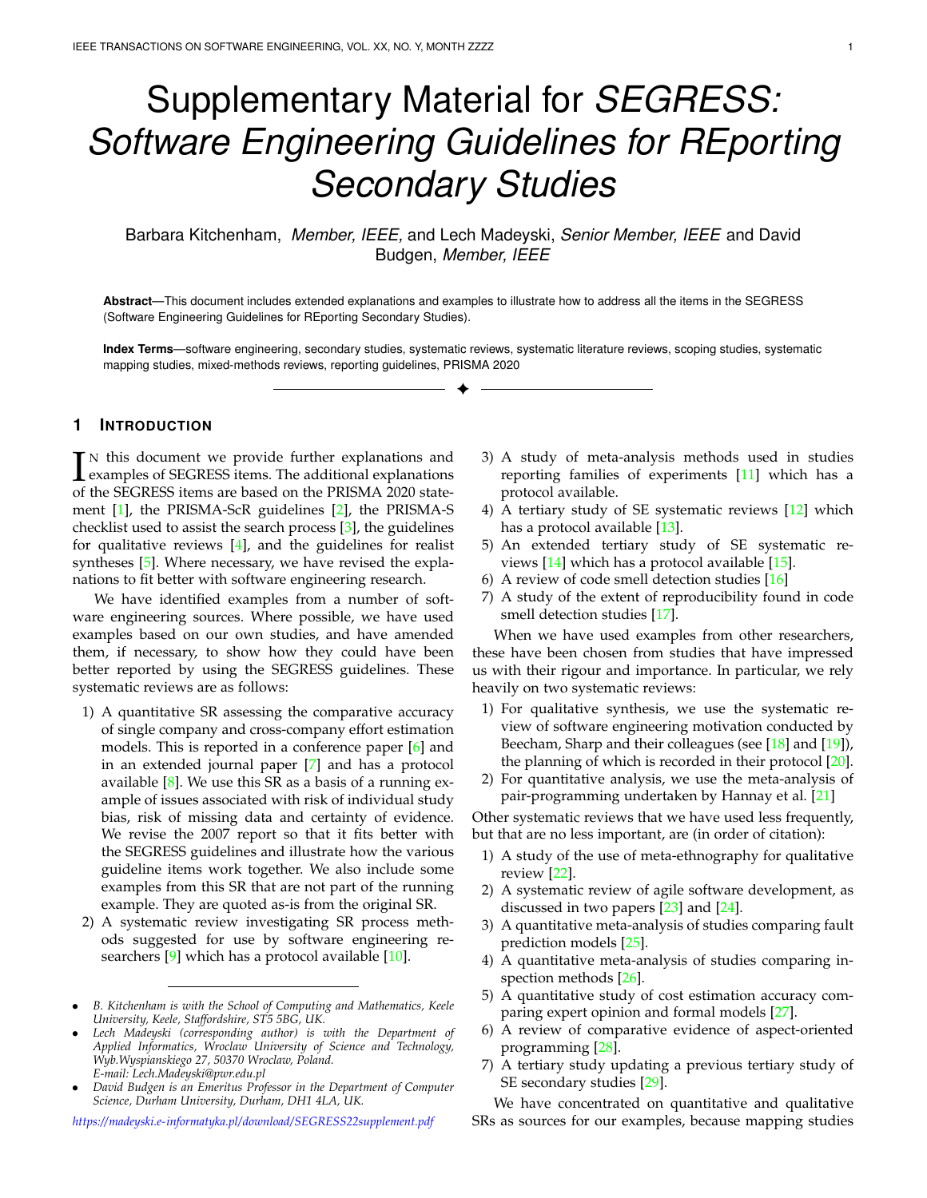# Supplementary Material for *SEGRESS: Software Engineering Guidelines for REporting Secondary Studies*

Barbara Kitchenham, *Member, IEEE,* and Lech Madeyski, *Senior Member, IEEE* and David Budgen, *Member, IEEE*

**Abstract**—This document includes extended explanations and examples to illustrate how to address all the items in the SEGRESS (Software Engineering Guidelines for REporting Secondary Studies).

**Index Terms**—software engineering, secondary studies, systematic reviews, systematic literature reviews, scoping studies, systematic mapping studies, mixed-methods reviews, reporting guidelines, PRISMA 2020

## 1 Introduction

In this document we provide further explanations and examples of SEGRESS items. The additional explanations of the SEGRESS items are based on the PRISMA 2020 statement [1], the PRISMA-ScR guidelines [2], the PRISMA-S checklist used to assist the search process [3], the guidelines for qualitative reviews [4], and the guidelines for realist syntheses [5]. Where necessary, we have revised the explanations to fit better with software engineering research.

We have identified examples from a number of software engineering sources. Where possible, we have used examples based on our own studies, and have amended them, if necessary, to show how they could have been better reported by using the SEGRESS guidelines. These systematic reviews are as follows:

1) A quantitative SR assessing the comparative accuracy of single company and cross-company effort estimation models. This is reported in a conference paper [6] and in an extended journal paper [7] and has a protocol available [8]. We use this SR as a basis of a running example of issues associated with risk of individual study bias, risk of missing data and certainty of evidence. We revise the 2007 report so that it fits better with the SEGRESS guidelines and illustrate how the various guideline items work together. We also include some examples from this SR that are not part of the running example. They are quoted as-is from the original SR.
2) A systematic review investigating SR process methods suggested for use by software engineering researchers [9] which has a protocol available [10].
3) A study of meta-analysis methods used in studies reporting families of experiments [11] which has a protocol available.
4) A tertiary study of SE systematic reviews [12] which has a protocol available [13].
5) An extended tertiary study of SE systematic reviews [14] which has a protocol available [15].
6) A review of code smell detection studies [16]
7) A study of the extent of reproducibility found in code smell detection studies [17].

When we have used examples from other researchers, these have been chosen from studies that have impressed us with their rigour and importance. In particular, we rely heavily on two systematic reviews:

1) For qualitative synthesis, we use the systematic review of software engineering motivation conducted by Beecham, Sharp and their colleagues (see [18] and [19]), the planning of which is recorded in their protocol [20].
2) For quantitative analysis, we use the meta-analysis of pair-programming undertaken by Hannay et al. [21]

Other systematic reviews that we have used less frequently, but that are no less important, are (in order of citation):

1) A study of the use of meta-ethnography for qualitative review [22].
2) A systematic review of agile software development, as discussed in two papers [23] and [24].
3) A quantitative meta-analysis of studies comparing fault prediction models [25].
4) A quantitative meta-analysis of studies comparing inspection methods [26].
5) A quantitative study of cost estimation accuracy comparing expert opinion and formal models [27].
6) A review of comparative evidence of aspect-oriented programming [28].
7) A tertiary study updating a previous tertiary study of SE secondary studies [29].

We have concentrated on quantitative and qualitative SRs as sources for our examples, because mapping studies

---

- *B. Kitchenham is with the School of Computing and Mathematics, Keele University, Keele, Staffordshire, ST5 5BG, UK.*
- *Lech Madeyski (corresponding author) is with the Department of Applied Informatics, Wroclaw University of Science and Technology, Wyb.Wyspianskiego 27, 50370 Wroclaw, Poland.*
  *E-mail: Lech.Madeyski@pwr.edu.pl*
- *David Budgen is an Emeritus Professor in the Department of Computer Science, Durham University, Durham, DH1 4LA, UK.*

*https://madeyski.e-informatyka.pl/download/SEGRESS22supplement.pdf*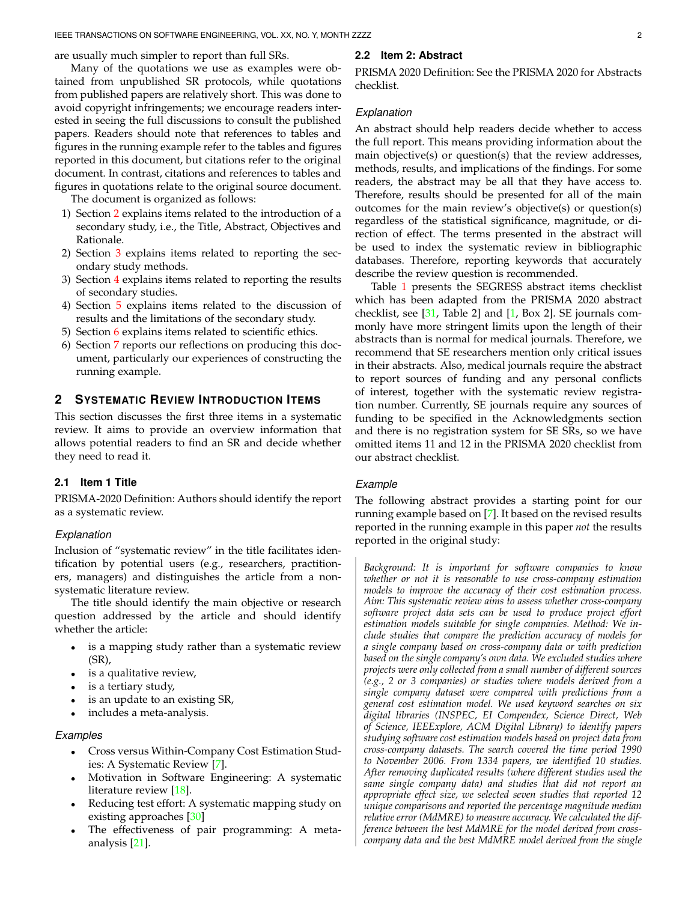are usually much simpler to report than full SRs.

Many of the quotations we use as examples were obtained from unpublished SR protocols, while quotations from published papers are relatively short. This was done to avoid copyright infringements; we encourage readers interested in seeing the full discussions to consult the published papers. Readers should note that references to tables and figures in the running example refer to the tables and figures reported in this document, but citations refer to the original document. In contrast, citations and references to tables and figures in quotations relate to the original source document.

The document is organized as follows:

1) Section 2 explains items related to the introduction of a secondary study, i.e., the Title, Abstract, Objectives and Rationale.
2) Section 3 explains items related to reporting the secondary study methods.
3) Section 4 explains items related to reporting the results of secondary studies.
4) Section 5 explains items related to the discussion of results and the limitations of the secondary study.
5) Section 6 explains items related to scientific ethics.
6) Section 7 reports our reflections on producing this document, particularly our experiences of constructing the running example.

## 2 Systematic Review Introduction Items

This section discusses the first three items in a systematic review. It aims to provide an overview information that allows potential readers to find an SR and decide whether they need to read it.

### 2.1 Item 1 Title

PRISMA-2020 Definition: Authors should identify the report as a systematic review.

#### Explanation

Inclusion of "systematic review" in the title facilitates identification by potential users (e.g., researchers, practitioners, managers) and distinguishes the article from a non-systematic literature review.

The title should identify the main objective or research question addressed by the article and should identify whether the article:

- is a mapping study rather than a systematic review (SR),
- is a qualitative review,
- is a tertiary study,
- is an update to an existing SR,
- includes a meta-analysis.

#### Examples

- Cross versus Within-Company Cost Estimation Studies: A Systematic Review [7].
- Motivation in Software Engineering: A systematic literature review [18].
- Reducing test effort: A systematic mapping study on existing approaches [30]
- The effectiveness of pair programming: A meta-analysis [21].

### 2.2 Item 2: Abstract

PRISMA 2020 Definition: See the PRISMA 2020 for Abstracts checklist.

#### Explanation

An abstract should help readers decide whether to access the full report. This means providing information about the main objective(s) or question(s) that the review addresses, methods, results, and implications of the findings. For some readers, the abstract may be all that they have access to. Therefore, results should be presented for all of the main outcomes for the main review's objective(s) or question(s) regardless of the statistical significance, magnitude, or direction of effect. The terms presented in the abstract will be used to index the systematic review in bibliographic databases. Therefore, reporting keywords that accurately describe the review question is recommended.

Table 1 presents the SEGRESS abstract items checklist which has been adapted from the PRISMA 2020 abstract checklist, see [31, Table 2] and [1, Box 2]. SE journals commonly have more stringent limits upon the length of their abstracts than is normal for medical journals. Therefore, we recommend that SE researchers mention only critical issues in their abstracts. Also, medical journals require the abstract to report sources of funding and any personal conflicts of interest, together with the systematic review registration number. Currently, SE journals require any sources of funding to be specified in the Acknowledgments section and there is no registration system for SE SRs, so we have omitted items 11 and 12 in the PRISMA 2020 checklist from our abstract checklist.

#### Example

The following abstract provides a starting point for our running example based on [7]. It based on the revised results reported in the running example in this paper *not* the results reported in the original study:

> *Background: It is important for software companies to know whether or not it is reasonable to use cross-company estimation models to improve the accuracy of their cost estimation process. Aim: This systematic review aims to assess whether cross-company software project data sets can be used to produce project effort estimation models suitable for single companies. Method: We include studies that compare the prediction accuracy of models for a single company based on cross-company data or with prediction based on the single company's own data. We excluded studies where projects were only collected from a small number of different sources (e.g., 2 or 3 companies) or studies where models derived from a single company dataset were compared with predictions from a general cost estimation model. We used keyword searches on six digital libraries (INSPEC, EI Compendex, Science Direct, Web of Science, IEEExplore, ACM Digital Library) to identify papers studying software cost estimation models based on project data from cross-company datasets. The search covered the time period 1990 to November 2006. From 1334 papers, we identified 10 studies. After removing duplicated results (where different studies used the same single company data) and studies that did not report an appropriate effect size, we selected seven studies that reported 12 unique comparisons and reported the percentage magnitude median relative error (MdMRE) to measure accuracy. We calculated the difference between the best MdMRE for the model derived from cross-company data and the best MdMRE model derived from the single*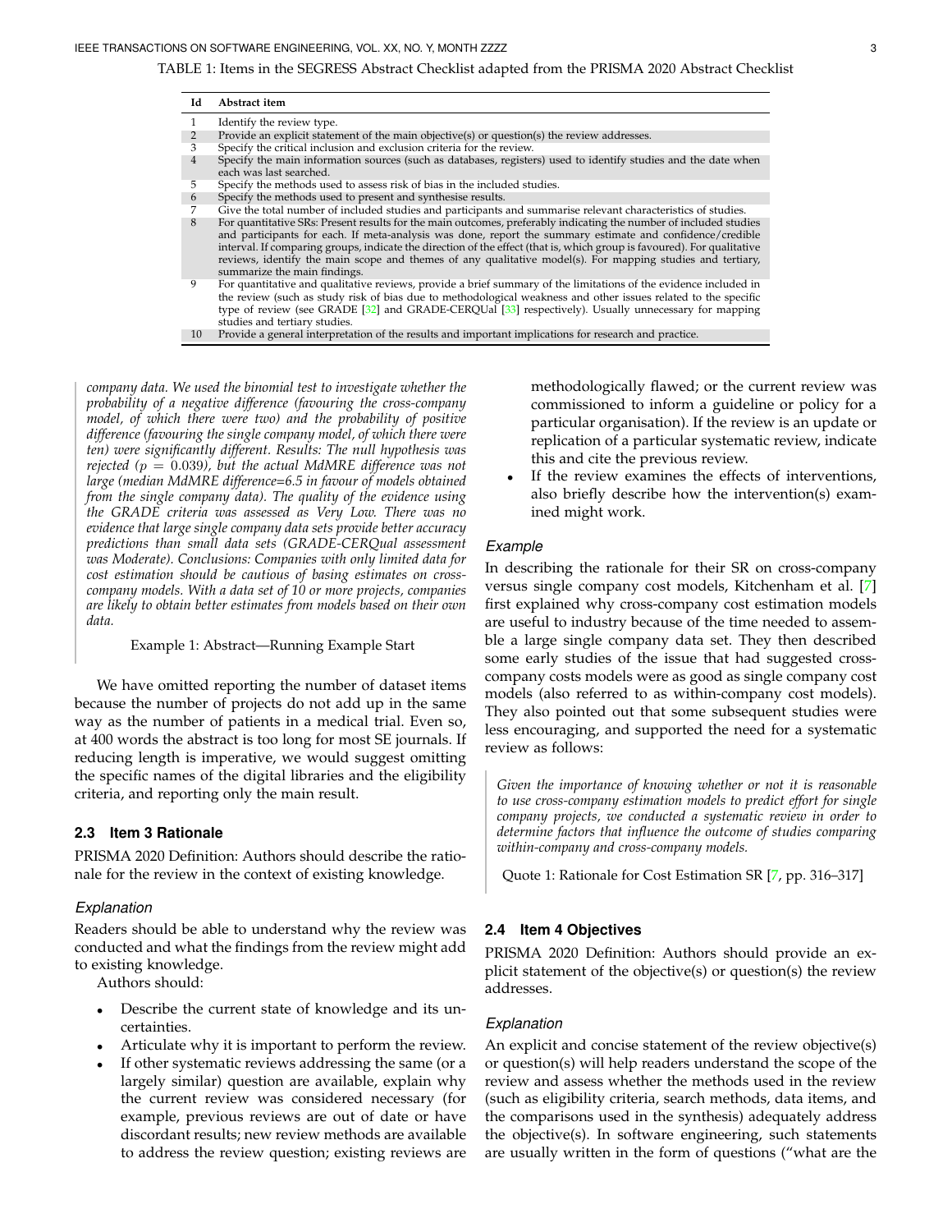TABLE 1: Items in the SEGRESS Abstract Checklist adapted from the PRISMA 2020 Abstract Checklist

| Id | Abstract item |
|---|---|
| 1 | Identify the review type. |
| 2 | Provide an explicit statement of the main objective(s) or question(s) the review addresses. |
| 3 | Specify the critical inclusion and exclusion criteria for the review. |
| 4 | Specify the main information sources (such as databases, registers) used to identify studies and the date when each was last searched. |
| 5 | Specify the methods used to assess risk of bias in the included studies. |
| 6 | Specify the methods used to present and synthesise results. |
| 7 | Give the total number of included studies and participants and summarise relevant characteristics of studies. |
| 8 | For quantitative SRs: Present results for the main outcomes, preferably indicating the number of included studies and participants for each. If meta-analysis was done, report the summary estimate and confidence/credible interval. If comparing groups, indicate the direction of the effect (that is, which group is favoured). For qualitative reviews, identify the main scope and themes of any qualitative model(s). For mapping studies and tertiary, summarize the main findings. |
| 9 | For quantitative and qualitative reviews, provide a brief summary of the limitations of the evidence included in the review (such as study risk of bias due to methodological weakness and other issues related to the specific type of review (see GRADE [32] and GRADE-CERQUal [33] respectively). Usually unnecessary for mapping studies and tertiary studies. |
| 10 | Provide a general interpretation of the results and important implications for research and practice. |

> *company data. We used the binomial test to investigate whether the probability of a negative difference (favouring the cross-company model, of which there were two) and the probability of positive difference (favouring the single company model, of which there were ten) were significantly different. Results: The null hypothesis was rejected ($p = 0.039$), but the actual MdMRE difference was not large (median MdMRE difference=6.5 in favour of models obtained from the single company data). The quality of the evidence using the GRADE criteria was assessed as Very Low. There was no evidence that large single company data sets provide better accuracy predictions than small data sets (GRADE-CERQual assessment was Moderate). Conclusions: Companies with only limited data for cost estimation should be cautious of basing estimates on cross-company models. With a data set of 10 or more projects, companies are likely to obtain better estimates from models based on their own data.*
>
> Example 1: Abstract—Running Example Start

We have omitted reporting the number of dataset items because the number of projects do not add up in the same way as the number of patients in a medical trial. Even so, at 400 words the abstract is too long for most SE journals. If reducing length is imperative, we would suggest omitting the specific names of the digital libraries and the eligibility criteria, and reporting only the main result.

### 2.3 Item 3 Rationale

PRISMA 2020 Definition: Authors should describe the rationale for the review in the context of existing knowledge.

#### *Explanation*

Readers should be able to understand why the review was conducted and what the findings from the review might add to existing knowledge.

Authors should:

- Describe the current state of knowledge and its uncertainties.
- Articulate why it is important to perform the review.
- If other systematic reviews addressing the same (or a largely similar) question are available, explain why the current review was considered necessary (for example, previous reviews are out of date or have discordant results; new review methods are available to address the review question; existing reviews are methodologically flawed; or the current review was commissioned to inform a guideline or policy for a particular organisation). If the review is an update or replication of a particular systematic review, indicate this and cite the previous review.
- If the review examines the effects of interventions, also briefly describe how the intervention(s) examined might work.

#### *Example*

In describing the rationale for their SR on cross-company versus single company cost models, Kitchenham et al. [7] first explained why cross-company cost estimation models are useful to industry because of the time needed to assemble a large single company data set. They then described some early studies of the issue that had suggested cross-company costs models were as good as single company cost models (also referred to as within-company cost models). They also pointed out that some subsequent studies were less encouraging, and supported the need for a systematic review as follows:

> *Given the importance of knowing whether or not it is reasonable to use cross-company estimation models to predict effort for single company projects, we conducted a systematic review in order to determine factors that influence the outcome of studies comparing within-company and cross-company models.*
>
> Quote 1: Rationale for Cost Estimation SR [7, pp. 316–317]

### 2.4 Item 4 Objectives

PRISMA 2020 Definition: Authors should provide an explicit statement of the objective(s) or question(s) the review addresses.

#### *Explanation*

An explicit and concise statement of the review objective(s) or question(s) will help readers understand the scope of the review and assess whether the methods used in the review (such as eligibility criteria, search methods, data items, and the comparisons used in the synthesis) adequately address the objective(s). In software engineering, such statements are usually written in the form of questions ("what are the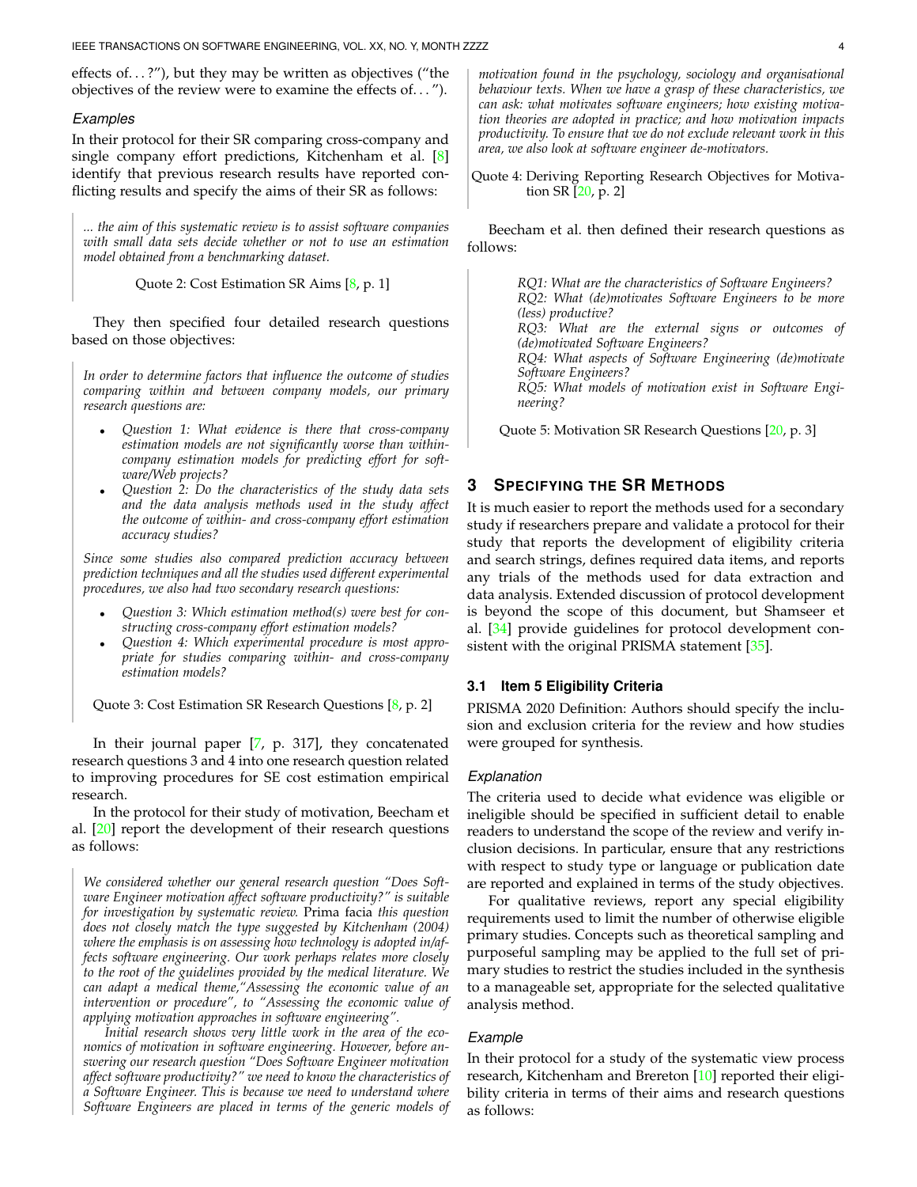effects of. . . ?"), but they may be written as objectives ("the objectives of the review were to examine the effects of. . . ").

#### *Examples*

In their protocol for their SR comparing cross-company and single company effort predictions, Kitchenham et al. [8] identify that previous research results have reported conflicting results and specify the aims of their SR as follows:

> *... the aim of this systematic review is to assist software companies with small data sets decide whether or not to use an estimation model obtained from a benchmarking dataset.*
>
> Quote 2: Cost Estimation SR Aims [8, p. 1]

They then specified four detailed research questions based on those objectives:

> *In order to determine factors that influence the outcome of studies comparing within and between company models, our primary research questions are:*
>
> - *Question 1: What evidence is there that cross-company estimation models are not significantly worse than within-company estimation models for predicting effort for software/Web projects?*
> - *Question 2: Do the characteristics of the study data sets and the data analysis methods used in the study affect the outcome of within- and cross-company effort estimation accuracy studies?*
>
> *Since some studies also compared prediction accuracy between prediction techniques and all the studies used different experimental procedures, we also had two secondary research questions:*
>
> - *Question 3: Which estimation method(s) were best for constructing cross-company effort estimation models?*
> - *Question 4: Which experimental procedure is most appropriate for studies comparing within- and cross-company estimation models?*
>
> Quote 3: Cost Estimation SR Research Questions [8, p. 2]

In their journal paper [7, p. 317], they concatenated research questions 3 and 4 into one research question related to improving procedures for SE cost estimation empirical research.

In the protocol for their study of motivation, Beecham et al. [20] report the development of their research questions as follows:

> *We considered whether our general research question "Does Software Engineer motivation affect software productivity?" is suitable for investigation by systematic review.* Prima facia *this question does not closely match the type suggested by Kitchenham (2004) where the emphasis is on assessing how technology is adopted in/affects software engineering. Our work perhaps relates more closely to the root of the guidelines provided by the medical literature. We can adapt a medical theme,"Assessing the economic value of an intervention or procedure", to "Assessing the economic value of applying motivation approaches in software engineering".*
>
> *Initial research shows very little work in the area of the economics of motivation in software engineering. However, before answering our research question "Does Software Engineer motivation affect software productivity?" we need to know the characteristics of a Software Engineer. This is because we need to understand where Software Engineers are placed in terms of the generic models of motivation found in the psychology, sociology and organisational behaviour texts. When we have a grasp of these characteristics, we can ask: what motivates software engineers; how existing motivation theories are adopted in practice; and how motivation impacts productivity. To ensure that we do not exclude relevant work in this area, we also look at software engineer de-motivators.*
>
> Quote 4: Deriving Reporting Research Objectives for Motivation SR [20, p. 2]

Beecham et al. then defined their research questions as follows:

> *RQ1: What are the characteristics of Software Engineers?*
> *RQ2: What (de)motivates Software Engineers to be more (less) productive?*
> *RQ3: What are the external signs or outcomes of (de)motivated Software Engineers?*
> *RQ4: What aspects of Software Engineering (de)motivate Software Engineers?*
> *RQ5: What models of motivation exist in Software Engineering?*
>
> Quote 5: Motivation SR Research Questions [20, p. 3]

## 3 Specifying the SR Methods

It is much easier to report the methods used for a secondary study if researchers prepare and validate a protocol for their study that reports the development of eligibility criteria and search strings, defines required data items, and reports any trials of the methods used for data extraction and data analysis. Extended discussion of protocol development is beyond the scope of this document, but Shamseer et al. [34] provide guidelines for protocol development consistent with the original PRISMA statement [35].

### 3.1 Item 5 Eligibility Criteria

PRISMA 2020 Definition: Authors should specify the inclusion and exclusion criteria for the review and how studies were grouped for synthesis.

#### *Explanation*

The criteria used to decide what evidence was eligible or ineligible should be specified in sufficient detail to enable readers to understand the scope of the review and verify inclusion decisions. In particular, ensure that any restrictions with respect to study type or language or publication date are reported and explained in terms of the study objectives.

For qualitative reviews, report any special eligibility requirements used to limit the number of otherwise eligible primary studies. Concepts such as theoretical sampling and purposeful sampling may be applied to the full set of primary studies to restrict the studies included in the synthesis to a manageable set, appropriate for the selected qualitative analysis method.

#### *Example*

In their protocol for a study of the systematic view process research, Kitchenham and Brereton [10] reported their eligibility criteria in terms of their aims and research questions as follows: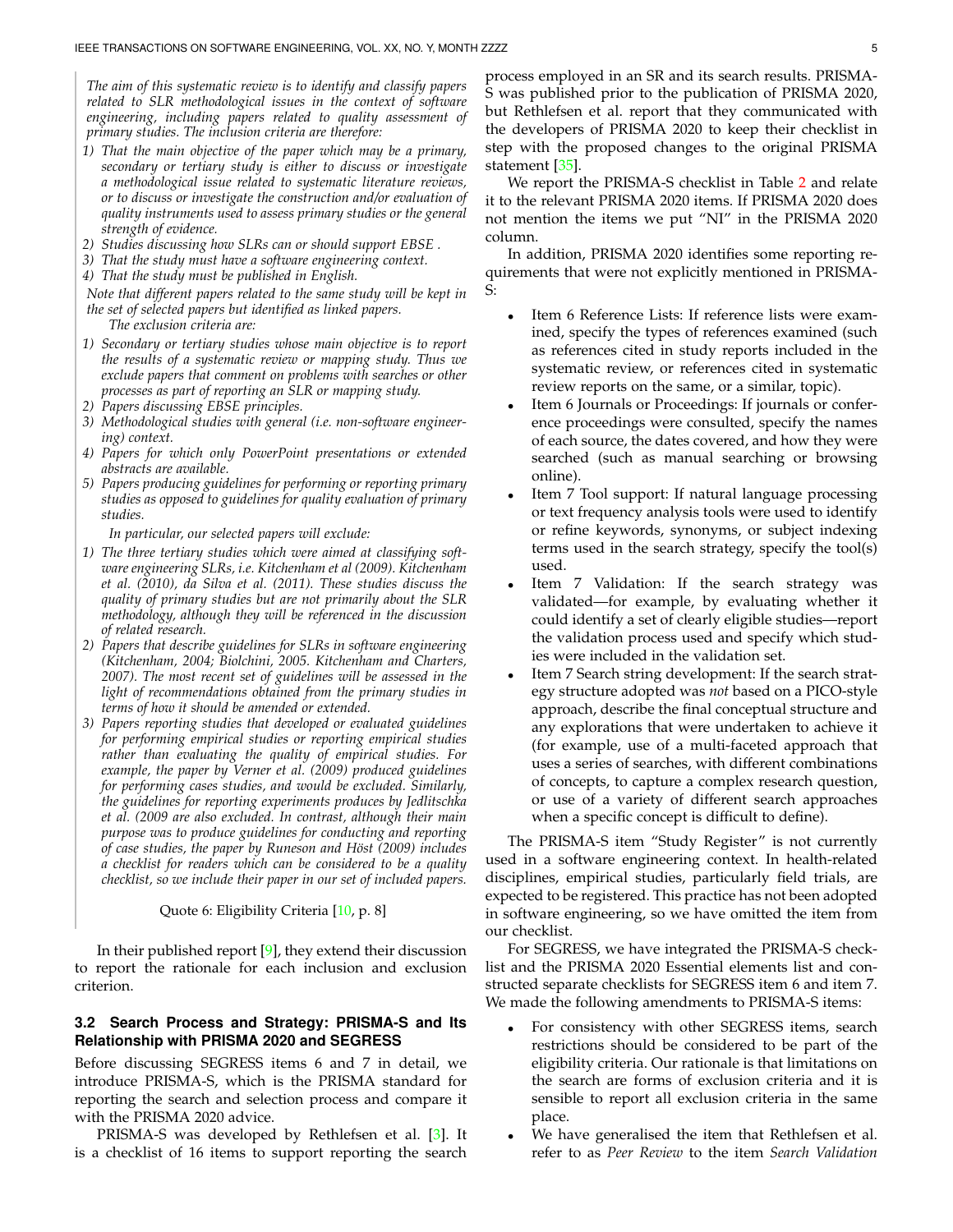> *The aim of this systematic review is to identify and classify papers related to SLR methodological issues in the context of software engineering, including papers related to quality assessment of primary studies. The inclusion criteria are therefore:*
>
> *1) That the main objective of the paper which may be a primary, secondary or tertiary study is either to discuss or investigate a methodological issue related to systematic literature reviews, or to discuss or investigate the construction and/or evaluation of quality instruments used to assess primary studies or the general strength of evidence.*
>
> *2) Studies discussing how SLRs can or should support EBSE .*
>
> *3) That the study must have a software engineering context.*
>
> *4) That the study must be published in English.*
>
> *Note that different papers related to the same study will be kept in the set of selected papers but identified as linked papers.*
>
> *The exclusion criteria are:*
>
> *1) Secondary or tertiary studies whose main objective is to report the results of a systematic review or mapping study. Thus we exclude papers that comment on problems with searches or other processes as part of reporting an SLR or mapping study.*
>
> *2) Papers discussing EBSE principles.*
>
> *3) Methodological studies with general (i.e. non-software engineering) context.*
>
> *4) Papers for which only PowerPoint presentations or extended abstracts are available.*
>
> *5) Papers producing guidelines for performing or reporting primary studies as opposed to guidelines for quality evaluation of primary studies.*
>
> *In particular, our selected papers will exclude:*
>
> *1) The three tertiary studies which were aimed at classifying software engineering SLRs, i.e. Kitchenham et al (2009). Kitchenham et al. (2010), da Silva et al. (2011). These studies discuss the quality of primary studies but are not primarily about the SLR methodology, although they will be referenced in the discussion of related research.*
>
> *2) Papers that describe guidelines for SLRs in software engineering (Kitchenham, 2004; Biolchini, 2005. Kitchenham and Charters, 2007). The most recent set of guidelines will be assessed in the light of recommendations obtained from the primary studies in terms of how it should be amended or extended.*
>
> *3) Papers reporting studies that developed or evaluated guidelines for performing empirical studies or reporting empirical studies rather than evaluating the quality of empirical studies. For example, the paper by Verner et al. (2009) produced guidelines for performing cases studies, and would be excluded. Similarly, the guidelines for reporting experiments produces by Jedlitschka et al. (2009 are also excluded. In contrast, although their main purpose was to produce guidelines for conducting and reporting of case studies, the paper by Runeson and Höst (2009) includes a checklist for readers which can be considered to be a quality checklist, so we include their paper in our set of included papers.*
>
> Quote 6: Eligibility Criteria [10, p. 8]

In their published report [9], they extend their discussion to report the rationale for each inclusion and exclusion criterion.

### 3.2 Search Process and Strategy: PRISMA-S and Its Relationship with PRISMA 2020 and SEGRESS

Before discussing SEGRESS items 6 and 7 in detail, we introduce PRISMA-S, which is the PRISMA standard for reporting the search and selection process and compare it with the PRISMA 2020 advice.

PRISMA-S was developed by Rethlefsen et al. [3]. It is a checklist of 16 items to support reporting the search process employed in an SR and its search results. PRISMA-S was published prior to the publication of PRISMA 2020, but Rethlefsen et al. report that they communicated with the developers of PRISMA 2020 to keep their checklist in step with the proposed changes to the original PRISMA statement [35].

We report the PRISMA-S checklist in Table 2 and relate it to the relevant PRISMA 2020 items. If PRISMA 2020 does not mention the items we put "NI" in the PRISMA 2020 column.

In addition, PRISMA 2020 identifies some reporting requirements that were not explicitly mentioned in PRISMA-S:

- Item 6 Reference Lists: If reference lists were examined, specify the types of references examined (such as references cited in study reports included in the systematic review, or references cited in systematic review reports on the same, or a similar, topic).
- Item 6 Journals or Proceedings: If journals or conference proceedings were consulted, specify the names of each source, the dates covered, and how they were searched (such as manual searching or browsing online).
- Item 7 Tool support: If natural language processing or text frequency analysis tools were used to identify or refine keywords, synonyms, or subject indexing terms used in the search strategy, specify the tool(s) used.
- Item 7 Validation: If the search strategy was validated—for example, by evaluating whether it could identify a set of clearly eligible studies—report the validation process used and specify which studies were included in the validation set.
- Item 7 Search string development: If the search strategy structure adopted was *not* based on a PICO-style approach, describe the final conceptual structure and any explorations that were undertaken to achieve it (for example, use of a multi-faceted approach that uses a series of searches, with different combinations of concepts, to capture a complex research question, or use of a variety of different search approaches when a specific concept is difficult to define).

The PRISMA-S item "Study Register" is not currently used in a software engineering context. In health-related disciplines, empirical studies, particularly field trials, are expected to be registered. This practice has not been adopted in software engineering, so we have omitted the item from our checklist.

For SEGRESS, we have integrated the PRISMA-S checklist and the PRISMA 2020 Essential elements list and constructed separate checklists for SEGRESS item 6 and item 7. We made the following amendments to PRISMA-S items:

- For consistency with other SEGRESS items, search restrictions should be considered to be part of the eligibility criteria. Our rationale is that limitations on the search are forms of exclusion criteria and it is sensible to report all exclusion criteria in the same place.
- We have generalised the item that Rethlefsen et al. refer to as *Peer Review* to the item *Search Validation*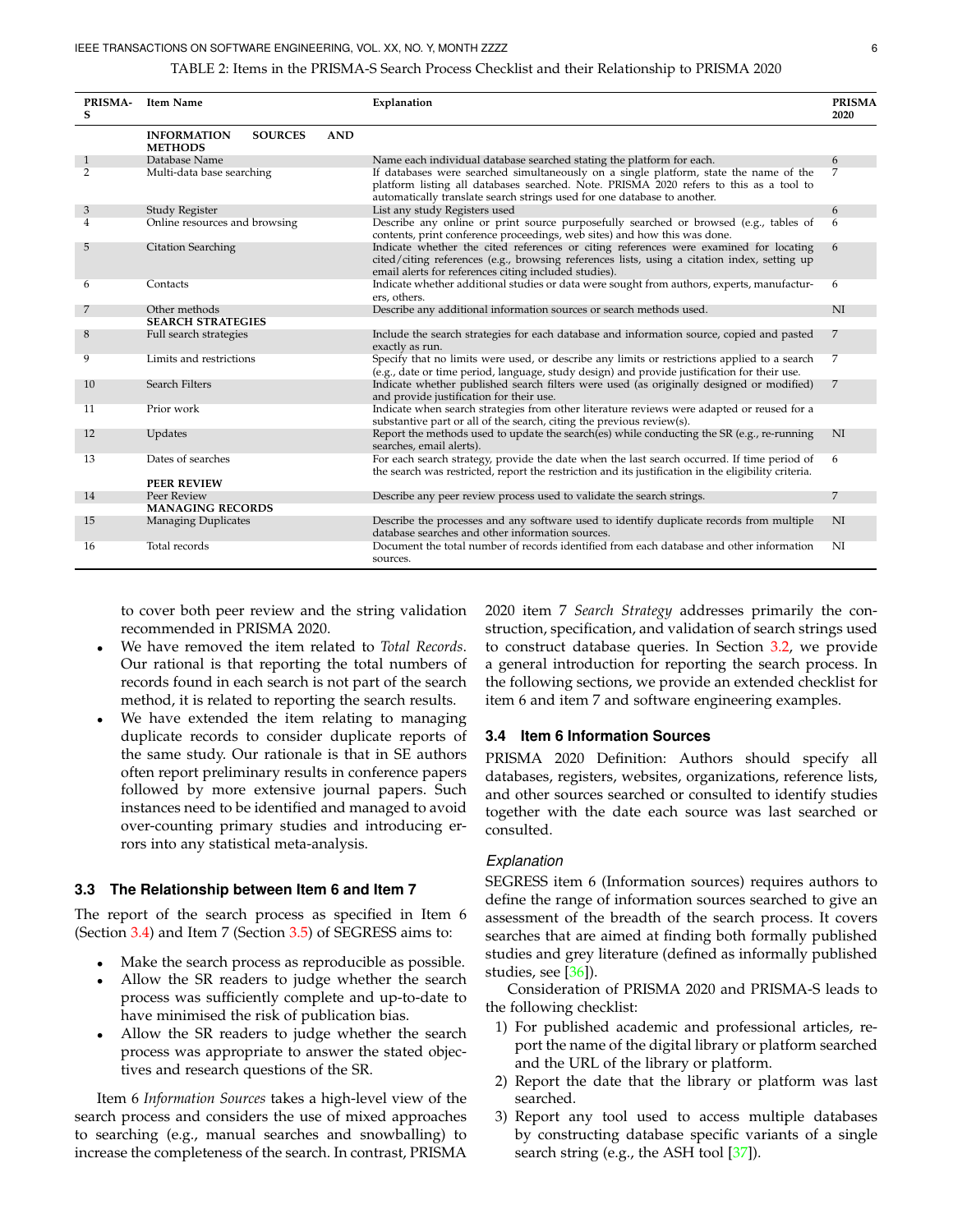TABLE 2: Items in the PRISMA-S Search Process Checklist and their Relationship to PRISMA 2020

| PRISMA-S | Item Name | Explanation | PRISMA 2020 |
|---|---|---|---|
| | **INFORMATION SOURCES AND METHODS** | | |
| 1 | Database Name | Name each individual database searched stating the platform for each. | 6 |
| 2 | Multi-data base searching | If databases were searched simultaneously on a single platform, state the name of the platform listing all databases searched. Note. PRISMA 2020 refers to this as a tool to automatically translate search strings used for one database to another. | 7 |
| 3 | Study Register | List any study Registers used | 6 |
| 4 | Online resources and browsing | Describe any online or print source purposefully searched or browsed (e.g., tables of contents, print conference proceedings, web sites) and how this was done. | 6 |
| 5 | Citation Searching | Indicate whether the cited references or citing references were examined for locating cited/citing references (e.g., browsing references lists, using a citation index, setting up email alerts for references citing included studies). | 6 |
| 6 | Contacts | Indicate whether additional studies or data were sought from authors, experts, manufacturers, others. | 6 |
| 7 | Other methods | Describe any additional information sources or search methods used. | NI |
| | **SEARCH STRATEGIES** | | |
| 8 | Full search strategies | Include the search strategies for each database and information source, copied and pasted exactly as run. | 7 |
| 9 | Limits and restrictions | Specify that no limits were used, or describe any limits or restrictions applied to a search (e.g., date or time period, language, study design) and provide justification for their use. | 7 |
| 10 | Search Filters | Indicate whether published search filters were used (as originally designed or modified) and provide justification for their use. | 7 |
| 11 | Prior work | Indicate when search strategies from other literature reviews were adapted or reused for a substantive part or all of the search, citing the previous review(s). | |
| 12 | Updates | Report the methods used to update the search(es) while conducting the SR (e.g., re-running searches, email alerts). | NI |
| 13 | Dates of searches | For each search strategy, provide the date when the last search occurred. If time period of the search was restricted, report the restriction and its justification in the eligibility criteria. | 6 |
| | **PEER REVIEW** | | |
| 14 | Peer Review | Describe any peer review process used to validate the search strings. | 7 |
| | **MANAGING RECORDS** | | |
| 15 | Managing Duplicates | Describe the processes and any software used to identify duplicate records from multiple database searches and other information sources. | NI |
| 16 | Total records | Document the total number of records identified from each database and other information sources. | NI |

to cover both peer review and the string validation recommended in PRISMA 2020.

- We have removed the item related to *Total Records*. Our rational is that reporting the total numbers of records found in each search is not part of the search method, it is related to reporting the search results.
- We have extended the item relating to managing duplicate records to consider duplicate reports of the same study. Our rationale is that in SE authors often report preliminary results in conference papers followed by more extensive journal papers. Such instances need to be identified and managed to avoid over-counting primary studies and introducing errors into any statistical meta-analysis.

### 3.3 The Relationship between Item 6 and Item 7

The report of the search process as specified in Item 6 (Section 3.4) and Item 7 (Section 3.5) of SEGRESS aims to:

- Make the search process as reproducible as possible.
- Allow the SR readers to judge whether the search process was sufficiently complete and up-to-date to have minimised the risk of publication bias.
- Allow the SR readers to judge whether the search process was appropriate to answer the stated objectives and research questions of the SR.

Item 6 *Information Sources* takes a high-level view of the search process and considers the use of mixed approaches to searching (e.g., manual searches and snowballing) to increase the completeness of the search. In contrast, PRISMA 2020 item 7 *Search Strategy* addresses primarily the construction, specification, and validation of search strings used to construct database queries. In Section 3.2, we provide a general introduction for reporting the search process. In the following sections, we provide an extended checklist for item 6 and item 7 and software engineering examples.

### 3.4 Item 6 Information Sources

PRISMA 2020 Definition: Authors should specify all databases, registers, websites, organizations, reference lists, and other sources searched or consulted to identify studies together with the date each source was last searched or consulted.

#### *Explanation*

SEGRESS item 6 (Information sources) requires authors to define the range of information sources searched to give an assessment of the breadth of the search process. It covers searches that are aimed at finding both formally published studies and grey literature (defined as informally published studies, see [36]).

Consideration of PRISMA 2020 and PRISMA-S leads to the following checklist:

1) For published academic and professional articles, report the name of the digital library or platform searched and the URL of the library or platform.
2) Report the date that the library or platform was last searched.
3) Report any tool used to access multiple databases by constructing database specific variants of a single search string (e.g., the ASH tool [37]).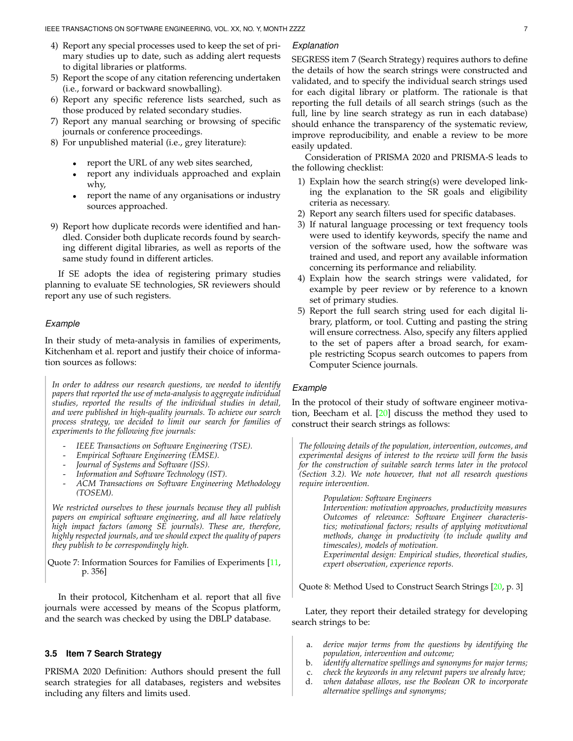4) Report any special processes used to keep the set of primary studies up to date, such as adding alert requests to digital libraries or platforms.
5) Report the scope of any citation referencing undertaken (i.e., forward or backward snowballing).
6) Report any specific reference lists searched, such as those produced by related secondary studies.
7) Report any manual searching or browsing of specific journals or conference proceedings.
8) For unpublished material (i.e., grey literature):
   - report the URL of any web sites searched,
   - report any individuals approached and explain why,
   - report the name of any organisations or industry sources approached.
9) Report how duplicate records were identified and handled. Consider both duplicate records found by searching different digital libraries, as well as reports of the same study found in different articles.

If SE adopts the idea of registering primary studies planning to evaluate SE technologies, SR reviewers should report any use of such registers.

#### *Example*

In their study of meta-analysis in families of experiments, Kitchenham et al. report and justify their choice of information sources as follows:

> *In order to address our research questions, we needed to identify papers that reported the use of meta-analysis to aggregate individual studies, reported the results of the individual studies in detail, and were published in high-quality journals. To achieve our search process strategy, we decided to limit our search for families of experiments to the following five journals:*
>
> - *IEEE Transactions on Software Engineering (TSE).*
> - *Empirical Software Engineering (EMSE).*
> - *Journal of Systems and Software (JSS).*
> - *Information and Software Technology (IST).*
> - *ACM Transactions on Software Engineering Methodology (TOSEM).*
>
> *We restricted ourselves to these journals because they all publish papers on empirical software engineering, and all have relatively high impact factors (among SE journals). These are, therefore, highly respected journals, and we should expect the quality of papers they publish to be correspondingly high.*
>
> Quote 7: Information Sources for Families of Experiments [11, p. 356]

In their protocol, Kitchenham et al. report that all five journals were accessed by means of the Scopus platform, and the search was checked by using the DBLP database.

### 3.5 Item 7 Search Strategy

PRISMA 2020 Definition: Authors should present the full search strategies for all databases, registers and websites including any filters and limits used.

#### *Explanation*

SEGRESS item 7 (Search Strategy) requires authors to define the details of how the search strings were constructed and validated, and to specify the individual search strings used for each digital library or platform. The rationale is that reporting the full details of all search strings (such as the full, line by line search strategy as run in each database) should enhance the transparency of the systematic review, improve reproducibility, and enable a review to be more easily updated.

Consideration of PRISMA 2020 and PRISMA-S leads to the following checklist:

1) Explain how the search string(s) were developed linking the explanation to the SR goals and eligibility criteria as necessary.
2) Report any search filters used for specific databases.
3) If natural language processing or text frequency tools were used to identify keywords, specify the name and version of the software used, how the software was trained and used, and report any available information concerning its performance and reliability.
4) Explain how the search strings were validated, for example by peer review or by reference to a known set of primary studies.
5) Report the full search string used for each digital library, platform, or tool. Cutting and pasting the string will ensure correctness. Also, specify any filters applied to the set of papers after a broad search, for example restricting Scopus search outcomes to papers from Computer Science journals.

#### *Example*

In the protocol of their study of software engineer motivation, Beecham et al. [20] discuss the method they used to construct their search strings as follows:

> *The following details of the population, intervention, outcomes, and experimental designs of interest to the review will form the basis for the construction of suitable search terms later in the protocol (Section 3.2). We note however, that not all research questions require intervention.*
>
> > *Population: Software Engineers*
> > *Intervention: motivation approaches, productivity measures*
> > *Outcomes of relevance: Software Engineer characteristics; motivational factors; results of applying motivational methods, change in productivity (to include quality and timescales), models of motivation.*
> > *Experimental design: Empirical studies, theoretical studies, expert observation, experience reports.*
>
> Quote 8: Method Used to Construct Search Strings [20, p. 3]

Later, they report their detailed strategy for developing search strings to be:

> a. *derive major terms from the questions by identifying the population, intervention and outcome;*
> b. *identify alternative spellings and synonyms for major terms;*
> c. *check the keywords in any relevant papers we already have;*
> d. *when database allows, use the Boolean OR to incorporate alternative spellings and synonyms;*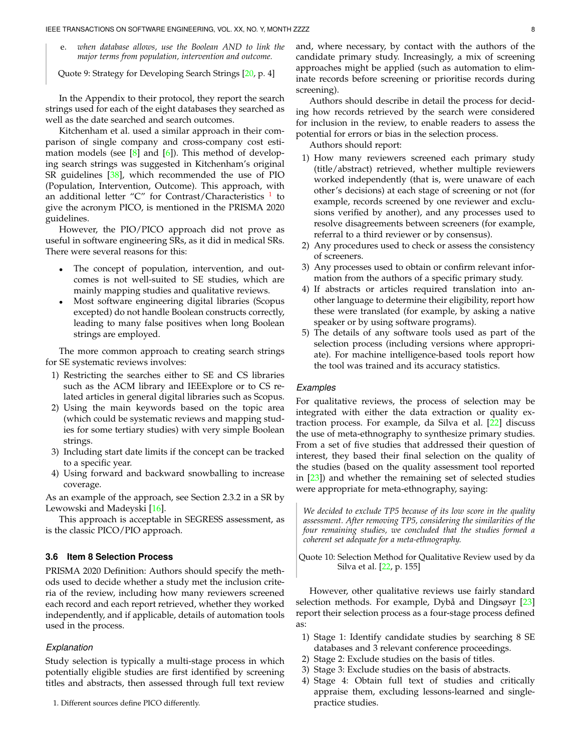e. *when database allows, use the Boolean AND to link the major terms from population, intervention and outcome.*

Quote 9: Strategy for Developing Search Strings [20, p. 4]

In the Appendix to their protocol, they report the search strings used for each of the eight databases they searched as well as the date searched and search outcomes.

Kitchenham et al. used a similar approach in their comparison of single company and cross-company cost estimation models (see [8] and [6]). This method of developing search strings was suggested in Kitchenham's original SR guidelines [38], which recommended the use of PIO (Population, Intervention, Outcome). This approach, with an additional letter "C" for Contrast/Characteristics [1] to give the acronym PICO, is mentioned in the PRISMA 2020 guidelines.

However, the PIO/PICO approach did not prove as useful in software engineering SRs, as it did in medical SRs. There were several reasons for this:

- The concept of population, intervention, and outcomes is not well-suited to SE studies, which are mainly mapping studies and qualitative reviews.
- Most software engineering digital libraries (Scopus excepted) do not handle Boolean constructs correctly, leading to many false positives when long Boolean strings are employed.

The more common approach to creating search strings for SE systematic reviews involves:

1) Restricting the searches either to SE and CS libraries such as the ACM library and IEEExplore or to CS related articles in general digital libraries such as Scopus.
2) Using the main keywords based on the topic area (which could be systematic reviews and mapping studies for some tertiary studies) with very simple Boolean strings.
3) Including start date limits if the concept can be tracked to a specific year.
4) Using forward and backward snowballing to increase coverage.

As an example of the approach, see Section 2.3.2 in a SR by Lewowski and Madeyski [16].

This approach is acceptable in SEGRESS assessment, as is the classic PICO/PIO approach.

### 3.6 Item 8 Selection Process

PRISMA 2020 Definition: Authors should specify the methods used to decide whether a study met the inclusion criteria of the review, including how many reviewers screened each record and each report retrieved, whether they worked independently, and if applicable, details of automation tools used in the process.

#### *Explanation*

Study selection is typically a multi-stage process in which potentially eligible studies are first identified by screening titles and abstracts, then assessed through full text review and, where necessary, by contact with the authors of the candidate primary study. Increasingly, a mix of screening approaches might be applied (such as automation to eliminate records before screening or prioritise records during screening).

Authors should describe in detail the process for deciding how records retrieved by the search were considered for inclusion in the review, to enable readers to assess the potential for errors or bias in the selection process.

Authors should report:

1) How many reviewers screened each primary study (title/abstract) retrieved, whether multiple reviewers worked independently (that is, were unaware of each other's decisions) at each stage of screening or not (for example, records screened by one reviewer and exclusions verified by another), and any processes used to resolve disagreements between screeners (for example, referral to a third reviewer or by consensus).
2) Any procedures used to check or assess the consistency of screeners.
3) Any processes used to obtain or confirm relevant information from the authors of a specific primary study.
4) If abstracts or articles required translation into another language to determine their eligibility, report how these were translated (for example, by asking a native speaker or by using software programs).
5) The details of any software tools used as part of the selection process (including versions where appropriate). For machine intelligence-based tools report how the tool was trained and its accuracy statistics.

#### *Examples*

For qualitative reviews, the process of selection may be integrated with either the data extraction or quality extraction process. For example, da Silva et al. [22] discuss the use of meta-ethnography to synthesize primary studies. From a set of five studies that addressed their question of interest, they based their final selection on the quality of the studies (based on the quality assessment tool reported in [23]) and whether the remaining set of selected studies were appropriate for meta-ethnography, saying:

*We decided to exclude TP5 because of its low score in the quality assessment. After removing TP5, considering the similarities of the four remaining studies, we concluded that the studies formed a coherent set adequate for a meta-ethnography.*

Quote 10: Selection Method for Qualitative Review used by da Silva et al. [22, p. 155]

However, other qualitative reviews use fairly standard selection methods. For example, Dybå and Dingsøyr [23] report their selection process as a four-stage process defined as:

1) Stage 1: Identify candidate studies by searching 8 SE databases and 3 relevant conference proceedings.
2) Stage 2: Exclude studies on the basis of titles.
3) Stage 3: Exclude studies on the basis of abstracts.
4) Stage 4: Obtain full text of studies and critically appraise them, excluding lessons-learned and single-practice studies.

1. Different sources define PICO differently.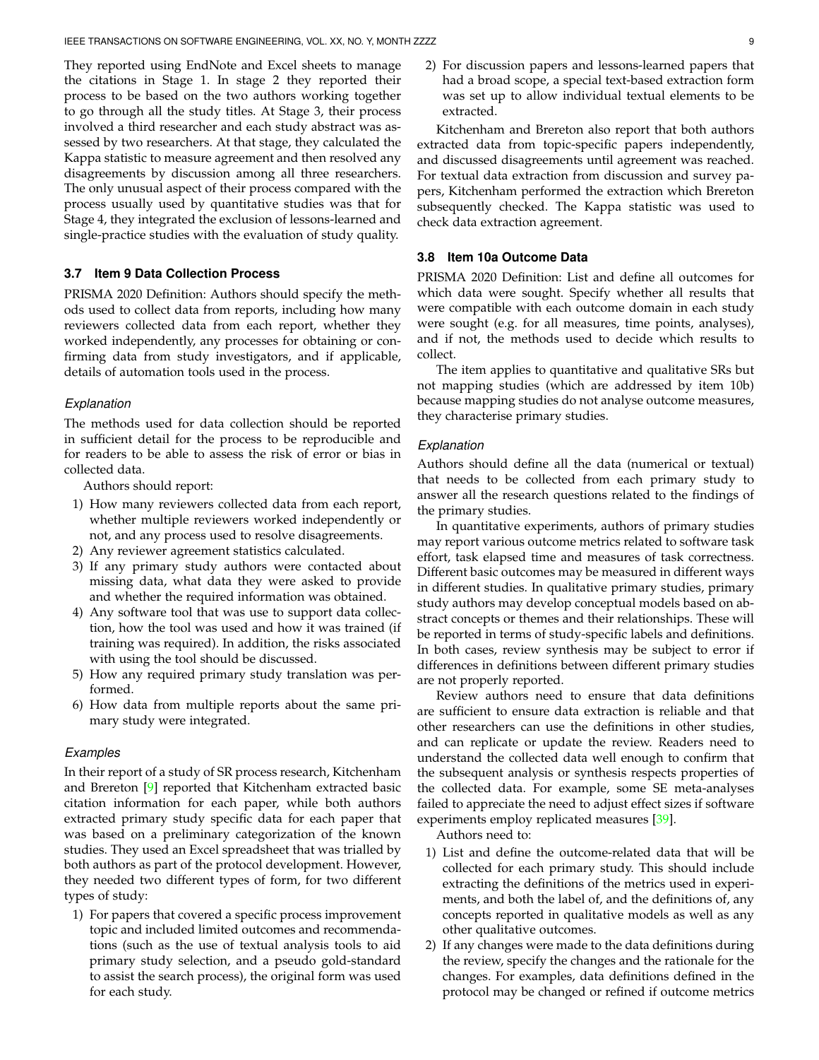They reported using EndNote and Excel sheets to manage the citations in Stage 1. In stage 2 they reported their process to be based on the two authors working together to go through all the study titles. At Stage 3, their process involved a third researcher and each study abstract was assessed by two researchers. At that stage, they calculated the Kappa statistic to measure agreement and then resolved any disagreements by discussion among all three researchers. The only unusual aspect of their process compared with the process usually used by quantitative studies was that for Stage 4, they integrated the exclusion of lessons-learned and single-practice studies with the evaluation of study quality.

### 3.7 Item 9 Data Collection Process

PRISMA 2020 Definition: Authors should specify the methods used to collect data from reports, including how many reviewers collected data from each report, whether they worked independently, any processes for obtaining or confirming data from study investigators, and if applicable, details of automation tools used in the process.

#### *Explanation*

The methods used for data collection should be reported in sufficient detail for the process to be reproducible and for readers to be able to assess the risk of error or bias in collected data.

Authors should report:

1) How many reviewers collected data from each report, whether multiple reviewers worked independently or not, and any process used to resolve disagreements.
2) Any reviewer agreement statistics calculated.
3) If any primary study authors were contacted about missing data, what data they were asked to provide and whether the required information was obtained.
4) Any software tool that was use to support data collection, how the tool was used and how it was trained (if training was required). In addition, the risks associated with using the tool should be discussed.
5) How any required primary study translation was performed.
6) How data from multiple reports about the same primary study were integrated.

#### *Examples*

In their report of a study of SR process research, Kitchenham and Brereton [9] reported that Kitchenham extracted basic citation information for each paper, while both authors extracted primary study specific data for each paper that was based on a preliminary categorization of the known studies. They used an Excel spreadsheet that was trialled by both authors as part of the protocol development. However, they needed two different types of form, for two different types of study:

1) For papers that covered a specific process improvement topic and included limited outcomes and recommendations (such as the use of textual analysis tools to aid primary study selection, and a pseudo gold-standard to assist the search process), the original form was used for each study.
2) For discussion papers and lessons-learned papers that had a broad scope, a special text-based extraction form was set up to allow individual textual elements to be extracted.

Kitchenham and Brereton also report that both authors extracted data from topic-specific papers independently, and discussed disagreements until agreement was reached. For textual data extraction from discussion and survey papers, Kitchenham performed the extraction which Brereton subsequently checked. The Kappa statistic was used to check data extraction agreement.

### 3.8 Item 10a Outcome Data

PRISMA 2020 Definition: List and define all outcomes for which data were sought. Specify whether all results that were compatible with each outcome domain in each study were sought (e.g. for all measures, time points, analyses), and if not, the methods used to decide which results to collect.

The item applies to quantitative and qualitative SRs but not mapping studies (which are addressed by item 10b) because mapping studies do not analyse outcome measures, they characterise primary studies.

#### *Explanation*

Authors should define all the data (numerical or textual) that needs to be collected from each primary study to answer all the research questions related to the findings of the primary studies.

In quantitative experiments, authors of primary studies may report various outcome metrics related to software task effort, task elapsed time and measures of task correctness. Different basic outcomes may be measured in different ways in different studies. In qualitative primary studies, primary study authors may develop conceptual models based on abstract concepts or themes and their relationships. These will be reported in terms of study-specific labels and definitions. In both cases, review synthesis may be subject to error if differences in definitions between different primary studies are not properly reported.

Review authors need to ensure that data definitions are sufficient to ensure data extraction is reliable and that other researchers can use the definitions in other studies, and can replicate or update the review. Readers need to understand the collected data well enough to confirm that the subsequent analysis or synthesis respects properties of the collected data. For example, some SE meta-analyses failed to appreciate the need to adjust effect sizes if software experiments employ replicated measures [39].

Authors need to:

1) List and define the outcome-related data that will be collected for each primary study. This should include extracting the definitions of the metrics used in experiments, and both the label of, and the definitions of, any concepts reported in qualitative models as well as any other qualitative outcomes.
2) If any changes were made to the data definitions during the review, specify the changes and the rationale for the changes. For examples, data definitions defined in the protocol may be changed or refined if outcome metrics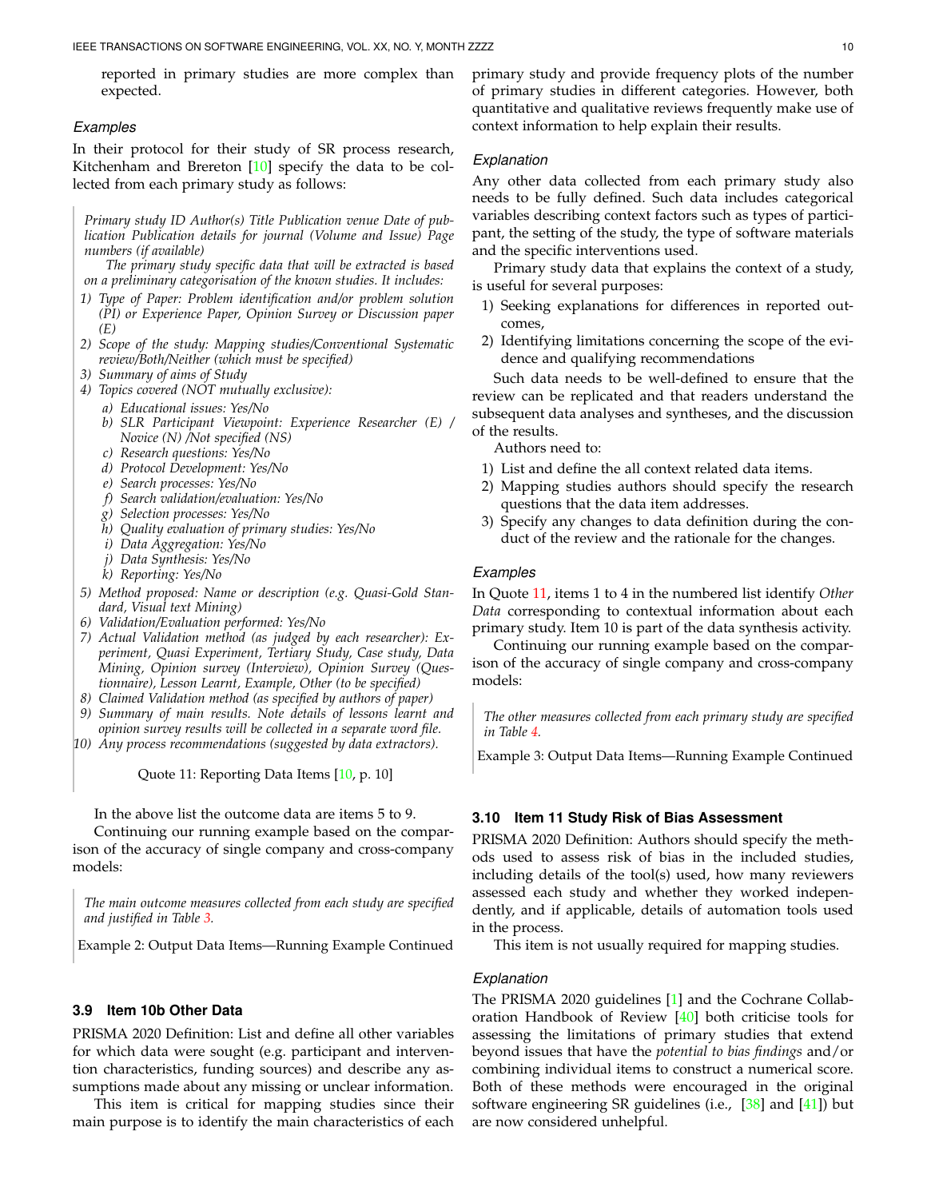reported in primary studies are more complex than expected.

#### *Examples*

In their protocol for their study of SR process research, Kitchenham and Brereton [10] specify the data to be collected from each primary study as follows:

> *Primary study ID Author(s) Title Publication venue Date of publication Publication details for journal (Volume and Issue) Page numbers (if available)*
>
> *The primary study specific data that will be extracted is based on a preliminary categorisation of the known studies. It includes:*
>
> 1) *Type of Paper: Problem identification and/or problem solution (PI) or Experience Paper, Opinion Survey or Discussion paper (E)*
> 2) *Scope of the study: Mapping studies/Conventional Systematic review/Both/Neither (which must be specified)*
> 3) *Summary of aims of Study*
> 4) *Topics covered (NOT mutually exclusive):*
>    a) *Educational issues: Yes/No*
>    b) *SLR Participant Viewpoint: Experience Researcher (E) / Novice (N) /Not specified (NS)*
>    c) *Research questions: Yes/No*
>    d) *Protocol Development: Yes/No*
>    e) *Search processes: Yes/No*
>    f) *Search validation/evaluation: Yes/No*
>    g) *Selection processes: Yes/No*
>    h) *Quality evaluation of primary studies: Yes/No*
>    i) *Data Aggregation: Yes/No*
>    j) *Data Synthesis: Yes/No*
>    k) *Reporting: Yes/No*
> 5) *Method proposed: Name or description (e.g. Quasi-Gold Standard, Visual text Mining)*
> 6) *Validation/Evaluation performed: Yes/No*
> 7) *Actual Validation method (as judged by each researcher): Experiment, Quasi Experiment, Tertiary Study, Case study, Data Mining, Opinion survey (Interview), Opinion Survey (Questionnaire), Lesson Learnt, Example, Other (to be specified)*
> 8) *Claimed Validation method (as specified by authors of paper)*
> 9) *Summary of main results. Note details of lessons learnt and opinion survey results will be collected in a separate word file.*
> 10) *Any process recommendations (suggested by data extractors).*
>
> Quote 11: Reporting Data Items [10, p. 10]

In the above list the outcome data are items 5 to 9.

Continuing our running example based on the comparison of the accuracy of single company and cross-company models:

> *The main outcome measures collected from each study are specified and justified in Table 3.*
>
> Example 2: Output Data Items—Running Example Continued

### 3.9 Item 10b Other Data

PRISMA 2020 Definition: List and define all other variables for which data were sought (e.g. participant and intervention characteristics, funding sources) and describe any assumptions made about any missing or unclear information.

This item is critical for mapping studies since their main purpose is to identify the main characteristics of each primary study and provide frequency plots of the number of primary studies in different categories. However, both quantitative and qualitative reviews frequently make use of context information to help explain their results.

#### *Explanation*

Any other data collected from each primary study also needs to be fully defined. Such data includes categorical variables describing context factors such as types of participant, the setting of the study, the type of software materials and the specific interventions used.

Primary study data that explains the context of a study, is useful for several purposes:

1) Seeking explanations for differences in reported outcomes,
2) Identifying limitations concerning the scope of the evidence and qualifying recommendations

Such data needs to be well-defined to ensure that the review can be replicated and that readers understand the subsequent data analyses and syntheses, and the discussion of the results.

Authors need to:

1) List and define the all context related data items.
2) Mapping studies authors should specify the research questions that the data item addresses.
3) Specify any changes to data definition during the conduct of the review and the rationale for the changes.

#### *Examples*

In Quote 11, items 1 to 4 in the numbered list identify *Other Data* corresponding to contextual information about each primary study. Item 10 is part of the data synthesis activity.

Continuing our running example based on the comparison of the accuracy of single company and cross-company models:

> *The other measures collected from each primary study are specified in Table 4.*
>
> Example 3: Output Data Items—Running Example Continued

### 3.10 Item 11 Study Risk of Bias Assessment

PRISMA 2020 Definition: Authors should specify the methods used to assess risk of bias in the included studies, including details of the tool(s) used, how many reviewers assessed each study and whether they worked independently, and if applicable, details of automation tools used in the process.

This item is not usually required for mapping studies.

#### *Explanation*

The PRISMA 2020 guidelines [1] and the Cochrane Collaboration Handbook of Review [40] both criticise tools for assessing the limitations of primary studies that extend beyond issues that have the *potential to bias findings* and/or combining individual items to construct a numerical score. Both of these methods were encouraged in the original software engineering SR guidelines (i.e., [38] and [41]) but are now considered unhelpful.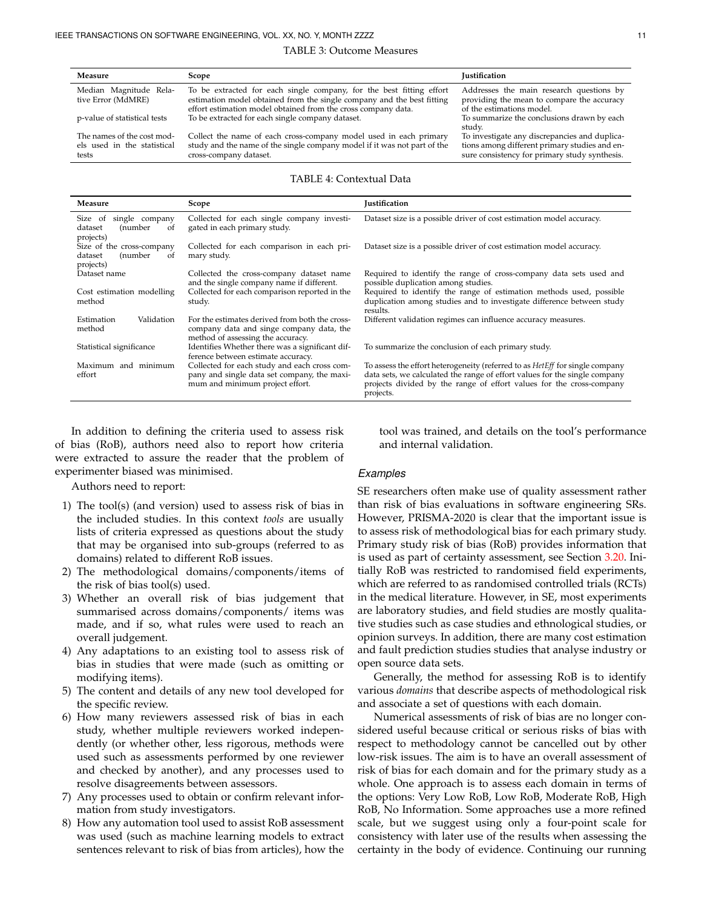TABLE 3: Outcome Measures

| Measure | Scope | Justification |
|---|---|---|
| Median Magnitude Relative Error (MdMRE) | To be extracted for each single company, for the best fitting effort estimation model obtained from the single company and the best fitting effort estimation model obtained from the cross company data. | Addresses the main research questions by providing the mean to compare the accuracy of the estimations model. |
| p-value of statistical tests | To be extracted for each single company dataset. | To summarize the conclusions drawn by each study. |
| The names of the cost models used in the statistical tests | Collect the name of each cross-company model used in each primary study and the name of the single company model if it was not part of the cross-company dataset. | To investigate any discrepancies and duplications among different primary studies and ensure consistency for primary study synthesis. |

TABLE 4: Contextual Data

| Measure | Scope | Justification |
|---|---|---|
| Size of single company dataset (number of projects) | Collected for each single company investigated in each primary study. | Dataset size is a possible driver of cost estimation model accuracy. |
| Size of the cross-company dataset (number of projects) | Collected for each comparison in each primary study. | Dataset size is a possible driver of cost estimation model accuracy. |
| Dataset name | Collected the cross-company dataset name and the single company name if different. | Required to identify the range of cross-company data sets used and possible duplication among studies. |
| Cost estimation modelling method | Collected for each comparison reported in the study. | Required to identify the range of estimation methods used, possible duplication among studies and to investigate difference between study results. |
| Estimation Validation method | For the estimates derived from both the cross-company data and singe company data, the method of assessing the accuracy. | Different validation regimes can influence accuracy measures. |
| Statistical significance | Identifies Whether there was a significant difference between estimate accuracy. | To summarize the conclusion of each primary study. |
| Maximum and minimum effort | Collected for each study and each cross company and single data set company, the maximum and minimum project effort. | To assess the effort heterogeneity (referred to as *HetEff* for single company data sets, we calculated the range of effort values for the single company projects divided by the range of effort values for the cross-company projects. |

In addition to defining the criteria used to assess risk of bias (RoB), authors need also to report how criteria were extracted to assure the reader that the problem of experimenter biased was minimised.

Authors need to report:

1) The tool(s) (and version) used to assess risk of bias in the included studies. In this context *tools* are usually lists of criteria expressed as questions about the study that may be organised into sub-groups (referred to as domains) related to different RoB issues.
2) The methodological domains/components/items of the risk of bias tool(s) used.
3) Whether an overall risk of bias judgement that summarised across domains/components/ items was made, and if so, what rules were used to reach an overall judgement.
4) Any adaptations to an existing tool to assess risk of bias in studies that were made (such as omitting or modifying items).
5) The content and details of any new tool developed for the specific review.
6) How many reviewers assessed risk of bias in each study, whether multiple reviewers worked independently (or whether other, less rigorous, methods were used such as assessments performed by one reviewer and checked by another), and any processes used to resolve disagreements between assessors.
7) Any processes used to obtain or confirm relevant information from study investigators.
8) How any automation tool used to assist RoB assessment was used (such as machine learning models to extract sentences relevant to risk of bias from articles), how the tool was trained, and details on the tool's performance and internal validation.

### *Examples*

SE researchers often make use of quality assessment rather than risk of bias evaluations in software engineering SRs. However, PRISMA-2020 is clear that the important issue is to assess risk of methodological bias for each primary study. Primary study risk of bias (RoB) provides information that is used as part of certainty assessment, see Section 3.20. Initially RoB was restricted to randomised field experiments, which are referred to as randomised controlled trials (RCTs) in the medical literature. However, in SE, most experiments are laboratory studies, and field studies are mostly qualitative studies such as case studies and ethnological studies, or opinion surveys. In addition, there are many cost estimation and fault prediction studies studies that analyse industry or open source data sets.

Generally, the method for assessing RoB is to identify various *domains* that describe aspects of methodological risk and associate a set of questions with each domain.

Numerical assessments of risk of bias are no longer considered useful because critical or serious risks of bias with respect to methodology cannot be cancelled out by other low-risk issues. The aim is to have an overall assessment of risk of bias for each domain and for the primary study as a whole. One approach is to assess each domain in terms of the options: Very Low RoB, Low RoB, Moderate RoB, High RoB, No Information. Some approaches use a more refined scale, but we suggest using only a four-point scale for consistency with later use of the results when assessing the certainty in the body of evidence. Continuing our running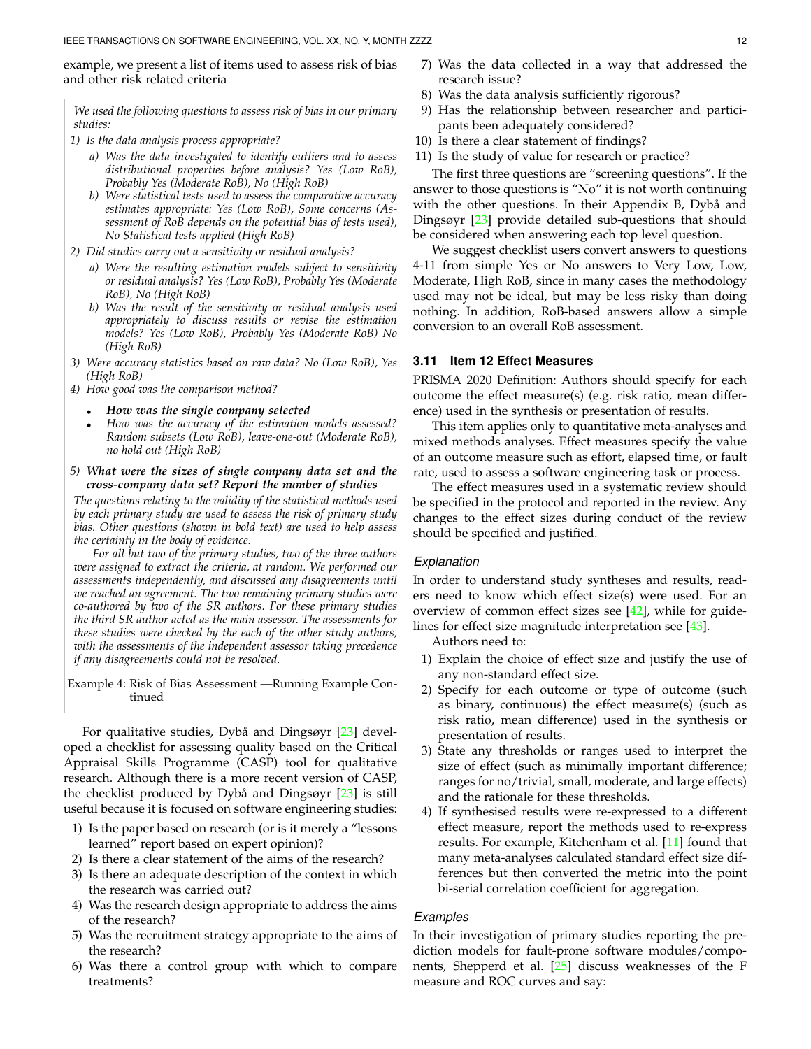example, we present a list of items used to assess risk of bias and other risk related criteria

> *We used the following questions to assess risk of bias in our primary studies:*
>
> *1) Is the data analysis process appropriate?*
>    *a) Was the data investigated to identify outliers and to assess distributional properties before analysis? Yes (Low RoB), Probably Yes (Moderate RoB), No (High RoB)*
>    *b) Were statistical tests used to assess the comparative accuracy estimates appropriate: Yes (Low RoB), Some concerns (Assessment of RoB depends on the potential bias of tests used), No Statistical tests applied (High RoB)*
>
> *2) Did studies carry out a sensitivity or residual analysis?*
>    *a) Were the resulting estimation models subject to sensitivity or residual analysis? Yes (Low RoB), Probably Yes (Moderate RoB), No (High RoB)*
>    *b) Was the result of the sensitivity or residual analysis used appropriately to discuss results or revise the estimation models? Yes (Low RoB), Probably Yes (Moderate RoB) No (High RoB)*
>
> *3) Were accuracy statistics based on raw data? No (Low RoB), Yes (High RoB)*
>
> *4) How good was the comparison method?*
>    - ***How was the single company selected***
>    - *How was the accuracy of the estimation models assessed? Random subsets (Low RoB), leave-one-out (Moderate RoB), no hold out (High RoB)*
>
> *5)* ***What were the sizes of single company data set and the cross-company data set? Report the number of studies***
>
> *The questions relating to the validity of the statistical methods used by each primary study are used to assess the risk of primary study bias. Other questions (shown in bold text) are used to help assess the certainty in the body of evidence.*
>
> *For all but two of the primary studies, two of the three authors were assigned to extract the criteria, at random. We performed our assessments independently, and discussed any disagreements until we reached an agreement. The two remaining primary studies were co-authored by two of the SR authors. For these primary studies the third SR author acted as the main assessor. The assessments for these studies were checked by the each of the other study authors, with the assessments of the independent assessor taking precedence if any disagreements could not be resolved.*
>
> Example 4: Risk of Bias Assessment —Running Example Continued

For qualitative studies, Dybå and Dingsøyr [23] developed a checklist for assessing quality based on the Critical Appraisal Skills Programme (CASP) tool for qualitative research. Although there is a more recent version of CASP, the checklist produced by Dybå and Dingsøyr [23] is still useful because it is focused on software engineering studies:

1) Is the paper based on research (or is it merely a "lessons learned" report based on expert opinion)?
2) Is there a clear statement of the aims of the research?
3) Is there an adequate description of the context in which the research was carried out?
4) Was the research design appropriate to address the aims of the research?
5) Was the recruitment strategy appropriate to the aims of the research?
6) Was there a control group with which to compare treatments?
7) Was the data collected in a way that addressed the research issue?
8) Was the data analysis sufficiently rigorous?
9) Has the relationship between researcher and participants been adequately considered?
10) Is there a clear statement of findings?
11) Is the study of value for research or practice?

The first three questions are "screening questions". If the answer to those questions is "No" it is not worth continuing with the other questions. In their Appendix B, Dybå and Dingsøyr [23] provide detailed sub-questions that should be considered when answering each top level question.

We suggest checklist users convert answers to questions 4-11 from simple Yes or No answers to Very Low, Low, Moderate, High RoB, since in many cases the methodology used may not be ideal, but may be less risky than doing nothing. In addition, RoB-based answers allow a simple conversion to an overall RoB assessment.

### 3.11 Item 12 Effect Measures

PRISMA 2020 Definition: Authors should specify for each outcome the effect measure(s) (e.g. risk ratio, mean difference) used in the synthesis or presentation of results.

This item applies only to quantitative meta-analyses and mixed methods analyses. Effect measures specify the value of an outcome measure such as effort, elapsed time, or fault rate, used to assess a software engineering task or process.

The effect measures used in a systematic review should be specified in the protocol and reported in the review. Any changes to the effect sizes during conduct of the review should be specified and justified.

#### Explanation

In order to understand study syntheses and results, readers need to know which effect size(s) were used. For an overview of common effect sizes see [42], while for guidelines for effect size magnitude interpretation see [43].

Authors need to:

1) Explain the choice of effect size and justify the use of any non-standard effect size.
2) Specify for each outcome or type of outcome (such as binary, continuous) the effect measure(s) (such as risk ratio, mean difference) used in the synthesis or presentation of results.
3) State any thresholds or ranges used to interpret the size of effect (such as minimally important difference; ranges for no/trivial, small, moderate, and large effects) and the rationale for these thresholds.
4) If synthesised results were re-expressed to a different effect measure, report the methods used to re-express results. For example, Kitchenham et al. [11] found that many meta-analyses calculated standard effect size differences but then converted the metric into the point bi-serial correlation coefficient for aggregation.

#### Examples

In their investigation of primary studies reporting the prediction models for fault-prone software modules/components, Shepperd et al. [25] discuss weaknesses of the F measure and ROC curves and say: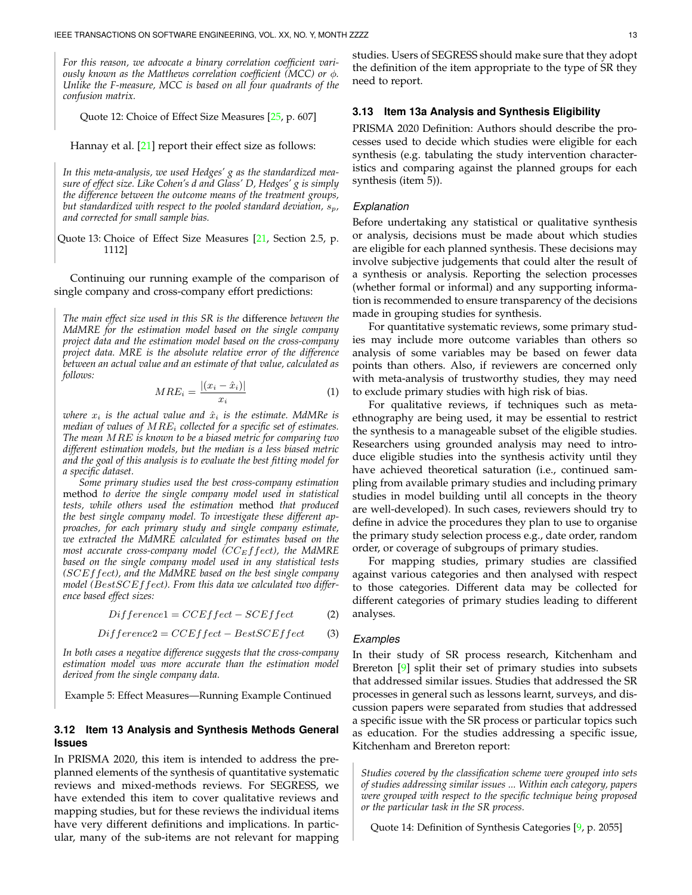*For this reason, we advocate a binary correlation coefficient variously known as the Matthews correlation coefficient (MCC) or $\phi$. Unlike the F-measure, MCC is based on all four quadrants of the confusion matrix.*

Quote 12: Choice of Effect Size Measures [25, p. 607]

Hannay et al. [21] report their effect size as follows:

*In this meta-analysis, we used Hedges' g as the standardized measure of effect size. Like Cohen's d and Glass' D, Hedges' g is simply the difference between the outcome means of the treatment groups, but standardized with respect to the pooled standard deviation, $s_p$, and corrected for small sample bias.*

Quote 13: Choice of Effect Size Measures [21, Section 2.5, p. 1112]

Continuing our running example of the comparison of single company and cross-company effort predictions:

*The main effect size used in this SR is the* difference *between the MdMRE for the estimation model based on the single company project data and the estimation model based on the cross-company project data. MRE is the absolute relative error of the difference between an actual value and an estimate of that value, calculated as follows:*

$$MRE_i = \frac{|(x_i - \hat{x}_i)|}{x_i} \tag{1}$$

*where $x_i$ is the actual value and $\hat{x}_i$ is the estimate. MdMRe is median of values of $MRE_i$ collected for a specific set of estimates. The mean $MRE$ is known to be a biased metric for comparing two different estimation models, but the median is a less biased metric and the goal of this analysis is to evaluate the best fitting model for a specific dataset.*

*Some primary studies used the best cross-company estimation* method *to derive the single company model used in statistical tests, while others used the estimation* method *that produced the best single company model. To investigate these different approaches, for each primary study and single company estimate, we extracted the MdMRE calculated for estimates based on the most accurate cross-company model ($CC_Effect$), the MdMRE based on the single company model used in any statistical tests ($SCEffect$), and the MdMRE based on the best single company model ($BestSCEffect$). From this data we calculated two difference based effect sizes:*

$$Difference1 = CCEffect - SCEffect \tag{2}$$

$$Difference2 = CCEffect - BestSCEffect \tag{3}$$

*In both cases a negative difference suggests that the cross-company estimation model was more accurate than the estimation model derived from the single company data.*

Example 5: Effect Measures—Running Example Continued

### 3.12 Item 13 Analysis and Synthesis Methods General Issues

In PRISMA 2020, this item is intended to address the pre-planned elements of the synthesis of quantitative systematic reviews and mixed-methods reviews. For SEGRESS, we have extended this item to cover qualitative reviews and mapping studies, but for these reviews the individual items have very different definitions and implications. In particular, many of the sub-items are not relevant for mapping studies. Users of SEGRESS should make sure that they adopt the definition of the item appropriate to the type of SR they need to report.

### 3.13 Item 13a Analysis and Synthesis Eligibility

PRISMA 2020 Definition: Authors should describe the processes used to decide which studies were eligible for each synthesis (e.g. tabulating the study intervention characteristics and comparing against the planned groups for each synthesis (item 5)).

#### Explanation

Before undertaking any statistical or qualitative synthesis or analysis, decisions must be made about which studies are eligible for each planned synthesis. These decisions may involve subjective judgements that could alter the result of a synthesis or analysis. Reporting the selection processes (whether formal or informal) and any supporting information is recommended to ensure transparency of the decisions made in grouping studies for synthesis.

For quantitative systematic reviews, some primary studies may include more outcome variables than others so analysis of some variables may be based on fewer data points than others. Also, if reviewers are concerned only with meta-analysis of trustworthy studies, they may need to exclude primary studies with high risk of bias.

For qualitative reviews, if techniques such as meta-ethnography are being used, it may be essential to restrict the synthesis to a manageable subset of the eligible studies. Researchers using grounded analysis may need to introduce eligible studies into the synthesis activity until they have achieved theoretical saturation (i.e., continued sampling from available primary studies and including primary studies in model building until all concepts in the theory are well-developed). In such cases, reviewers should try to define in advice the procedures they plan to use to organise the primary study selection process e.g., date order, random order, or coverage of subgroups of primary studies.

For mapping studies, primary studies are classified against various categories and then analysed with respect to those categories. Different data may be collected for different categories of primary studies leading to different analyses.

#### Examples

In their study of SR process research, Kitchenham and Brereton [9] split their set of primary studies into subsets that addressed similar issues. Studies that addressed the SR processes in general such as lessons learnt, surveys, and discussion papers were separated from studies that addressed a specific issue with the SR process or particular topics such as education. For the studies addressing a specific issue, Kitchenham and Brereton report:

*Studies covered by the classification scheme were grouped into sets of studies addressing similar issues ... Within each category, papers were grouped with respect to the specific technique being proposed or the particular task in the SR process.*

Quote 14: Definition of Synthesis Categories [9, p. 2055]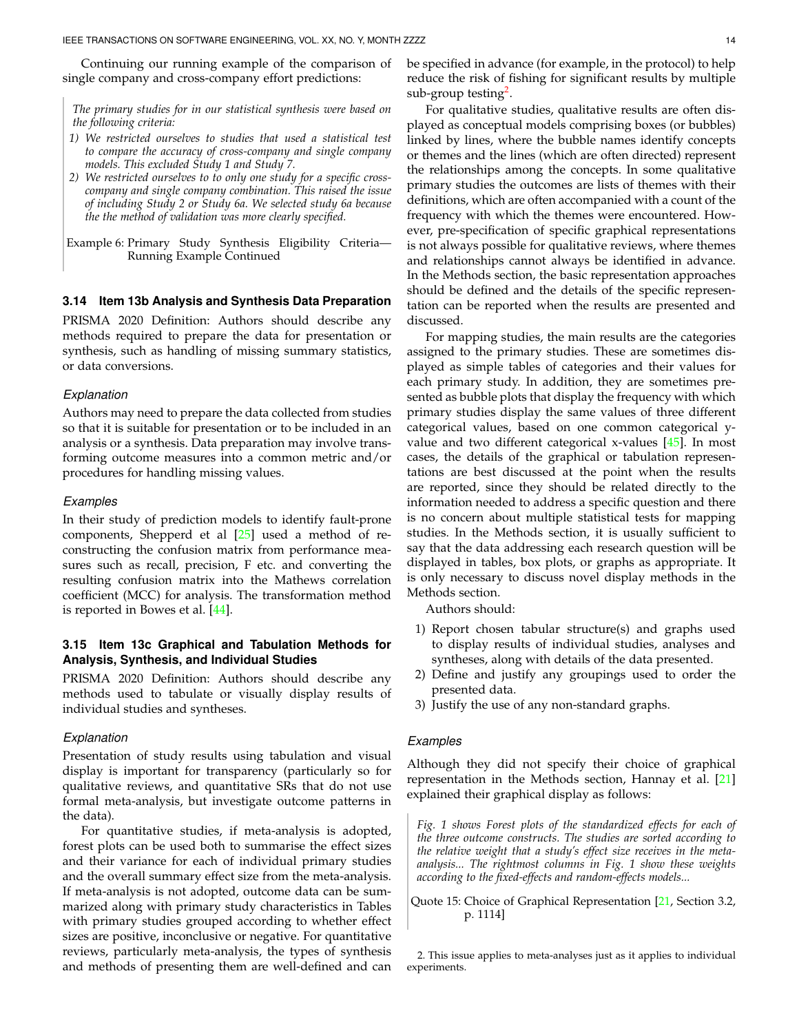Continuing our running example of the comparison of single company and cross-company effort predictions:

> *The primary studies for in our statistical synthesis were based on the following criteria:*
>
> *1) We restricted ourselves to studies that used a statistical test to compare the accuracy of cross-company and single company models. This excluded Study 1 and Study 7.*
>
> *2) We restricted ourselves to to only one study for a specific cross-company and single company combination. This raised the issue of including Study 2 or Study 6a. We selected study 6a because the the method of validation was more clearly specified.*
>
> Example 6: Primary Study Synthesis Eligibility Criteria—Running Example Continued

### 3.14 Item 13b Analysis and Synthesis Data Preparation

PRISMA 2020 Definition: Authors should describe any methods required to prepare the data for presentation or synthesis, such as handling of missing summary statistics, or data conversions.

#### *Explanation*

Authors may need to prepare the data collected from studies so that it is suitable for presentation or to be included in an analysis or a synthesis. Data preparation may involve transforming outcome measures into a common metric and/or procedures for handling missing values.

#### *Examples*

In their study of prediction models to identify fault-prone components, Shepperd et al [25] used a method of reconstructing the confusion matrix from performance measures such as recall, precision, F etc. and converting the resulting confusion matrix into the Mathews correlation coefficient (MCC) for analysis. The transformation method is reported in Bowes et al. [44].

### 3.15 Item 13c Graphical and Tabulation Methods for Analysis, Synthesis, and Individual Studies

PRISMA 2020 Definition: Authors should describe any methods used to tabulate or visually display results of individual studies and syntheses.

#### *Explanation*

Presentation of study results using tabulation and visual display is important for transparency (particularly so for qualitative reviews, and quantitative SRs that do not use formal meta-analysis, but investigate outcome patterns in the data).

For quantitative studies, if meta-analysis is adopted, forest plots can be used both to summarise the effect sizes and their variance for each of individual primary studies and the overall summary effect size from the meta-analysis. If meta-analysis is not adopted, outcome data can be summarized along with primary study characteristics in Tables with primary studies grouped according to whether effect sizes are positive, inconclusive or negative. For quantitative reviews, particularly meta-analysis, the types of synthesis and methods of presenting them are well-defined and can be specified in advance (for example, in the protocol) to help reduce the risk of fishing for significant results by multiple sub-group testing[2].

For qualitative studies, qualitative results are often displayed as conceptual models comprising boxes (or bubbles) linked by lines, where the bubble names identify concepts or themes and the lines (which are often directed) represent the relationships among the concepts. In some qualitative primary studies the outcomes are lists of themes with their definitions, which are often accompanied with a count of the frequency with which the themes were encountered. However, pre-specification of specific graphical representations is not always possible for qualitative reviews, where themes and relationships cannot always be identified in advance. In the Methods section, the basic representation approaches should be defined and the details of the specific representation can be reported when the results are presented and discussed.

For mapping studies, the main results are the categories assigned to the primary studies. These are sometimes displayed as simple tables of categories and their values for each primary study. In addition, they are sometimes presented as bubble plots that display the frequency with which primary studies display the same values of three different categorical values, based on one common categorical y-value and two different categorical x-values [45]. In most cases, the details of the graphical or tabulation representations are best discussed at the point when the results are reported, since they should be related directly to the information needed to address a specific question and there is no concern about multiple statistical tests for mapping studies. In the Methods section, it is usually sufficient to say that the data addressing each research question will be displayed in tables, box plots, or graphs as appropriate. It is only necessary to discuss novel display methods in the Methods section.

Authors should:

1) Report chosen tabular structure(s) and graphs used to display results of individual studies, analyses and syntheses, along with details of the data presented.
2) Define and justify any groupings used to order the presented data.
3) Justify the use of any non-standard graphs.

#### *Examples*

Although they did not specify their choice of graphical representation in the Methods section, Hannay et al. [21] explained their graphical display as follows:

> *Fig. 1 shows Forest plots of the standardized effects for each of the three outcome constructs. The studies are sorted according to the relative weight that a study's effect size receives in the meta-analysis... The rightmost columns in Fig. 1 show these weights according to the fixed-effects and random-effects models...*
>
> Quote 15: Choice of Graphical Representation [21, Section 3.2, p. 1114]

2. This issue applies to meta-analyses just as it applies to individual experiments.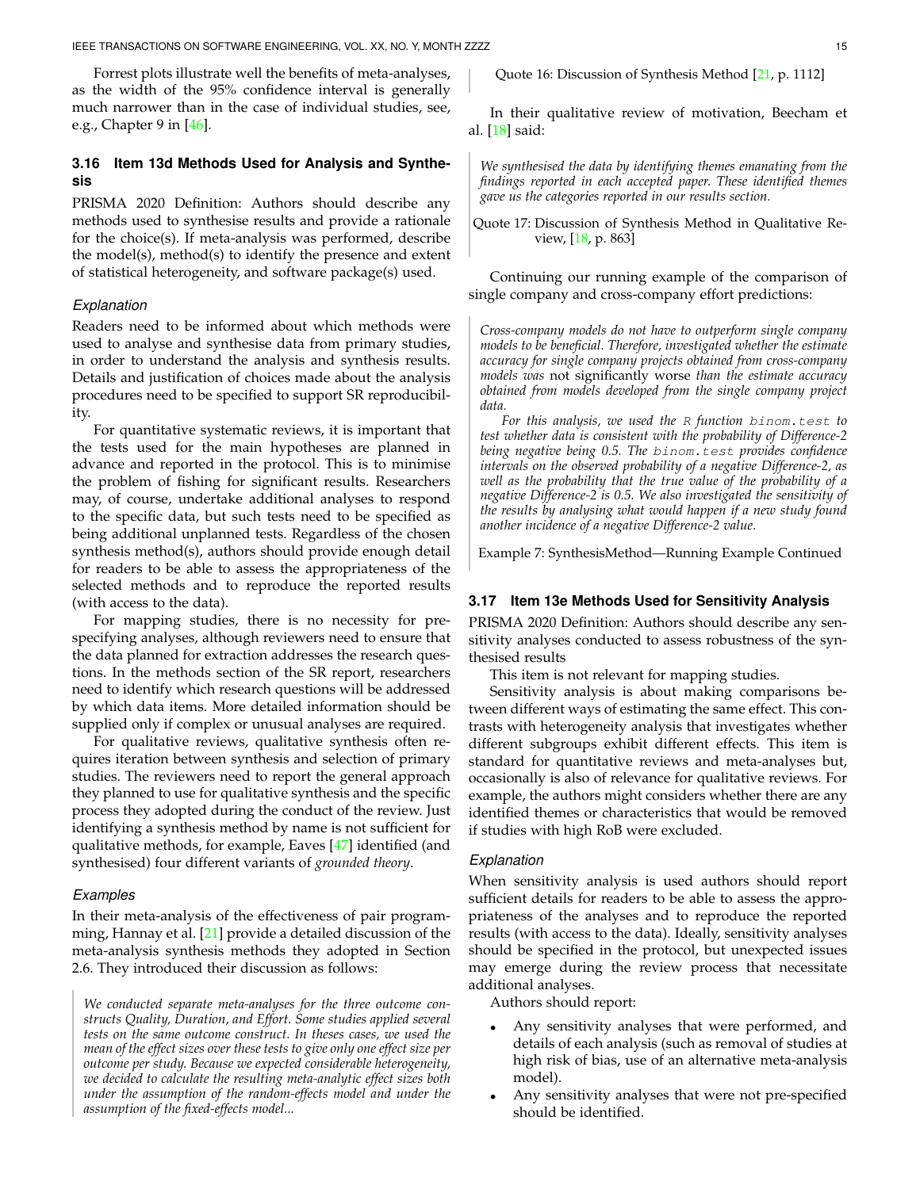Forrest plots illustrate well the benefits of meta-analyses, as the width of the 95% confidence interval is generally much narrower than in the case of individual studies, see, e.g., Chapter 9 in [46].

### 3.16 Item 13d Methods Used for Analysis and Synthesis

PRISMA 2020 Definition: Authors should describe any methods used to synthesise results and provide a rationale for the choice(s). If meta-analysis was performed, describe the model(s), method(s) to identify the presence and extent of statistical heterogeneity, and software package(s) used.

#### *Explanation*

Readers need to be informed about which methods were used to analyse and synthesise data from primary studies, in order to understand the analysis and synthesis results. Details and justification of choices made about the analysis procedures need to be specified to support SR reproducibility.

For quantitative systematic reviews, it is important that the tests used for the main hypotheses are planned in advance and reported in the protocol. This is to minimise the problem of fishing for significant results. Researchers may, of course, undertake additional analyses to respond to the specific data, but such tests need to be specified as being additional unplanned tests. Regardless of the chosen synthesis method(s), authors should provide enough detail for readers to be able to assess the appropriateness of the selected methods and to reproduce the reported results (with access to the data).

For mapping studies, there is no necessity for pre-specifying analyses, although reviewers need to ensure that the data planned for extraction addresses the research questions. In the methods section of the SR report, researchers need to identify which research questions will be addressed by which data items. More detailed information should be supplied only if complex or unusual analyses are required.

For qualitative reviews, qualitative synthesis often requires iteration between synthesis and selection of primary studies. The reviewers need to report the general approach they planned to use for qualitative synthesis and the specific process they adopted during the conduct of the review. Just identifying a synthesis method by name is not sufficient for qualitative methods, for example, Eaves [47] identified (and synthesised) four different variants of *grounded theory*.

#### *Examples*

In their meta-analysis of the effectiveness of pair programming, Hannay et al. [21] provide a detailed discussion of the meta-analysis synthesis methods they adopted in Section 2.6. They introduced their discussion as follows:

> *We conducted separate meta-analyses for the three outcome constructs Quality, Duration, and Effort. Some studies applied several tests on the same outcome construct. In theses cases, we used the mean of the effect sizes over these tests to give only one effect size per outcome per study. Because we expected considerable heterogeneity, we decided to calculate the resulting meta-analytic effect sizes both under the assumption of the random-effects model and under the assumption of the fixed-effects model...*
>
> Quote 16: Discussion of Synthesis Method [21, p. 1112]

In their qualitative review of motivation, Beecham et al. [18] said:

> *We synthesised the data by identifying themes emanating from the findings reported in each accepted paper. These identified themes gave us the categories reported in our results section.*
>
> Quote 17: Discussion of Synthesis Method in Qualitative Review, [18, p. 863]

Continuing our running example of the comparison of single company and cross-company effort predictions:

> *Cross-company models do not have to outperform single company models to be beneficial. Therefore, investigated whether the estimate accuracy for single company projects obtained from cross-company models was* not significantly worse *than the estimate accuracy obtained from models developed from the single company project data.*
>
> *For this analysis, we used the* `R` *function* `binom.test` *to test whether data is consistent with the probability of Difference-2 being negative being 0.5. The* `binom.test` *provides confidence intervals on the observed probability of a negative Difference-2, as well as the probability that the true value of the probability of a negative Difference-2 is 0.5. We also investigated the sensitivity of the results by analysing what would happen if a new study found another incidence of a negative Difference-2 value.*
>
> Example 7: SynthesisMethod—Running Example Continued

### 3.17 Item 13e Methods Used for Sensitivity Analysis

PRISMA 2020 Definition: Authors should describe any sensitivity analyses conducted to assess robustness of the synthesised results

This item is not relevant for mapping studies.

Sensitivity analysis is about making comparisons between different ways of estimating the same effect. This contrasts with heterogeneity analysis that investigates whether different subgroups exhibit different effects. This item is standard for quantitative reviews and meta-analyses but, occasionally is also of relevance for qualitative reviews. For example, the authors might considers whether there are any identified themes or characteristics that would be removed if studies with high RoB were excluded.

#### *Explanation*

When sensitivity analysis is used authors should report sufficient details for readers to be able to assess the appropriateness of the analyses and to reproduce the reported results (with access to the data). Ideally, sensitivity analyses should be specified in the protocol, but unexpected issues may emerge during the review process that necessitate additional analyses.

Authors should report:

- Any sensitivity analyses that were performed, and details of each analysis (such as removal of studies at high risk of bias, use of an alternative meta-analysis model).
- Any sensitivity analyses that were not pre-specified should be identified.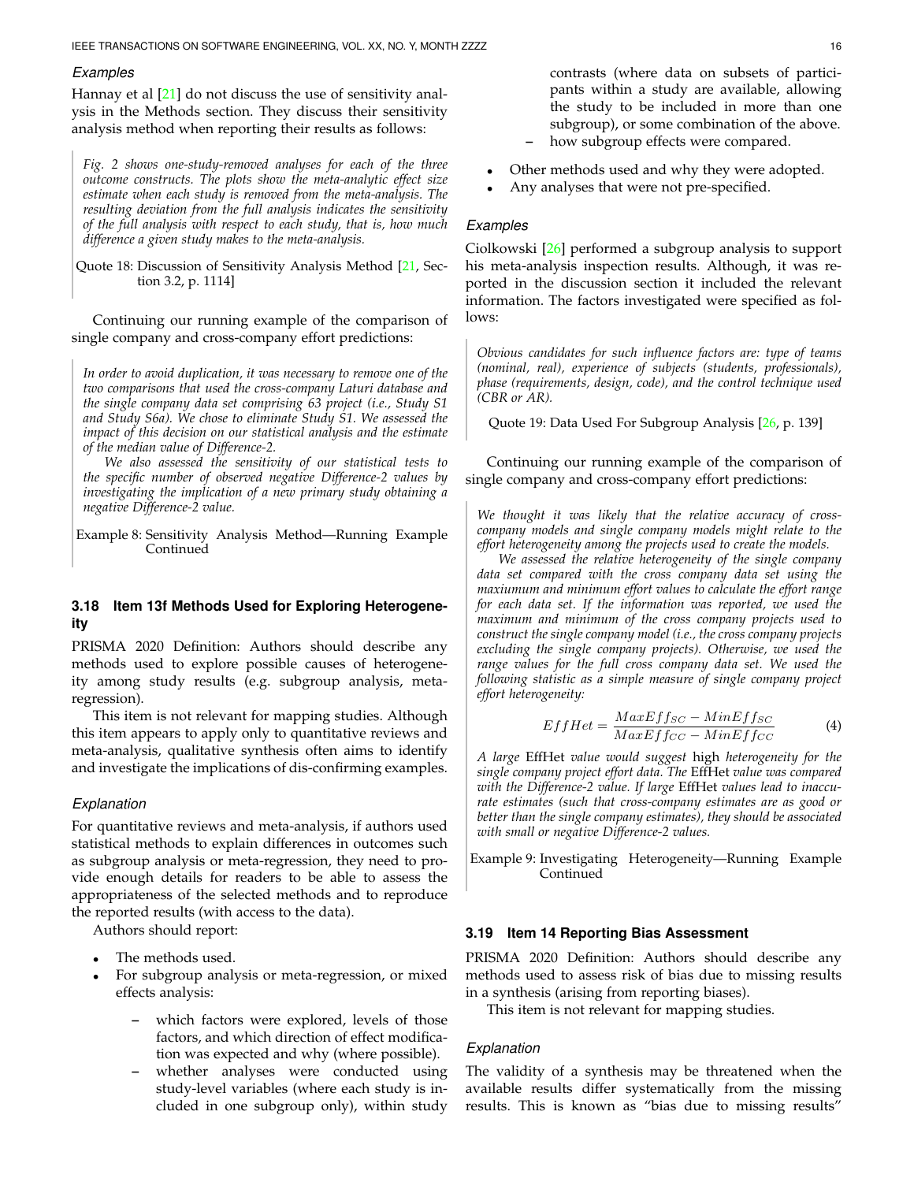#### Examples

Hannay et al [21] do not discuss the use of sensitivity analysis in the Methods section. They discuss their sensitivity analysis method when reporting their results as follows:

> *Fig. 2 shows one-study-removed analyses for each of the three outcome constructs. The plots show the meta-analytic effect size estimate when each study is removed from the meta-analysis. The resulting deviation from the full analysis indicates the sensitivity of the full analysis with respect to each study, that is, how much difference a given study makes to the meta-analysis.*
>
> Quote 18: Discussion of Sensitivity Analysis Method [21, Section 3.2, p. 1114]

Continuing our running example of the comparison of single company and cross-company effort predictions:

> *In order to avoid duplication, it was necessary to remove one of the two comparisons that used the cross-company Laturi database and the single company data set comprising 63 project (i.e., Study S1 and Study S6a). We chose to eliminate Study S1. We assessed the impact of this decision on our statistical analysis and the estimate of the median value of Difference-2.*
>
> *We also assessed the sensitivity of our statistical tests to the specific number of observed negative Difference-2 values by investigating the implication of a new primary study obtaining a negative Difference-2 value.*
>
> Example 8: Sensitivity Analysis Method—Running Example Continued

### 3.18 Item 13f Methods Used for Exploring Heterogeneity

PRISMA 2020 Definition: Authors should describe any methods used to explore possible causes of heterogeneity among study results (e.g. subgroup analysis, meta-regression).

This item is not relevant for mapping studies. Although this item appears to apply only to quantitative reviews and meta-analysis, qualitative synthesis often aims to identify and investigate the implications of dis-confirming examples.

#### Explanation

For quantitative reviews and meta-analysis, if authors used statistical methods to explain differences in outcomes such as subgroup analysis or meta-regression, they need to provide enough details for readers to be able to assess the appropriateness of the selected methods and to reproduce the reported results (with access to the data).

Authors should report:

- The methods used.
- For subgroup analysis or meta-regression, or mixed effects analysis:
  - which factors were explored, levels of those factors, and which direction of effect modification was expected and why (where possible).
  - whether analyses were conducted using study-level variables (where each study is included in one subgroup only), within study contrasts (where data on subsets of participants within a study are available, allowing the study to be included in more than one subgroup), or some combination of the above.
  - how subgroup effects were compared.
- Other methods used and why they were adopted.
- Any analyses that were not pre-specified.

#### Examples

Ciolkowski [26] performed a subgroup analysis to support his meta-analysis inspection results. Although, it was reported in the discussion section it included the relevant information. The factors investigated were specified as follows:

> *Obvious candidates for such influence factors are: type of teams (nominal, real), experience of subjects (students, professionals), phase (requirements, design, code), and the control technique used (CBR or AR).*
>
> Quote 19: Data Used For Subgroup Analysis [26, p. 139]

Continuing our running example of the comparison of single company and cross-company effort predictions:

> *We thought it was likely that the relative accuracy of cross-company models and single company models might relate to the effort heterogeneity among the projects used to create the models.*
>
> *We assessed the relative heterogeneity of the single company data set compared with the cross company data set using the maxiumum and minimum effort values to calculate the effort range for each data set. If the information was reported, we used the maximum and minimum of the cross company projects used to construct the single company model (i.e., the cross company projects excluding the single company projects). Otherwise, we used the range values for the full cross company data set. We used the following statistic as a simple measure of single company project effort heterogeneity:*
>
> $$EffHet = \frac{MaxEff_{SC} - MinEff_{SC}}{MaxEff_{CC} - MinEff_{CC}} \tag{4}$$
>
> *A large* EffHet *value would suggest* high *heterogeneity for the single company project effort data. The* EffHet *value was compared with the Difference-2 value. If large* EffHet *values lead to inaccurate estimates (such that cross-company estimates are as good or better than the single company estimates), they should be associated with small or negative Difference-2 values.*
>
> Example 9: Investigating Heterogeneity—Running Example Continued

### 3.19 Item 14 Reporting Bias Assessment

PRISMA 2020 Definition: Authors should describe any methods used to assess risk of bias due to missing results in a synthesis (arising from reporting biases).

This item is not relevant for mapping studies.

#### Explanation

The validity of a synthesis may be threatened when the available results differ systematically from the missing results. This is known as "bias due to missing results"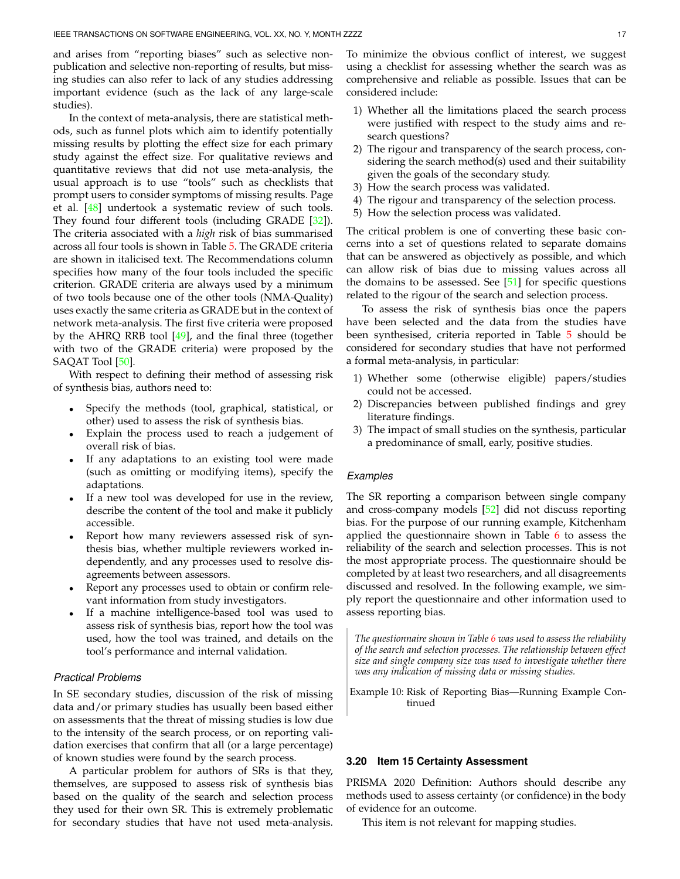and arises from "reporting biases" such as selective non-publication and selective non-reporting of results, but missing studies can also refer to lack of any studies addressing important evidence (such as the lack of any large-scale studies).

In the context of meta-analysis, there are statistical methods, such as funnel plots which aim to identify potentially missing results by plotting the effect size for each primary study against the effect size. For qualitative reviews and quantitative reviews that did not use meta-analysis, the usual approach is to use "tools" such as checklists that prompt users to consider symptoms of missing results. Page et al. [48] undertook a systematic review of such tools. They found four different tools (including GRADE [32]). The criteria associated with a *high* risk of bias summarised across all four tools is shown in Table 5. The GRADE criteria are shown in italicised text. The Recommendations column specifies how many of the four tools included the specific criterion. GRADE criteria are always used by a minimum of two tools because one of the other tools (NMA-Quality) uses exactly the same criteria as GRADE but in the context of network meta-analysis. The first five criteria were proposed by the AHRQ RRB tool [49], and the final three (together with two of the GRADE criteria) were proposed by the SAQAT Tool [50].

With respect to defining their method of assessing risk of synthesis bias, authors need to:

- Specify the methods (tool, graphical, statistical, or other) used to assess the risk of synthesis bias.
- Explain the process used to reach a judgement of overall risk of bias.
- If any adaptations to an existing tool were made (such as omitting or modifying items), specify the adaptations.
- If a new tool was developed for use in the review, describe the content of the tool and make it publicly accessible.
- Report how many reviewers assessed risk of synthesis bias, whether multiple reviewers worked independently, and any processes used to resolve disagreements between assessors.
- Report any processes used to obtain or confirm relevant information from study investigators.
- If a machine intelligence-based tool was used to assess risk of synthesis bias, report how the tool was used, how the tool was trained, and details on the tool's performance and internal validation.

#### *Practical Problems*

In SE secondary studies, discussion of the risk of missing data and/or primary studies has usually been based either on assessments that the threat of missing studies is low due to the intensity of the search process, or on reporting validation exercises that confirm that all (or a large percentage) of known studies were found by the search process.

A particular problem for authors of SRs is that they, themselves, are supposed to assess risk of synthesis bias based on the quality of the search and selection process they used for their own SR. This is extremely problematic for secondary studies that have not used meta-analysis. To minimize the obvious conflict of interest, we suggest using a checklist for assessing whether the search was as comprehensive and reliable as possible. Issues that can be considered include:

1) Whether all the limitations placed the search process were justified with respect to the study aims and research questions?
2) The rigour and transparency of the search process, considering the search method(s) used and their suitability given the goals of the secondary study.
3) How the search process was validated.
4) The rigour and transparency of the selection process.
5) How the selection process was validated.

The critical problem is one of converting these basic concerns into a set of questions related to separate domains that can be answered as objectively as possible, and which can allow risk of bias due to missing values across all the domains to be assessed. See [51] for specific questions related to the rigour of the search and selection process.

To assess the risk of synthesis bias once the papers have been selected and the data from the studies have been synthesised, criteria reported in Table 5 should be considered for secondary studies that have not performed a formal meta-analysis, in particular:

1) Whether some (otherwise eligible) papers/studies could not be accessed.
2) Discrepancies between published findings and grey literature findings.
3) The impact of small studies on the synthesis, particular a predominance of small, early, positive studies.

#### *Examples*

The SR reporting a comparison between single company and cross-company models [52] did not discuss reporting bias. For the purpose of our running example, Kitchenham applied the questionnaire shown in Table 6 to assess the reliability of the search and selection processes. This is not the most appropriate process. The questionnaire should be completed by at least two researchers, and all disagreements discussed and resolved. In the following example, we simply report the questionnaire and other information used to assess reporting bias.

> *The questionnaire shown in Table 6 was used to assess the reliability of the search and selection processes. The relationship between effect size and single company size was used to investigate whether there was any indication of missing data or missing studies.*
>
> Example 10: Risk of Reporting Bias—Running Example Continued

### 3.20 Item 15 Certainty Assessment

PRISMA 2020 Definition: Authors should describe any methods used to assess certainty (or confidence) in the body of evidence for an outcome.

This item is not relevant for mapping studies.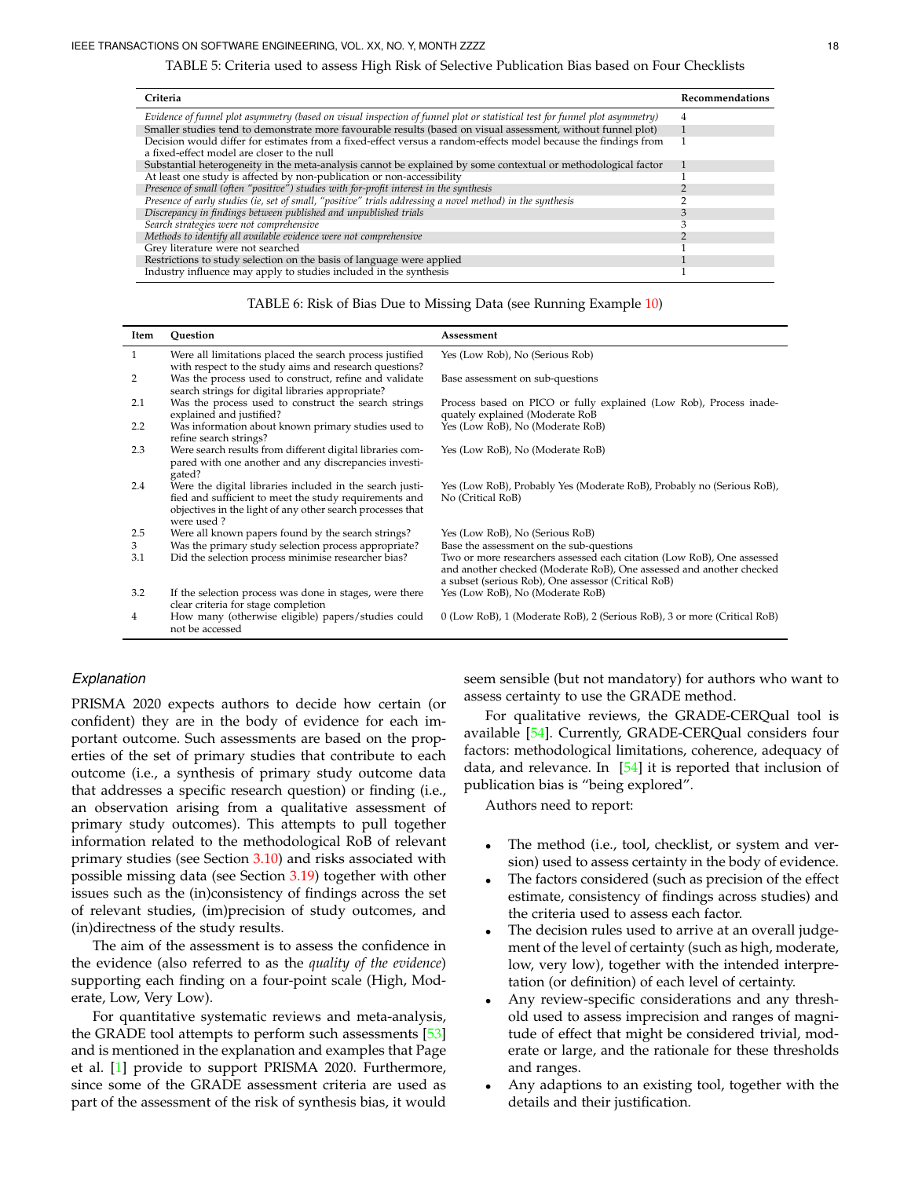TABLE 5: Criteria used to assess High Risk of Selective Publication Bias based on Four Checklists

| Criteria | Recommendations |
| --- | --- |
| *Evidence of funnel plot asymmetry (based on visual inspection of funnel plot or statistical test for funnel plot asymmetry)* | 4 |
| Smaller studies tend to demonstrate more favourable results (based on visual assessment, without funnel plot) | 1 |
| Decision would differ for estimates from a fixed-effect versus a random-effects model because the findings from a fixed-effect model are closer to the null | 1 |
| Substantial heterogeneity in the meta-analysis cannot be explained by some contextual or methodological factor | 1 |
| At least one study is affected by non-publication or non-accessibility | 1 |
| *Presence of small (often "positive") studies with for-profit interest in the synthesis* | 2 |
| *Presence of early studies (ie, set of small, "positive" trials addressing a novel method) in the synthesis* | 2 |
| *Discrepancy in findings between published and unpublished trials* | 3 |
| *Search strategies were not comprehensive* | 3 |
| *Methods to identify all available evidence were not comprehensive* | 2 |
| Grey literature were not searched | 1 |
| Restrictions to study selection on the basis of language were applied | 1 |
| Industry influence may apply to studies included in the synthesis | 1 |

TABLE 6: Risk of Bias Due to Missing Data (see Running Example 10)

| Item | Question | Assessment |
| --- | --- | --- |
| 1 | Were all limitations placed the search process justified with respect to the study aims and research questions? | Yes (Low Rob), No (Serious Rob) |
| 2 | Was the process used to construct, refine and validate search strings for digital libraries appropriate? | Base assessment on sub-questions |
| 2.1 | Was the process used to construct the search strings explained and justified? | Process based on PICO or fully explained (Low Rob), Process inadequately explained (Moderate RoB |
| 2.2 | Was information about known primary studies used to refine search strings? | Yes (Low RoB), No (Moderate RoB) |
| 2.3 | Were search results from different digital libraries compared with one another and any discrepancies investigated? | Yes (Low RoB), No (Moderate RoB) |
| 2.4 | Were the digital libraries included in the search justified and sufficient to meet the study requirements and objectives in the light of any other search processes that were used ? | Yes (Low RoB), Probably Yes (Moderate RoB), Probably no (Serious RoB), No (Critical RoB) |
| 2.5 | Were all known papers found by the search strings? | Yes (Low RoB), No (Serious RoB) |
| 3 | Was the primary study selection process appropriate? | Base the assessment on the sub-questions |
| 3.1 | Did the selection process minimise researcher bias? | Two or more researchers assessed each citation (Low RoB), One assessed and another checked (Moderate RoB), One assessed and another checked a subset (serious Rob), One assessor (Critical RoB) |
| 3.2 | If the selection process was done in stages, were there clear criteria for stage completion | Yes (Low RoB), No (Moderate RoB) |
| 4 | How many (otherwise eligible) papers/studies could not be accessed | 0 (Low RoB), 1 (Moderate RoB), 2 (Serious RoB), 3 or more (Critical RoB) |

### *Explanation*

PRISMA 2020 expects authors to decide how certain (or confident) they are in the body of evidence for each important outcome. Such assessments are based on the properties of the set of primary studies that contribute to each outcome (i.e., a synthesis of primary study outcome data that addresses a specific research question) or finding (i.e., an observation arising from a qualitative assessment of primary study outcomes). This attempts to pull together information related to the methodological RoB of relevant primary studies (see Section 3.10) and risks associated with possible missing data (see Section 3.19) together with other issues such as the (in)consistency of findings across the set of relevant studies, (im)precision of study outcomes, and (in)directness of the study results.

The aim of the assessment is to assess the confidence in the evidence (also referred to as the *quality of the evidence*) supporting each finding on a four-point scale (High, Moderate, Low, Very Low).

For quantitative systematic reviews and meta-analysis, the GRADE tool attempts to perform such assessments [53] and is mentioned in the explanation and examples that Page et al. [1] provide to support PRISMA 2020. Furthermore, since some of the GRADE assessment criteria are used as part of the assessment of the risk of synthesis bias, it would seem sensible (but not mandatory) for authors who want to assess certainty to use the GRADE method.

For qualitative reviews, the GRADE-CERQual tool is available [54]. Currently, GRADE-CERQual considers four factors: methodological limitations, coherence, adequacy of data, and relevance. In [54] it is reported that inclusion of publication bias is "being explored".

Authors need to report:

- The method (i.e., tool, checklist, or system and version) used to assess certainty in the body of evidence.
- The factors considered (such as precision of the effect estimate, consistency of findings across studies) and the criteria used to assess each factor.
- The decision rules used to arrive at an overall judgement of the level of certainty (such as high, moderate, low, very low), together with the intended interpretation (or definition) of each level of certainty.
- Any review-specific considerations and any threshold used to assess imprecision and ranges of magnitude of effect that might be considered trivial, moderate or large, and the rationale for these thresholds and ranges.
- Any adaptions to an existing tool, together with the details and their justification.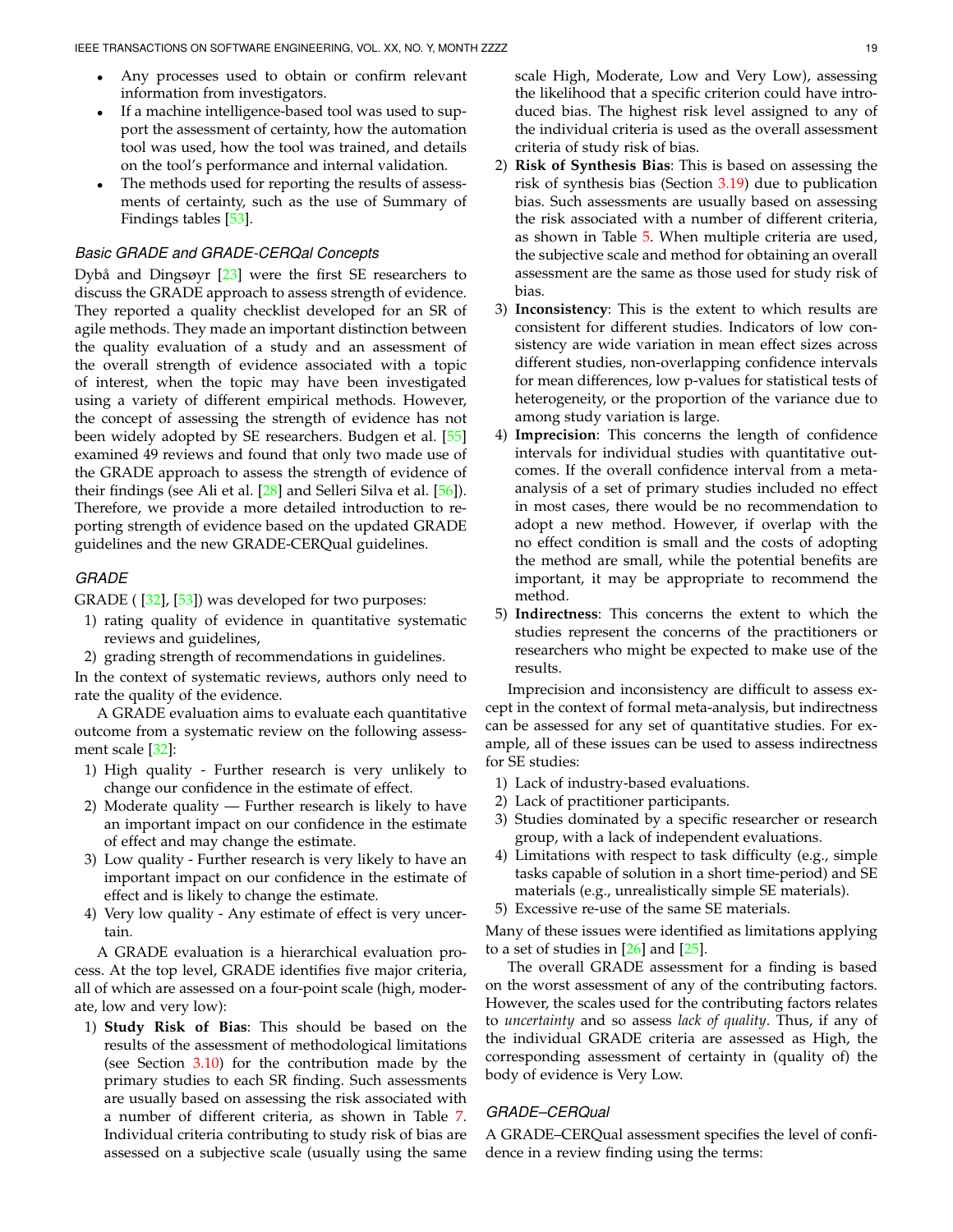- Any processes used to obtain or confirm relevant information from investigators.
- If a machine intelligence-based tool was used to support the assessment of certainty, how the automation tool was used, how the tool was trained, and details on the tool's performance and internal validation.
- The methods used for reporting the results of assessments of certainty, such as the use of Summary of Findings tables [53].

### *Basic GRADE and GRADE-CERQal Concepts*

Dybå and Dingsøyr [23] were the first SE researchers to discuss the GRADE approach to assess strength of evidence. They reported a quality checklist developed for an SR of agile methods. They made an important distinction between the quality evaluation of a study and an assessment of the overall strength of evidence associated with a topic of interest, when the topic may have been investigated using a variety of different empirical methods. However, the concept of assessing the strength of evidence has not been widely adopted by SE researchers. Budgen et al. [55] examined 49 reviews and found that only two made use of the GRADE approach to assess the strength of evidence of their findings (see Ali et al. [28] and Selleri Silva et al. [56]). Therefore, we provide a more detailed introduction to reporting strength of evidence based on the updated GRADE guidelines and the new GRADE-CERQual guidelines.

### *GRADE*

GRADE ( [32], [53]) was developed for two purposes:

1) rating quality of evidence in quantitative systematic reviews and guidelines,
2) grading strength of recommendations in guidelines.

In the context of systematic reviews, authors only need to rate the quality of the evidence.

A GRADE evaluation aims to evaluate each quantitative outcome from a systematic review on the following assessment scale [32]:

1) High quality - Further research is very unlikely to change our confidence in the estimate of effect.
2) Moderate quality — Further research is likely to have an important impact on our confidence in the estimate of effect and may change the estimate.
3) Low quality - Further research is very likely to have an important impact on our confidence in the estimate of effect and is likely to change the estimate.
4) Very low quality - Any estimate of effect is very uncertain.

A GRADE evaluation is a hierarchical evaluation process. At the top level, GRADE identifies five major criteria, all of which are assessed on a four-point scale (high, moderate, low and very low):

1) **Study Risk of Bias**: This should be based on the results of the assessment of methodological limitations (see Section 3.10) for the contribution made by the primary studies to each SR finding. Such assessments are usually based on assessing the risk associated with a number of different criteria, as shown in Table 7. Individual criteria contributing to study risk of bias are assessed on a subjective scale (usually using the same scale High, Moderate, Low and Very Low), assessing the likelihood that a specific criterion could have introduced bias. The highest risk level assigned to any of the individual criteria is used as the overall assessment criteria of study risk of bias.
2) **Risk of Synthesis Bias**: This is based on assessing the risk of synthesis bias (Section 3.19) due to publication bias. Such assessments are usually based on assessing the risk associated with a number of different criteria, as shown in Table 5. When multiple criteria are used, the subjective scale and method for obtaining an overall assessment are the same as those used for study risk of bias.
3) **Inconsistency**: This is the extent to which results are consistent for different studies. Indicators of low consistency are wide variation in mean effect sizes across different studies, non-overlapping confidence intervals for mean differences, low p-values for statistical tests of heterogeneity, or the proportion of the variance due to among study variation is large.
4) **Imprecision**: This concerns the length of confidence intervals for individual studies with quantitative outcomes. If the overall confidence interval from a meta-analysis of a set of primary studies included no effect in most cases, there would be no recommendation to adopt a new method. However, if overlap with the no effect condition is small and the costs of adopting the method are small, while the potential benefits are important, it may be appropriate to recommend the method.
5) **Indirectness**: This concerns the extent to which the studies represent the concerns of the practitioners or researchers who might be expected to make use of the results.

Imprecision and inconsistency are difficult to assess except in the context of formal meta-analysis, but indirectness can be assessed for any set of quantitative studies. For example, all of these issues can be used to assess indirectness for SE studies:

1) Lack of industry-based evaluations.
2) Lack of practitioner participants.
3) Studies dominated by a specific researcher or research group, with a lack of independent evaluations.
4) Limitations with respect to task difficulty (e.g., simple tasks capable of solution in a short time-period) and SE materials (e.g., unrealistically simple SE materials).
5) Excessive re-use of the same SE materials.

Many of these issues were identified as limitations applying to a set of studies in [26] and [25].

The overall GRADE assessment for a finding is based on the worst assessment of any of the contributing factors. However, the scales used for the contributing factors relates to *uncertainty* and so assess *lack of quality*. Thus, if any of the individual GRADE criteria are assessed as High, the corresponding assessment of certainty in (quality of) the body of evidence is Very Low.

### *GRADE–CERQual*

A GRADE–CERQual assessment specifies the level of confidence in a review finding using the terms: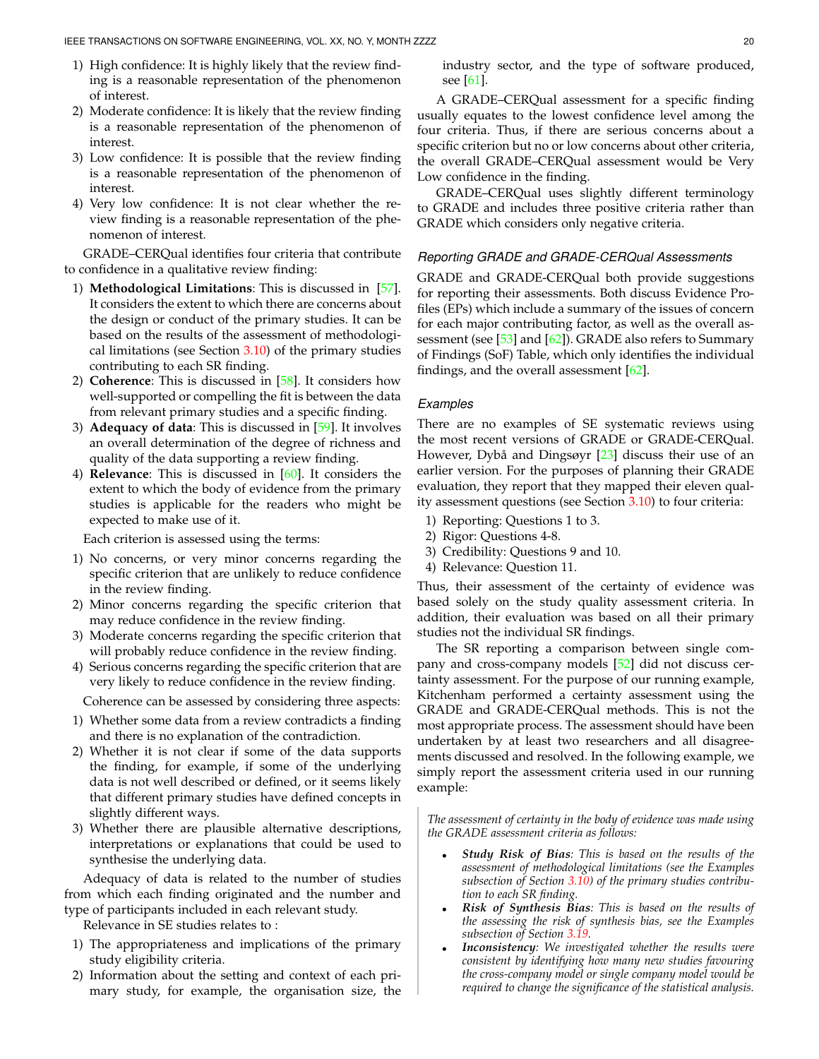1) High confidence: It is highly likely that the review finding is a reasonable representation of the phenomenon of interest.
2) Moderate confidence: It is likely that the review finding is a reasonable representation of the phenomenon of interest.
3) Low confidence: It is possible that the review finding is a reasonable representation of the phenomenon of interest.
4) Very low confidence: It is not clear whether the review finding is a reasonable representation of the phenomenon of interest.

GRADE–CERQual identifies four criteria that contribute to confidence in a qualitative review finding:

1) **Methodological Limitations**: This is discussed in [57]. It considers the extent to which there are concerns about the design or conduct of the primary studies. It can be based on the results of the assessment of methodological limitations (see Section 3.10) of the primary studies contributing to each SR finding.
2) **Coherence**: This is discussed in [58]. It considers how well-supported or compelling the fit is between the data from relevant primary studies and a specific finding.
3) **Adequacy of data**: This is discussed in [59]. It involves an overall determination of the degree of richness and quality of the data supporting a review finding.
4) **Relevance**: This is discussed in [60]. It considers the extent to which the body of evidence from the primary studies is applicable for the readers who might be expected to make use of it.

Each criterion is assessed using the terms:

1) No concerns, or very minor concerns regarding the specific criterion that are unlikely to reduce confidence in the review finding.
2) Minor concerns regarding the specific criterion that may reduce confidence in the review finding.
3) Moderate concerns regarding the specific criterion that will probably reduce confidence in the review finding.
4) Serious concerns regarding the specific criterion that are very likely to reduce confidence in the review finding.

Coherence can be assessed by considering three aspects:

1) Whether some data from a review contradicts a finding and there is no explanation of the contradiction.
2) Whether it is not clear if some of the data supports the finding, for example, if some of the underlying data is not well described or defined, or it seems likely that different primary studies have defined concepts in slightly different ways.
3) Whether there are plausible alternative descriptions, interpretations or explanations that could be used to synthesise the underlying data.

Adequacy of data is related to the number of studies from which each finding originated and the number and type of participants included in each relevant study.

Relevance in SE studies relates to :

1) The appropriateness and implications of the primary study eligibility criteria.
2) Information about the setting and context of each primary study, for example, the organisation size, the industry sector, and the type of software produced, see [61].

A GRADE–CERQual assessment for a specific finding usually equates to the lowest confidence level among the four criteria. Thus, if there are serious concerns about a specific criterion but no or low concerns about other criteria, the overall GRADE–CERQual assessment would be Very Low confidence in the finding.

GRADE–CERQual uses slightly different terminology to GRADE and includes three positive criteria rather than GRADE which considers only negative criteria.

### *Reporting GRADE and GRADE-CERQual Assessments*

GRADE and GRADE-CERQual both provide suggestions for reporting their assessments. Both discuss Evidence Profiles (EPs) which include a summary of the issues of concern for each major contributing factor, as well as the overall assessment (see [53] and [62]). GRADE also refers to Summary of Findings (SoF) Table, which only identifies the individual findings, and the overall assessment [62].

### *Examples*

There are no examples of SE systematic reviews using the most recent versions of GRADE or GRADE-CERQual. However, Dybå and Dingsøyr [23] discuss their use of an earlier version. For the purposes of planning their GRADE evaluation, they report that they mapped their eleven quality assessment questions (see Section 3.10) to four criteria:

1) Reporting: Questions 1 to 3.
2) Rigor: Questions 4-8.
3) Credibility: Questions 9 and 10.
4) Relevance: Question 11.

Thus, their assessment of the certainty of evidence was based solely on the study quality assessment criteria. In addition, their evaluation was based on all their primary studies not the individual SR findings.

The SR reporting a comparison between single company and cross-company models [52] did not discuss certainty assessment. For the purpose of our running example, Kitchenham performed a certainty assessment using the GRADE and GRADE-CERQual methods. This is not the most appropriate process. The assessment should have been undertaken by at least two researchers and all disagreements discussed and resolved. In the following example, we simply report the assessment criteria used in our running example:

> *The assessment of certainty in the body of evidence was made using the GRADE assessment criteria as follows:*
>
> - ***Study Risk of Bias****: This is based on the results of the assessment of methodological limitations (see the Examples subsection of Section 3.10) of the primary studies contribution to each SR finding.*
> - ***Risk of Synthesis Bias****: This is based on the results of the assessing the risk of synthesis bias, see the Examples subsection of Section 3.19.*
> - ***Inconsistency****: We investigated whether the results were consistent by identifying how many new studies favouring the cross-company model or single company model would be required to change the significance of the statistical analysis.*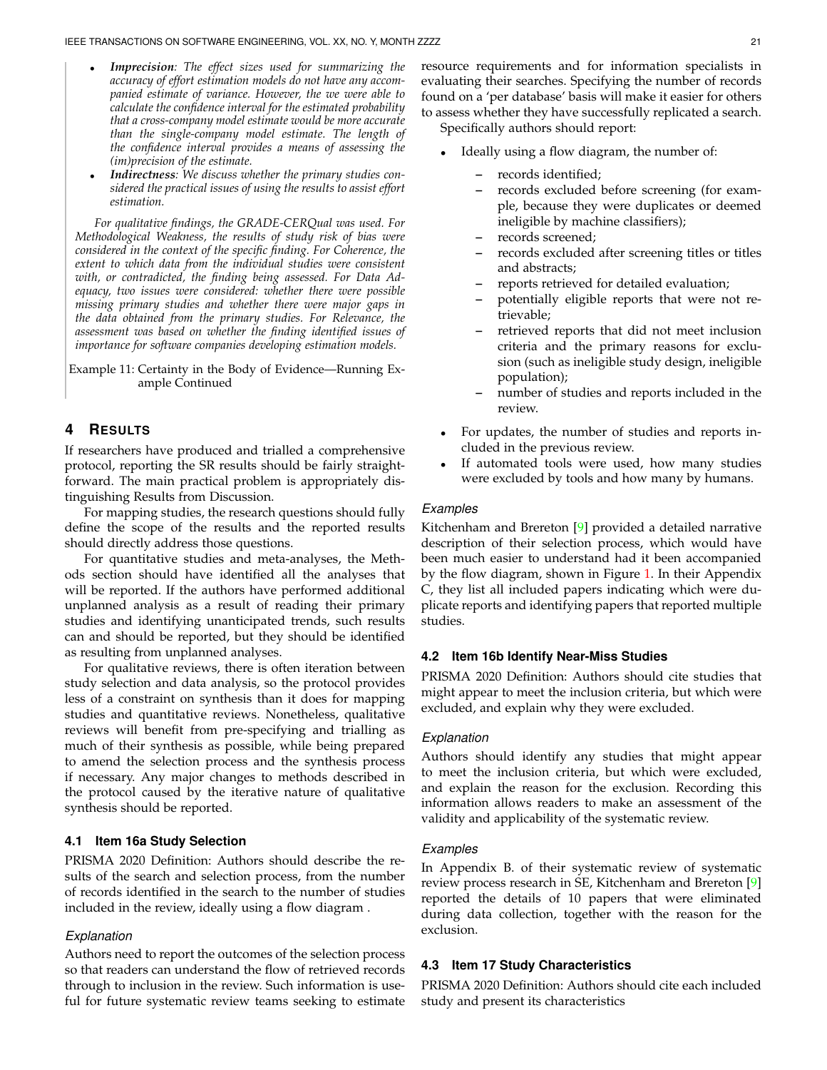- ***Imprecision***: *The effect sizes used for summarizing the accuracy of effort estimation models do not have any accompanied estimate of variance. However, the we were able to calculate the confidence interval for the estimated probability that a cross-company model estimate would be more accurate than the single-company model estimate. The length of the confidence interval provides a means of assessing the (im)precision of the estimate.*
- ***Indirectness***: *We discuss whether the primary studies considered the practical issues of using the results to assist effort estimation.*

*For qualitative findings, the GRADE-CERQual was used. For Methodological Weakness, the results of study risk of bias were considered in the context of the specific finding. For Coherence, the extent to which data from the individual studies were consistent with, or contradicted, the finding being assessed. For Data Adequacy, two issues were considered: whether there were possible missing primary studies and whether there were major gaps in the data obtained from the primary studies. For Relevance, the assessment was based on whether the finding identified issues of importance for software companies developing estimation models.*

Example 11: Certainty in the Body of Evidence—Running Example Continued

## 4 Results

If researchers have produced and trialled a comprehensive protocol, reporting the SR results should be fairly straightforward. The main practical problem is appropriately distinguishing Results from Discussion.

For mapping studies, the research questions should fully define the scope of the results and the reported results should directly address those questions.

For quantitative studies and meta-analyses, the Methods section should have identified all the analyses that will be reported. If the authors have performed additional unplanned analysis as a result of reading their primary studies and identifying unanticipated trends, such results can and should be reported, but they should be identified as resulting from unplanned analyses.

For qualitative reviews, there is often iteration between study selection and data analysis, so the protocol provides less of a constraint on synthesis than it does for mapping studies and quantitative reviews. Nonetheless, qualitative reviews will benefit from pre-specifying and trialling as much of their synthesis as possible, while being prepared to amend the selection process and the synthesis process if necessary. Any major changes to methods described in the protocol caused by the iterative nature of qualitative synthesis should be reported.

### 4.1 Item 16a Study Selection

PRISMA 2020 Definition: Authors should describe the results of the search and selection process, from the number of records identified in the search to the number of studies included in the review, ideally using a flow diagram .

#### *Explanation*

Authors need to report the outcomes of the selection process so that readers can understand the flow of retrieved records through to inclusion in the review. Such information is useful for future systematic review teams seeking to estimate resource requirements and for information specialists in evaluating their searches. Specifying the number of records found on a 'per database' basis will make it easier for others to assess whether they have successfully replicated a search.

Specifically authors should report:

- Ideally using a flow diagram, the number of:
  - records identified;
  - records excluded before screening (for example, because they were duplicates or deemed ineligible by machine classifiers);
  - records screened;
  - records excluded after screening titles or titles and abstracts;
  - reports retrieved for detailed evaluation;
  - potentially eligible reports that were not retrievable;
  - retrieved reports that did not meet inclusion criteria and the primary reasons for exclusion (such as ineligible study design, ineligible population);
  - number of studies and reports included in the review.
- For updates, the number of studies and reports included in the previous review.
- If automated tools were used, how many studies were excluded by tools and how many by humans.

#### *Examples*

Kitchenham and Brereton [9] provided a detailed narrative description of their selection process, which would have been much easier to understand had it been accompanied by the flow diagram, shown in Figure 1. In their Appendix C, they list all included papers indicating which were duplicate reports and identifying papers that reported multiple studies.

### 4.2 Item 16b Identify Near-Miss Studies

PRISMA 2020 Definition: Authors should cite studies that might appear to meet the inclusion criteria, but which were excluded, and explain why they were excluded.

#### *Explanation*

Authors should identify any studies that might appear to meet the inclusion criteria, but which were excluded, and explain the reason for the exclusion. Recording this information allows readers to make an assessment of the validity and applicability of the systematic review.

#### *Examples*

In Appendix B. of their systematic review of systematic review process research in SE, Kitchenham and Brereton [9] reported the details of 10 papers that were eliminated during data collection, together with the reason for the exclusion.

### 4.3 Item 17 Study Characteristics

PRISMA 2020 Definition: Authors should cite each included study and present its characteristics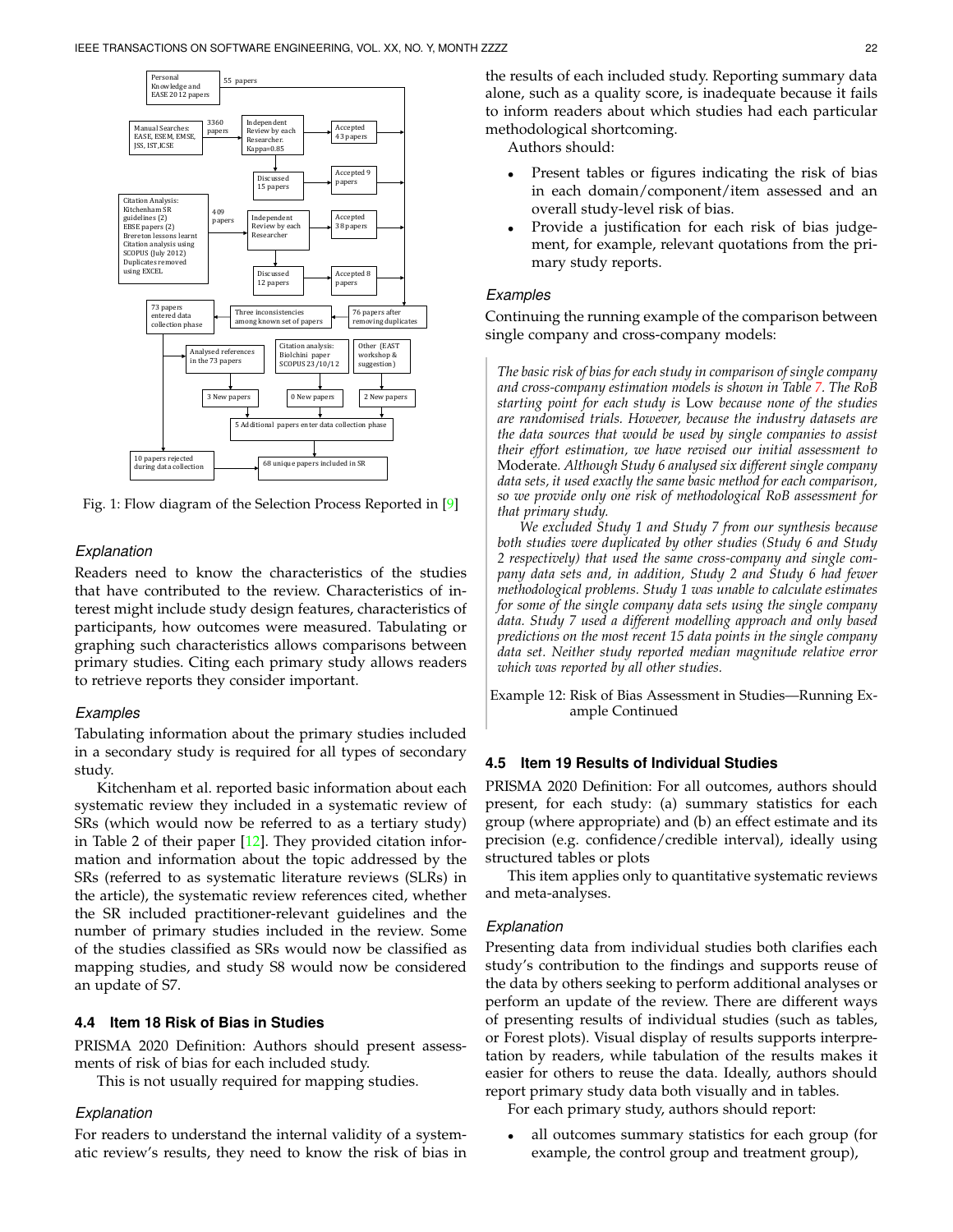Fig. 1: Flow diagram of the Selection Process Reported in [9]

### Explanation

Readers need to know the characteristics of the studies that have contributed to the review. Characteristics of interest might include study design features, characteristics of participants, how outcomes were measured. Tabulating or graphing such characteristics allows comparisons between primary studies. Citing each primary study allows readers to retrieve reports they consider important.

### Examples

Tabulating information about the primary studies included in a secondary study is required for all types of secondary study.

Kitchenham et al. reported basic information about each systematic review they included in a systematic review of SRs (which would now be referred to as a tertiary study) in Table 2 of their paper [12]. They provided citation information and information about the topic addressed by the SRs (referred to as systematic literature reviews (SLRs) in the article), the systematic review references cited, whether the SR included practitioner-relevant guidelines and the number of primary studies included in the review. Some of the studies classified as SRs would now be classified as mapping studies, and study S8 would now be considered an update of S7.

## 4.4 Item 18 Risk of Bias in Studies

PRISMA 2020 Definition: Authors should present assessments of risk of bias for each included study.

This is not usually required for mapping studies.

### Explanation

For readers to understand the internal validity of a systematic review's results, they need to know the risk of bias in the results of each included study. Reporting summary data alone, such as a quality score, is inadequate because it fails to inform readers about which studies had each particular methodological shortcoming.

Authors should:

- Present tables or figures indicating the risk of bias in each domain/component/item assessed and an overall study-level risk of bias.
- Provide a justification for each risk of bias judgement, for example, relevant quotations from the primary study reports.

### Examples

Continuing the running example of the comparison between single company and cross-company models:

> *The basic risk of bias for each study in comparison of single company and cross-company estimation models is shown in Table 7. The RoB starting point for each study is* Low *because none of the studies are randomised trials. However, because the industry datasets are the data sources that would be used by single companies to assist their effort estimation, we have revised our initial assessment to* Moderate*. Although Study 6 analysed six different single company data sets, it used exactly the same basic method for each comparison, so we provide only one risk of methodological RoB assessment for that primary study.*
>
> *We excluded Study 1 and Study 7 from our synthesis because both studies were duplicated by other studies (Study 6 and Study 2 respectively) that used the same cross-company and single company data sets and, in addition, Study 2 and Study 6 had fewer methodological problems. Study 1 was unable to calculate estimates for some of the single company data sets using the single company data. Study 7 used a different modelling approach and only based predictions on the most recent 15 data points in the single company data set. Neither study reported median magnitude relative error which was reported by all other studies.*
>
> Example 12: Risk of Bias Assessment in Studies—Running Example Continued

## 4.5 Item 19 Results of Individual Studies

PRISMA 2020 Definition: For all outcomes, authors should present, for each study: (a) summary statistics for each group (where appropriate) and (b) an effect estimate and its precision (e.g. confidence/credible interval), ideally using structured tables or plots

This item applies only to quantitative systematic reviews and meta-analyses.

### Explanation

Presenting data from individual studies both clarifies each study's contribution to the findings and supports reuse of the data by others seeking to perform additional analyses or perform an update of the review. There are different ways of presenting results of individual studies (such as tables, or Forest plots). Visual display of results supports interpretation by readers, while tabulation of the results makes it easier for others to reuse the data. Ideally, authors should report primary study data both visually and in tables.

For each primary study, authors should report:

- all outcomes summary statistics for each group (for example, the control group and treatment group),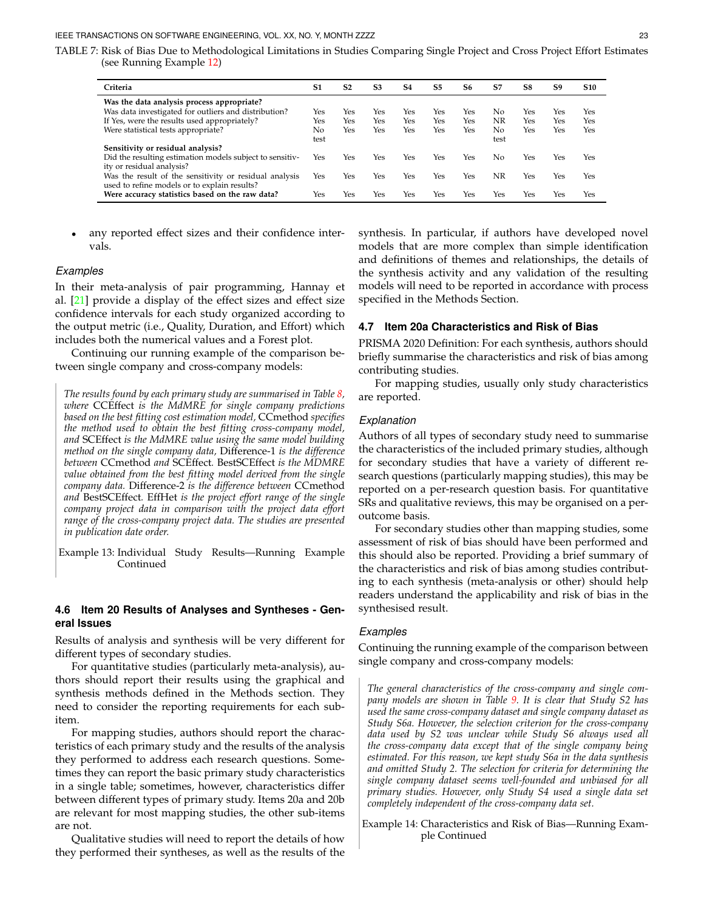TABLE 7: Risk of Bias Due to Methodological Limitations in Studies Comparing Single Project and Cross Project Effort Estimates (see Running Example 12)

| Criteria | S1 | S2 | S3 | S4 | S5 | S6 | S7 | S8 | S9 | S10 |
|---|---|---|---|---|---|---|---|---|---|---|
| **Was the data analysis process appropriate?** | | | | | | | | | | |
| Was data investigated for outliers and distribution? | Yes | Yes | Yes | Yes | Yes | Yes | No | Yes | Yes | Yes |
| If Yes, were the results used appropriately? | Yes | Yes | Yes | Yes | Yes | Yes | NR | Yes | Yes | Yes |
| Were statistical tests appropriate? | No test | Yes | Yes | Yes | Yes | Yes | No test | Yes | Yes | Yes |
| **Sensitivity or residual analysis?** | | | | | | | | | | |
| Did the resulting estimation models subject to sensitivity or residual analysis? | Yes | Yes | Yes | Yes | Yes | Yes | No | Yes | Yes | Yes |
| Was the result of the sensitivity or residual analysis used to refine models or to explain results? | Yes | Yes | Yes | Yes | Yes | Yes | NR | Yes | Yes | Yes |
| **Were accuracy statistics based on the raw data?** | Yes | Yes | Yes | Yes | Yes | Yes | Yes | Yes | Yes | Yes |

- any reported effect sizes and their confidence intervals.

### Examples

In their meta-analysis of pair programming, Hannay et al. [21] provide a display of the effect sizes and effect size confidence intervals for each study organized according to the output metric (i.e., Quality, Duration, and Effort) which includes both the numerical values and a Forest plot.

Continuing our running example of the comparison between single company and cross-company models:

> *The results found by each primary study are summarised in Table 8, where* CCEffect *is the MdMRE for single company predictions based on the best fitting cost estimation model,* CCmethod *specifies the method used to obtain the best fitting cross-company model, and* SCEffect *is the MdMRE value using the same model building method on the single company data,* Difference-1 *is the difference between* CCmethod *and* SCEffect*.* BestSCEffect *is the MDMRE value obtained from the best fitting model derived from the single company data.* Difference-2 *is the difference between* CCmethod *and* BestSCEffect*.* EffHet *is the project effort range of the single company project data in comparison with the project data effort range of the cross-company project data. The studies are presented in publication date order.*
>
> Example 13: Individual Study Results—Running Example Continued

## 4.6 Item 20 Results of Analyses and Syntheses - General Issues

Results of analysis and synthesis will be very different for different types of secondary studies.

For quantitative studies (particularly meta-analysis), authors should report their results using the graphical and synthesis methods defined in the Methods section. They need to consider the reporting requirements for each sub-item.

For mapping studies, authors should report the characteristics of each primary study and the results of the analysis they performed to address each research questions. Sometimes they can report the basic primary study characteristics in a single table; sometimes, however, characteristics differ between different types of primary study. Items 20a and 20b are relevant for most mapping studies, the other sub-items are not.

Qualitative studies will need to report the details of how they performed their syntheses, as well as the results of the synthesis. In particular, if authors have developed novel models that are more complex than simple identification and definitions of themes and relationships, the details of the synthesis activity and any validation of the resulting models will need to be reported in accordance with process specified in the Methods Section.

## 4.7 Item 20a Characteristics and Risk of Bias

PRISMA 2020 Definition: For each synthesis, authors should briefly summarise the characteristics and risk of bias among contributing studies.

For mapping studies, usually only study characteristics are reported.

### Explanation

Authors of all types of secondary study need to summarise the characteristics of the included primary studies, although for secondary studies that have a variety of different research questions (particularly mapping studies), this may be reported on a per-research question basis. For quantitative SRs and qualitative reviews, this may be organised on a per-outcome basis.

For secondary studies other than mapping studies, some assessment of risk of bias should have been performed and this should also be reported. Providing a brief summary of the characteristics and risk of bias among studies contributing to each synthesis (meta-analysis or other) should help readers understand the applicability and risk of bias in the synthesised result.

### Examples

Continuing the running example of the comparison between single company and cross-company models:

> *The general characteristics of the cross-company and single company models are shown in Table 9. It is clear that Study S2 has used the same cross-company dataset and single company dataset as Study S6a. However, the selection criterion for the cross-company data used by S2 was unclear while Study S6 always used all the cross-company data except that of the single company being estimated. For this reason, we kept study S6a in the data synthesis and omitted Study 2. The selection for criteria for determining the single company dataset seems well-founded and unbiased for all primary studies. However, only Study S4 used a single data set completely independent of the cross-company data set.*
>
> Example 14: Characteristics and Risk of Bias—Running Example Continued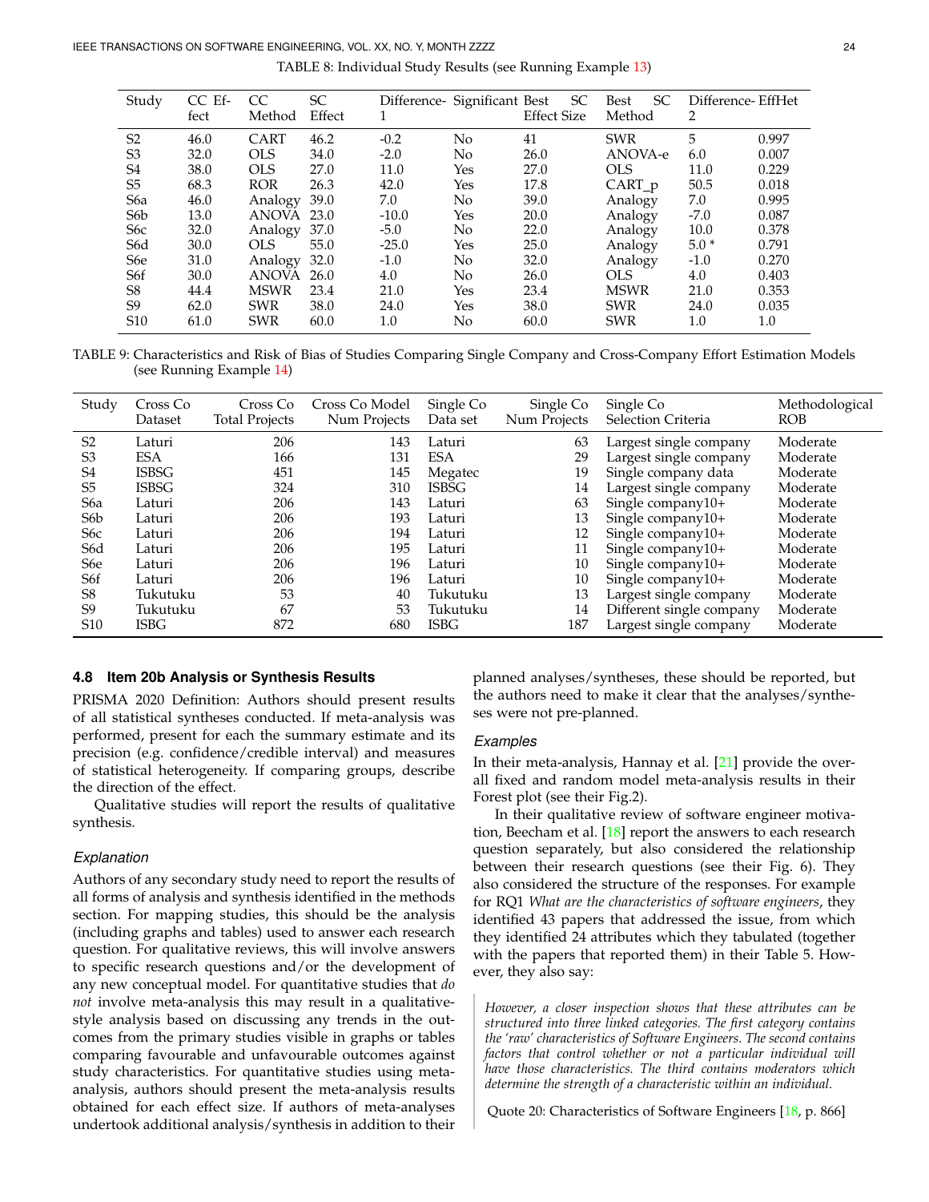TABLE 8: Individual Study Results (see Running Example 13)

| Study | CC Effect | CC Method | SC Effect | Difference-1 | Significant | Best SC Effect Size | Best SC Method | Difference-2 | EffHet |
|---|---|---|---|---|---|---|---|---|---|
| S2 | 46.0 | CART | 46.2 | -0.2 | No | 41 | SWR | 5 | 0.997 |
| S3 | 32.0 | OLS | 34.0 | -2.0 | No | 26.0 | ANOVA-e | 6.0 | 0.007 |
| S4 | 38.0 | OLS | 27.0 | 11.0 | Yes | 27.0 | OLS | 11.0 | 0.229 |
| S5 | 68.3 | ROR | 26.3 | 42.0 | Yes | 17.8 | CART_p | 50.5 | 0.018 |
| S6a | 46.0 | Analogy | 39.0 | 7.0 | No | 39.0 | Analogy | 7.0 | 0.995 |
| S6b | 13.0 | ANOVA | 23.0 | -10.0 | Yes | 20.0 | Analogy | -7.0 | 0.087 |
| S6c | 32.0 | Analogy | 37.0 | -5.0 | No | 22.0 | Analogy | 10.0 | 0.378 |
| S6d | 30.0 | OLS | 55.0 | -25.0 | Yes | 25.0 | Analogy | 5.0 * | 0.791 |
| S6e | 31.0 | Analogy | 32.0 | -1.0 | No | 32.0 | Analogy | -1.0 | 0.270 |
| S6f | 30.0 | ANOVA | 26.0 | 4.0 | No | 26.0 | OLS | 4.0 | 0.403 |
| S8 | 44.4 | MSWR | 23.4 | 21.0 | Yes | 23.4 | MSWR | 21.0 | 0.353 |
| S9 | 62.0 | SWR | 38.0 | 24.0 | Yes | 38.0 | SWR | 24.0 | 0.035 |
| S10 | 61.0 | SWR | 60.0 | 1.0 | No | 60.0 | SWR | 1.0 | 1.0 |

TABLE 9: Characteristics and Risk of Bias of Studies Comparing Single Company and Cross-Company Effort Estimation Models (see Running Example 14)

| Study | Cross Co Dataset | Cross Co Total Projects | Cross Co Model Num Projects | Single Co Data set | Single Co Num Projects | Single Co Selection Criteria | Methodological ROB |
|---|---|---|---|---|---|---|---|
| S2 | Laturi | 206 | 143 | Laturi | 63 | Largest single company | Moderate |
| S3 | ESA | 166 | 131 | ESA | 29 | Largest single company | Moderate |
| S4 | ISBSG | 451 | 145 | Megatec | 19 | Single company data | Moderate |
| S5 | ISBSG | 324 | 310 | ISBSG | 14 | Largest single company | Moderate |
| S6a | Laturi | 206 | 143 | Laturi | 63 | Single company10+ | Moderate |
| S6b | Laturi | 206 | 193 | Laturi | 13 | Single company10+ | Moderate |
| S6c | Laturi | 206 | 194 | Laturi | 12 | Single company10+ | Moderate |
| S6d | Laturi | 206 | 195 | Laturi | 11 | Single company10+ | Moderate |
| S6e | Laturi | 206 | 196 | Laturi | 10 | Single company10+ | Moderate |
| S6f | Laturi | 206 | 196 | Laturi | 10 | Single company10+ | Moderate |
| S8 | Tukutuku | 53 | 40 | Tukutuku | 13 | Largest single company | Moderate |
| S9 | Tukutuku | 67 | 53 | Tukutuku | 14 | Different single company | Moderate |
| S10 | ISBG | 872 | 680 | ISBG | 187 | Largest single company | Moderate |

### 4.8 Item 20b Analysis or Synthesis Results

PRISMA 2020 Definition: Authors should present results of all statistical syntheses conducted. If meta-analysis was performed, present for each the summary estimate and its precision (e.g. confidence/credible interval) and measures of statistical heterogeneity. If comparing groups, describe the direction of the effect.

Qualitative studies will report the results of qualitative synthesis.

#### *Explanation*

Authors of any secondary study need to report the results of all forms of analysis and synthesis identified in the methods section. For mapping studies, this should be the analysis (including graphs and tables) used to answer each research question. For qualitative reviews, this will involve answers to specific research questions and/or the development of any new conceptual model. For quantitative studies that *do not* involve meta-analysis this may result in a qualitative-style analysis based on discussing any trends in the outcomes from the primary studies visible in graphs or tables comparing favourable and unfavourable outcomes against study characteristics. For quantitative studies using meta-analysis, authors should present the meta-analysis results obtained for each effect size. If authors of meta-analyses undertook additional analysis/synthesis in addition to their planned analyses/syntheses, these should be reported, but the authors need to make it clear that the analyses/syntheses were not pre-planned.

#### *Examples*

In their meta-analysis, Hannay et al. [21] provide the overall fixed and random model meta-analysis results in their Forest plot (see their Fig.2).

In their qualitative review of software engineer motivation, Beecham et al. [18] report the answers to each research question separately, but also considered the relationship between their research questions (see their Fig. 6). They also considered the structure of the responses. For example for RQ1 *What are the characteristics of software engineers*, they identified 43 papers that addressed the issue, from which they identified 24 attributes which they tabulated (together with the papers that reported them) in their Table 5. However, they also say:

> *However, a closer inspection shows that these attributes can be structured into three linked categories. The first category contains the 'raw' characteristics of Software Engineers. The second contains factors that control whether or not a particular individual will have those characteristics. The third contains moderators which determine the strength of a characteristic within an individual.*
>
> Quote 20: Characteristics of Software Engineers [18, p. 866]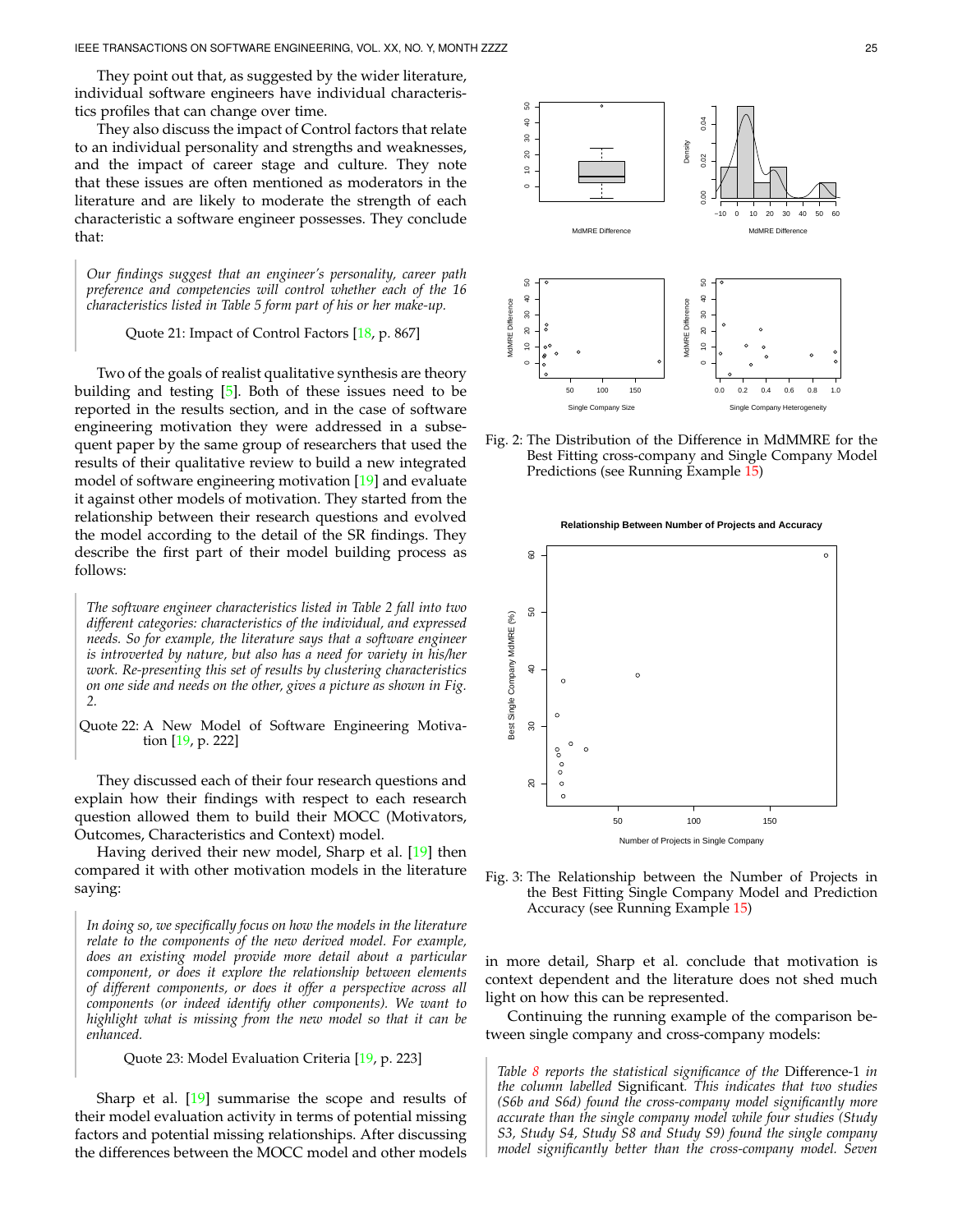They point out that, as suggested by the wider literature, individual software engineers have individual characteristics profiles that can change over time.

They also discuss the impact of Control factors that relate to an individual personality and strengths and weaknesses, and the impact of career stage and culture. They note that these issues are often mentioned as moderators in the literature and are likely to moderate the strength of each characteristic a software engineer possesses. They conclude that:

> *Our findings suggest that an engineer's personality, career path preference and competencies will control whether each of the 16 characteristics listed in Table 5 form part of his or her make-up.*
>
> Quote 21: Impact of Control Factors [18, p. 867]

Two of the goals of realist qualitative synthesis are theory building and testing [5]. Both of these issues need to be reported in the results section, and in the case of software engineering motivation they were addressed in a subsequent paper by the same group of researchers that used the results of their qualitative review to build a new integrated model of software engineering motivation [19] and evaluate it against other models of motivation. They started from the relationship between their research questions and evolved the model according to the detail of the SR findings. They describe the first part of their model building process as follows:

> *The software engineer characteristics listed in Table 2 fall into two different categories: characteristics of the individual, and expressed needs. So for example, the literature says that a software engineer is introverted by nature, but also has a need for variety in his/her work. Re-presenting this set of results by clustering characteristics on one side and needs on the other, gives a picture as shown in Fig. 2.*
>
> Quote 22: A New Model of Software Engineering Motivation [19, p. 222]

They discussed each of their four research questions and explain how their findings with respect to each research question allowed them to build their MOCC (Motivators, Outcomes, Characteristics and Context) model.

Having derived their new model, Sharp et al. [19] then compared it with other motivation models in the literature saying:

> *In doing so, we specifically focus on how the models in the literature relate to the components of the new derived model. For example, does an existing model provide more detail about a particular component, or does it explore the relationship between elements of different components, or does it offer a perspective across all components (or indeed identify other components). We want to highlight what is missing from the new model so that it can be enhanced.*
>
> Quote 23: Model Evaluation Criteria [19, p. 223]

Sharp et al. [19] summarise the scope and results of their model evaluation activity in terms of potential missing factors and potential missing relationships. After discussing the differences between the MOCC model and other models in more detail, Sharp et al. conclude that motivation is context dependent and the literature does not shed much light on how this can be represented.

Fig. 2: The Distribution of the Difference in MdMMRE for the Best Fitting cross-company and Single Company Model Predictions (see Running Example 15)

Fig. 3: The Relationship between the Number of Projects in the Best Fitting Single Company Model and Prediction Accuracy (see Running Example 15)

Continuing the running example of the comparison between single company and cross-company models:

> *Table 8 reports the statistical significance of the* Difference-1 *in the column labelled* Significant. *This indicates that two studies (S6b and S6d) found the cross-company model significantly more accurate than the single company model while four studies (Study S3, Study S4, Study S8 and Study S9) found the single company model significantly better than the cross-company model. Seven*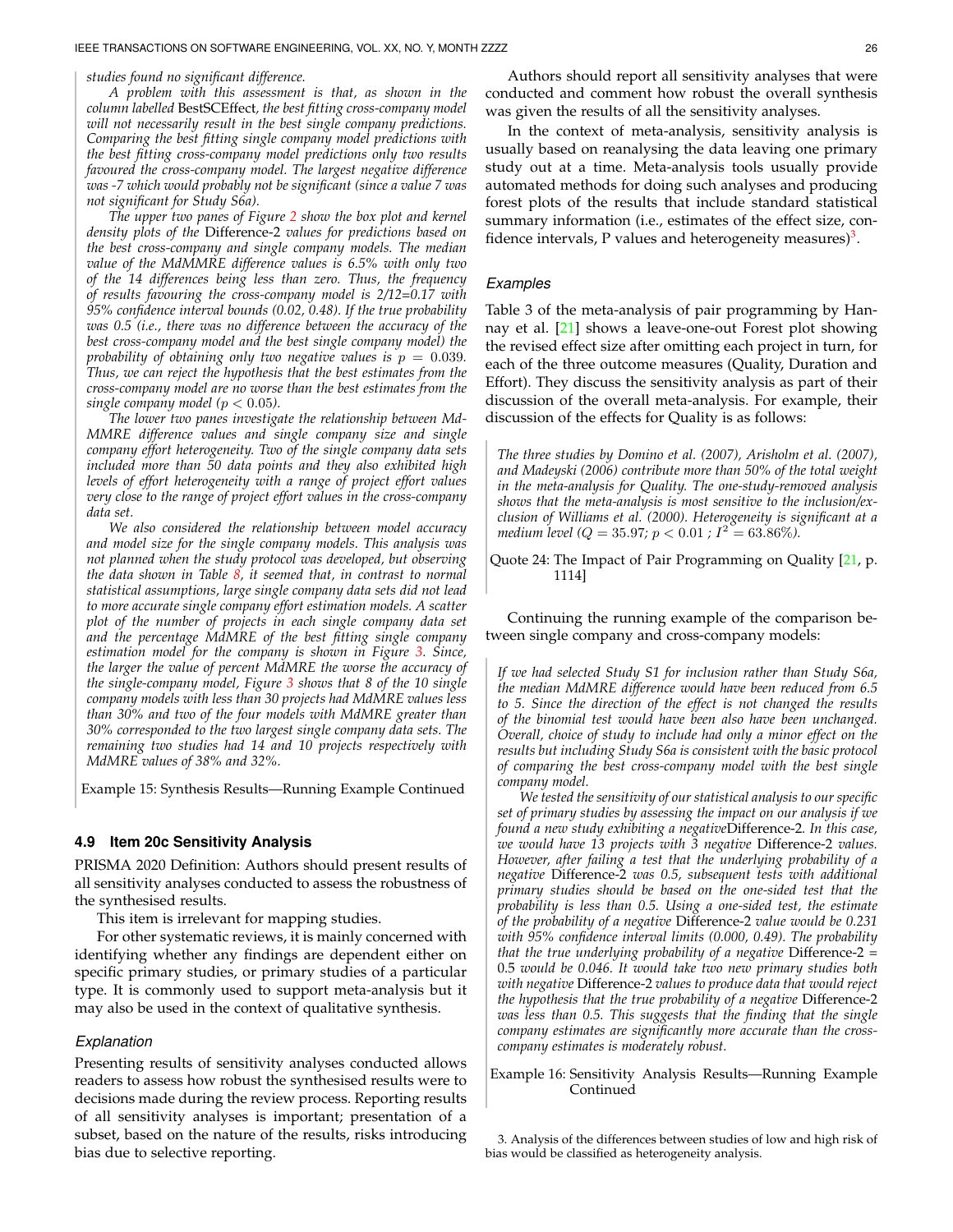*studies found no significant difference.*

*A problem with this assessment is that, as shown in the column labelled* BestSCEffect*, the best fitting cross-company model will not necessarily result in the best single company predictions. Comparing the best fitting single company model predictions with the best fitting cross-company model predictions only two results favoured the cross-company model. The largest negative difference was -7 which would probably not be significant (since a value 7 was not significant for Study S6a).*

*The upper two panes of Figure 2 show the box plot and kernel density plots of the* Difference-2 *values for predictions based on the best cross-company and single company models. The median value of the MdMMRE difference values is 6.5% with only two of the 14 differences being less than zero. Thus, the frequency of results favouring the cross-company model is 2/12=0.17 with 95% confidence interval bounds (0.02, 0.48). If the true probability was 0.5 (i.e., there was no difference between the accuracy of the best cross-company model and the best single company model) the probability of obtaining only two negative values is $p = 0.039$. Thus, we can reject the hypothesis that the best estimates from the cross-company model are no worse than the best estimates from the single company model ($p < 0.05$).*

*The lower two panes investigate the relationship between MdMMRE difference values and single company size and single company effort heterogeneity. Two of the single company data sets included more than 50 data points and they also exhibited high levels of effort heterogeneity with a range of project effort values very close to the range of project effort values in the cross-company data set.*

*We also considered the relationship between model accuracy and model size for the single company models. This analysis was not planned when the study protocol was developed, but observing the data shown in Table 8, it seemed that, in contrast to normal statistical assumptions, large single company data sets did not lead to more accurate single company effort estimation models. A scatter plot of the number of projects in each single company data set and the percentage MdMMRE of the best fitting single company estimation model for the company is shown in Figure 3. Since, the larger the value of percent MdMMRE the worse the accuracy of the single-company model, Figure 3 shows that 8 of the 10 single company models with less than 30 projects had MdMMRE values less than 30% and two of the four models with MdMRE greater than 30% corresponded to the two largest single company data sets. The remaining two studies had 14 and 10 projects respectively with MdMMRE values of 38% and 32%.*

Example 15: Synthesis Results—Running Example Continued

### 4.9 Item 20c Sensitivity Analysis

PRISMA 2020 Definition: Authors should present results of all sensitivity analyses conducted to assess the robustness of the synthesised results.

This item is irrelevant for mapping studies.

For other systematic reviews, it is mainly concerned with identifying whether any findings are dependent either on specific primary studies, or primary studies of a particular type. It is commonly used to support meta-analysis but it may also be used in the context of qualitative synthesis.

#### *Explanation*

Presenting results of sensitivity analyses conducted allows readers to assess how robust the synthesised results were to decisions made during the review process. Reporting results of all sensitivity analyses is important; presentation of a subset, based on the nature of the results, risks introducing bias due to selective reporting.

Authors should report all sensitivity analyses that were conducted and comment how robust the overall synthesis was given the results of all the sensitivity analyses.

In the context of meta-analysis, sensitivity analysis is usually based on reanalysing the data leaving one primary study out at a time. Meta-analysis tools usually provide automated methods for doing such analyses and producing forest plots of the results that include standard statistical summary information (i.e., estimates of the effect size, confidence intervals, P values and heterogeneity measures)[3].

#### *Examples*

Table 3 of the meta-analysis of pair programming by Hannay et al. [21] shows a leave-one-out Forest plot showing the revised effect size after omitting each project in turn, for each of the three outcome measures (Quality, Duration and Effort). They discuss the sensitivity analysis as part of their discussion of the overall meta-analysis. For example, their discussion of the effects for Quality is as follows:

*The three studies by Domino et al. (2007), Arisholm et al. (2007), and Madeyski (2006) contribute more than 50% of the total weight in the meta-analysis for Quality. The one-study-removed analysis shows that the meta-analysis is most sensitive to the inclusion/exclusion of Williams et al. (2000). Heterogeneity is significant at a medium level ($Q = 35.97$; $p < 0.01$ ; $I^2 = 63.86\%$).*

Quote 24: The Impact of Pair Programming on Quality [21, p. 1114]

Continuing the running example of the comparison between single company and cross-company models:

*If we had selected Study S1 for inclusion rather than Study S6a, the median MdMRE difference would have been reduced from 6.5 to 5. Since the direction of the effect is not changed the results of the binomial test would have been also have been unchanged. Overall, choice of study to include had only a minor effect on the results but including Study S6a is consistent with the basic protocol of comparing the best cross-company model with the best single company model.*

*We tested the sensitivity of our statistical analysis to our specific set of primary studies by assessing the impact on our analysis if we found a new study exhibiting a negative*Difference-2*. In this case, we would have 13 projects with 3 negative* Difference-2 *values. However, after failing a test that the underlying probability of a negative* Difference-2 *was 0.5, subsequent tests with additional primary studies should be based on the one-sided test that the probability is less than 0.5. Using a one-sided test, the estimate of the probability of a negative* Difference-2 *value would be 0.231 with 95% confidence interval limits (0.000, 0.49). The probability that the true underlying probability of a negative* Difference-2 = 0.5 *would be 0.046. It would take two new primary studies both with negative* Difference-2 *values to produce data that would reject the hypothesis that the true probability of a negative* Difference-2 *was less than 0.5. This suggests that the finding that the single company estimates are significantly more accurate than the cross-company estimates is moderately robust.*

Example 16: Sensitivity Analysis Results—Running Example Continued

3. Analysis of the differences between studies of low and high risk of bias would be classified as heterogeneity analysis.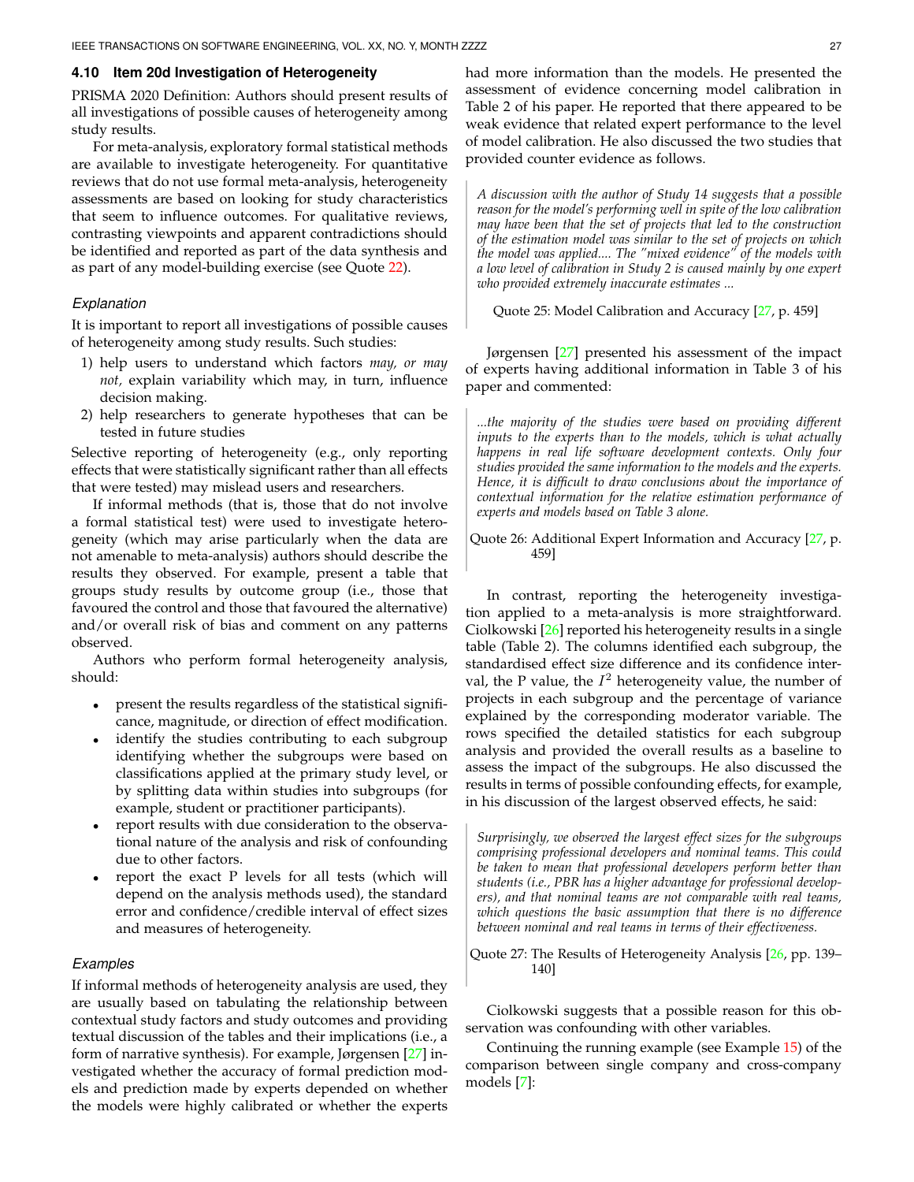### 4.10 Item 20d Investigation of Heterogeneity

PRISMA 2020 Definition: Authors should present results of all investigations of possible causes of heterogeneity among study results.

For meta-analysis, exploratory formal statistical methods are available to investigate heterogeneity. For quantitative reviews that do not use formal meta-analysis, heterogeneity assessments are based on looking for study characteristics that seem to influence outcomes. For qualitative reviews, contrasting viewpoints and apparent contradictions should be identified and reported as part of the data synthesis and as part of any model-building exercise (see Quote 22).

#### Explanation

It is important to report all investigations of possible causes of heterogeneity among study results. Such studies:

1) help users to understand which factors *may, or may not,* explain variability which may, in turn, influence decision making.
2) help researchers to generate hypotheses that can be tested in future studies

Selective reporting of heterogeneity (e.g., only reporting effects that were statistically significant rather than all effects that were tested) may mislead users and researchers.

If informal methods (that is, those that do not involve a formal statistical test) were used to investigate heterogeneity (which may arise particularly when the data are not amenable to meta-analysis) authors should describe the results they observed. For example, present a table that groups study results by outcome group (i.e., those that favoured the control and those that favoured the alternative) and/or overall risk of bias and comment on any patterns observed.

Authors who perform formal heterogeneity analysis, should:

- present the results regardless of the statistical significance, magnitude, or direction of effect modification.
- identify the studies contributing to each subgroup identifying whether the subgroups were based on classifications applied at the primary study level, or by splitting data within studies into subgroups (for example, student or practitioner participants).
- report results with due consideration to the observational nature of the analysis and risk of confounding due to other factors.
- report the exact P levels for all tests (which will depend on the analysis methods used), the standard error and confidence/credible interval of effect sizes and measures of heterogeneity.

#### Examples

If informal methods of heterogeneity analysis are used, they are usually based on tabulating the relationship between contextual study factors and study outcomes and providing textual discussion of the tables and their implications (i.e., a form of narrative synthesis). For example, Jørgensen [27] investigated whether the accuracy of formal prediction models and prediction made by experts depended on whether the models were highly calibrated or whether the experts had more information than the models. He presented the assessment of evidence concerning model calibration in Table 2 of his paper. He reported that there appeared to be weak evidence that related expert performance to the level of model calibration. He also discussed the two studies that provided counter evidence as follows.

> *A discussion with the author of Study 14 suggests that a possible reason for the model's performing well in spite of the low calibration may have been that the set of projects that led to the construction of the estimation model was similar to the set of projects on which the model was applied.... The "mixed evidence" of the models with a low level of calibration in Study 2 is caused mainly by one expert who provided extremely inaccurate estimates ...*
>
> Quote 25: Model Calibration and Accuracy [27, p. 459]

Jørgensen [27] presented his assessment of the impact of experts having additional information in Table 3 of his paper and commented:

> *...the majority of the studies were based on providing different inputs to the experts than to the models, which is what actually happens in real life software development contexts. Only four studies provided the same information to the models and the experts. Hence, it is difficult to draw conclusions about the importance of contextual information for the relative estimation performance of experts and models based on Table 3 alone.*
>
> Quote 26: Additional Expert Information and Accuracy [27, p. 459]

In contrast, reporting the heterogeneity investigation applied to a meta-analysis is more straightforward. Ciolkowski [26] reported his heterogeneity results in a single table (Table 2). The columns identified each subgroup, the standardised effect size difference and its confidence interval, the P value, the $I^2$ heterogeneity value, the number of projects in each subgroup and the percentage of variance explained by the corresponding moderator variable. The rows specified the detailed statistics for each subgroup analysis and provided the overall results as a baseline to assess the impact of the subgroups. He also discussed the results in terms of possible confounding effects, for example, in his discussion of the largest observed effects, he said:

> *Surprisingly, we observed the largest effect sizes for the subgroups comprising professional developers and nominal teams. This could be taken to mean that professional developers perform better than students (i.e., PBR has a higher advantage for professional developers), and that nominal teams are not comparable with real teams, which questions the basic assumption that there is no difference between nominal and real teams in terms of their effectiveness.*
>
> Quote 27: The Results of Heterogeneity Analysis [26, pp. 139–140]

Ciolkowski suggests that a possible reason for this observation was confounding with other variables.

Continuing the running example (see Example 15) of the comparison between single company and cross-company models [7]: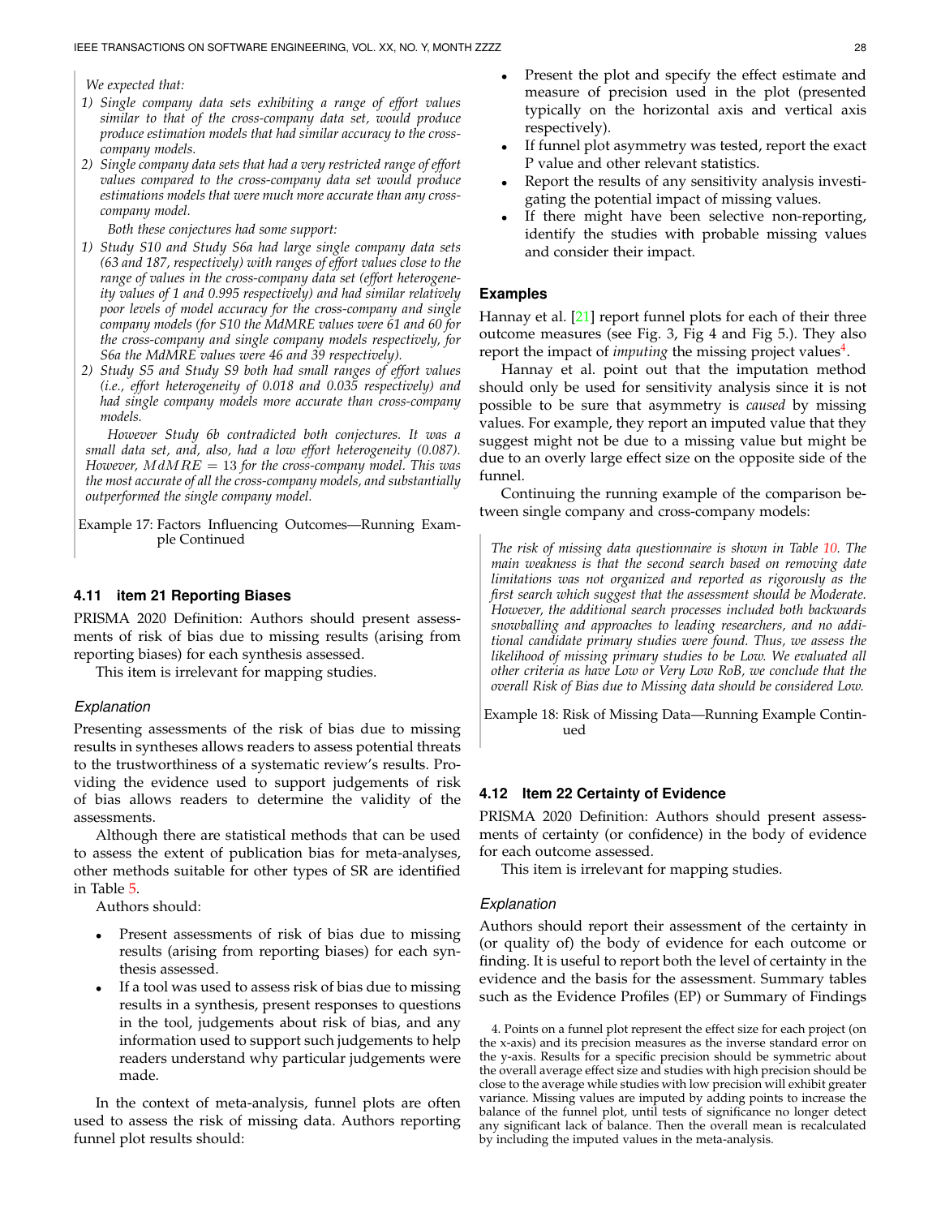*We expected that:*

1) *Single company data sets exhibiting a range of effort values similar to that of the cross-company data set, would produce produce estimation models that had similar accuracy to the cross-company models.*
2) *Single company data sets that had a very restricted range of effort values compared to the cross-company data set would produce estimations models that were much more accurate than any cross-company model.*

*Both these conjectures had some support:*

1) *Study S10 and Study S6a had large single company data sets (63 and 187, respectively) with ranges of effort values close to the range of values in the cross-company data set (effort heterogeneity values of 1 and 0.995 respectively) and had similar relatively poor levels of model accuracy for the cross-company and single company models (for S10 the MdMRE values were 61 and 60 for the cross-company and single company models respectively, for S6a the MdMRE values were 46 and 39 respectively).*
2) *Study S5 and Study S9 both had small ranges of effort values (i.e., effort heterogeneity of 0.018 and 0.035 respectively) and had single company models more accurate than cross-company models.*

*However Study 6b contradicted both conjectures. It was a small data set, and, also, had a low effort heterogeneity (0.087). However, $MdMRE = 13$ for the cross-company model. This was the most accurate of all the cross-company models, and substantially outperformed the single company model.*

Example 17: Factors Influencing Outcomes—Running Example Continued

### 4.11 item 21 Reporting Biases

PRISMA 2020 Definition: Authors should present assessments of risk of bias due to missing results (arising from reporting biases) for each synthesis assessed.

This item is irrelevant for mapping studies.

#### Explanation

Presenting assessments of the risk of bias due to missing results in syntheses allows readers to assess potential threats to the trustworthiness of a systematic review's results. Providing the evidence used to support judgements of risk of bias allows readers to determine the validity of the assessments.

Although there are statistical methods that can be used to assess the extent of publication bias for meta-analyses, other methods suitable for other types of SR are identified in Table 5.

Authors should:

- Present assessments of risk of bias due to missing results (arising from reporting biases) for each synthesis assessed.
- If a tool was used to assess risk of bias due to missing results in a synthesis, present responses to questions in the tool, judgements about risk of bias, and any information used to support such judgements to help readers understand why particular judgements were made.

In the context of meta-analysis, funnel plots are often used to assess the risk of missing data. Authors reporting funnel plot results should:

- Present the plot and specify the effect estimate and measure of precision used in the plot (presented typically on the horizontal axis and vertical axis respectively).
- If funnel plot asymmetry was tested, report the exact P value and other relevant statistics.
- Report the results of any sensitivity analysis investigating the potential impact of missing values.
- If there might have been selective non-reporting, identify the studies with probable missing values and consider their impact.

#### Examples

Hannay et al. [21] report funnel plots for each of their three outcome measures (see Fig. 3, Fig 4 and Fig 5.). They also report the impact of *imputing* the missing project values[4].

Hannay et al. point out that the imputation method should only be used for sensitivity analysis since it is not possible to be sure that asymmetry is *caused* by missing values. For example, they report an imputed value that they suggest might not be due to a missing value but might be due to an overly large effect size on the opposite side of the funnel.

Continuing the running example of the comparison between single company and cross-company models:

*The risk of missing data questionnaire is shown in Table 10. The main weakness is that the second search based on removing date limitations was not organized and reported as rigorously as the first search which suggest that the assessment should be Moderate. However, the additional search processes included both backwards snowballing and approaches to leading researchers, and no additional candidate primary studies were found. Thus, we assess the likelihood of missing primary studies to be Low. We evaluated all other criteria as have Low or Very Low RoB, we conclude that the overall Risk of Bias due to Missing data should be considered Low.*

Example 18: Risk of Missing Data—Running Example Continued

### 4.12 Item 22 Certainty of Evidence

PRISMA 2020 Definition: Authors should present assessments of certainty (or confidence) in the body of evidence for each outcome assessed.

This item is irrelevant for mapping studies.

#### Explanation

Authors should report their assessment of the certainty in (or quality of) the body of evidence for each outcome or finding. It is useful to report both the level of certainty in the evidence and the basis for the assessment. Summary tables such as the Evidence Profiles (EP) or Summary of Findings

4. Points on a funnel plot represent the effect size for each project (on the x-axis) and its precision measures as the inverse standard error on the y-axis. Results for a specific precision should be symmetric about the overall average effect size and studies with high precision should be close to the average while studies with low precision will exhibit greater variance. Missing values are imputed by adding points to increase the balance of the funnel plot, until tests of significance no longer detect any significant lack of balance. Then the overall mean is recalculated by including the imputed values in the meta-analysis.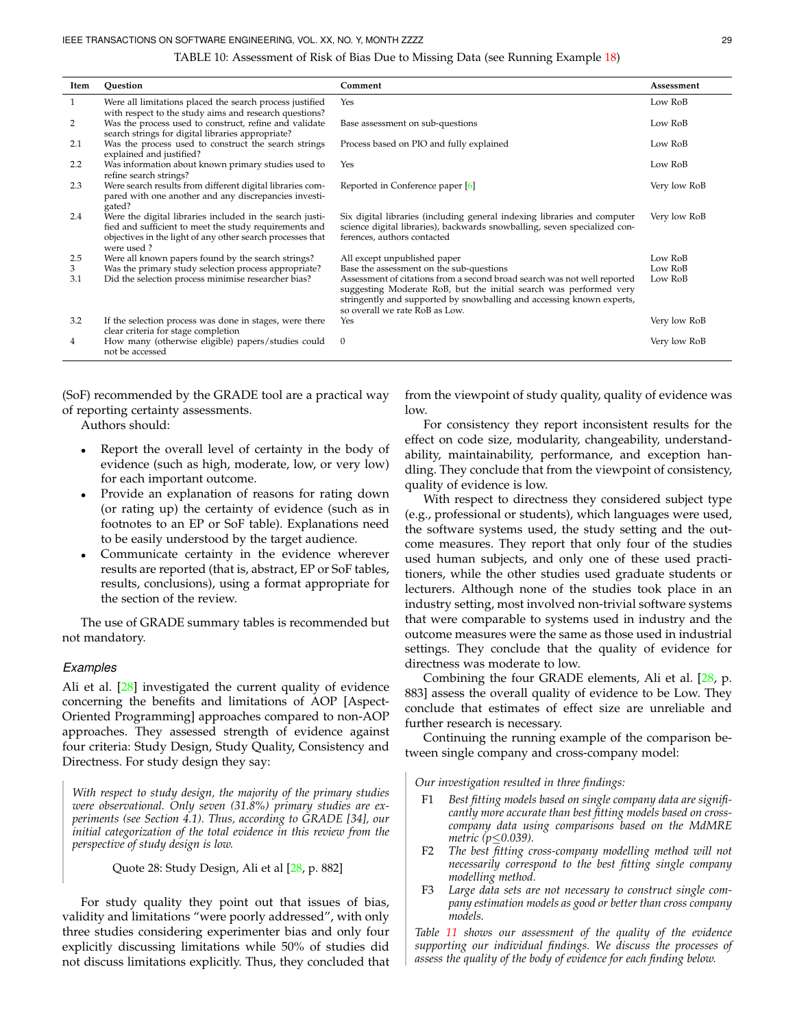TABLE 10: Assessment of Risk of Bias Due to Missing Data (see Running Example 18)

| Item | Question | Comment | Assessment |
|---|---|---|---|
| 1 | Were all limitations placed the search process justified with respect to the study aims and research questions? | Yes | Low RoB |
| 2 | Was the process used to construct, refine and validate search strings for digital libraries appropriate? | Base assessment on sub-questions | Low RoB |
| 2.1 | Was the process used to construct the search strings explained and justified? | Process based on PIO and fully explained | Low RoB |
| 2.2 | Was information about known primary studies used to refine search strings? | Yes | Low RoB |
| 2.3 | Were search results from different digital libraries compared with one another and any discrepancies investigated? | Reported in Conference paper [6] | Very low RoB |
| 2.4 | Were the digital libraries included in the search justified and sufficient to meet the study requirements and objectives in the light of any other search processes that were used ? | Six digital libraries (including general indexing libraries and computer science digital libraries), backwards snowballing, seven specialized conferences, authors contacted | Very low RoB |
| 2.5 | Were all known papers found by the search strings? | All except unpublished paper | Low RoB |
| 3 | Was the primary study selection process appropriate? | Base the assessment on the sub-questions | Low RoB |
| 3.1 | Did the selection process minimise researcher bias? | Assessment of citations from a second broad search was not well reported suggesting Moderate RoB, but the initial search was performed very stringently and supported by snowballing and accessing known experts, so overall we rate RoB as Low. | Low RoB |
| 3.2 | If the selection process was done in stages, were there clear criteria for stage completion | Yes | Very low RoB |
| 4 | How many (otherwise eligible) papers/studies could not be accessed | 0 | Very low RoB |

(SoF) recommended by the GRADE tool are a practical way of reporting certainty assessments.

Authors should:

- Report the overall level of certainty in the body of evidence (such as high, moderate, low, or very low) for each important outcome.
- Provide an explanation of reasons for rating down (or rating up) the certainty of evidence (such as in footnotes to an EP or SoF table). Explanations need to be easily understood by the target audience.
- Communicate certainty in the evidence wherever results are reported (that is, abstract, EP or SoF tables, results, conclusions), using a format appropriate for the section of the review.

The use of GRADE summary tables is recommended but not mandatory.

### *Examples*

Ali et al. [28] investigated the current quality of evidence concerning the benefits and limitations of AOP [Aspect-Oriented Programming] approaches compared to non-AOP approaches. They assessed strength of evidence against four criteria: Study Design, Study Quality, Consistency and Directness. For study design they say:

> *With respect to study design, the majority of the primary studies were observational. Only seven (31.8%) primary studies are experiments (see Section 4.1). Thus, according to GRADE [34], our initial categorization of the total evidence in this review from the perspective of study design is low.*
>
> Quote 28: Study Design, Ali et al [28, p. 882]

For study quality they point out that issues of bias, validity and limitations "were poorly addressed", with only three studies considering experimenter bias and only four explicitly discussing limitations while 50% of studies did not discuss limitations explicitly. Thus, they concluded that from the viewpoint of study quality, quality of evidence was low.

For consistency they report inconsistent results for the effect on code size, modularity, changeability, understandability, maintainability, performance, and exception handling. They conclude that from the viewpoint of consistency, quality of evidence is low.

With respect to directness they considered subject type (e.g., professional or students), which languages were used, the software systems used, the study setting and the outcome measures. They report that only four of the studies used human subjects, and only one of these used practitioners, while the other studies used graduate students or lecturers. Although none of the studies took place in an industry setting, most involved non-trivial software systems that were comparable to systems used in industry and the outcome measures were the same as those used in industrial settings. They conclude that the quality of evidence for directness was moderate to low.

Combining the four GRADE elements, Ali et al. [28, p. 883] assess the overall quality of evidence to be Low. They conclude that estimates of effect size are unreliable and further research is necessary.

Continuing the running example of the comparison between single company and cross-company model:

> *Our investigation resulted in three findings:*
>
> F1 *Best fitting models based on single company data are significantly more accurate than best fitting models based on cross-company data using comparisons based on the MdMRE metric ($p \leq 0.039$).*
>
> F2 *The best fitting cross-company modelling method will not necessarily correspond to the best fitting single company modelling method.*
>
> F3 *Large data sets are not necessary to construct single company estimation models as good or better than cross company models.*
>
> *Table 11 shows our assessment of the quality of the evidence supporting our individual findings. We discuss the processes of assess the quality of the body of evidence for each finding below.*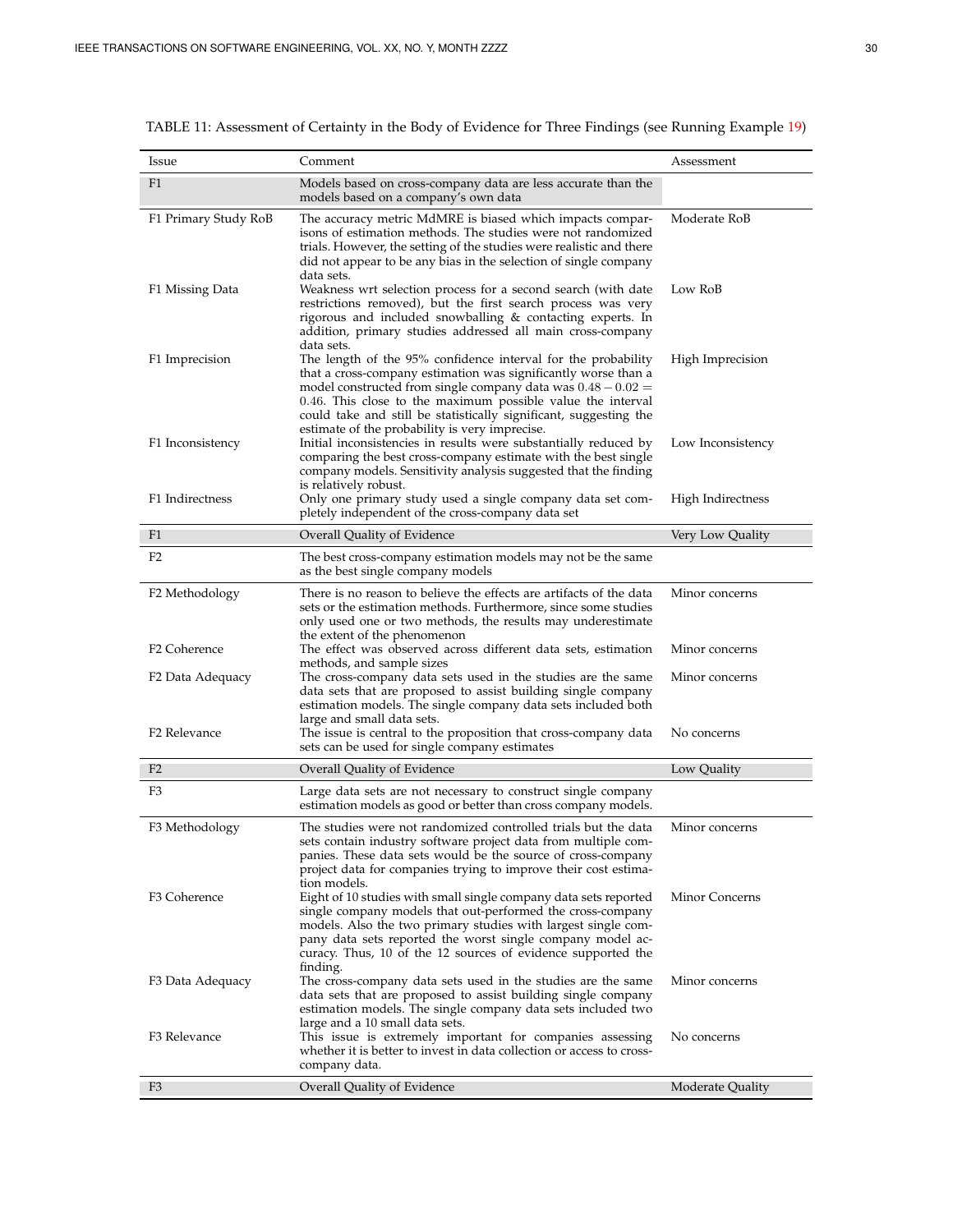TABLE 11: Assessment of Certainty in the Body of Evidence for Three Findings (see Running Example 19)

| Issue | Comment | Assessment |
|---|---|---|
| F1 | Models based on cross-company data are less accurate than the models based on a company's own data | |
| F1 Primary Study RoB | The accuracy metric MdMRE is biased which impacts comparisons of estimation methods. The studies were not randomized trials. However, the setting of the studies were realistic and there did not appear to be any bias in the selection of single company data sets. | Moderate RoB |
| F1 Missing Data | Weakness wrt selection process for a second search (with date restrictions removed), but the first search process was very rigorous and included snowballing & contacting experts. In addition, primary studies addressed all main cross-company data sets. | Low RoB |
| F1 Imprecision | The length of the 95% confidence interval for the probability that a cross-company estimation was significantly worse than a model constructed from single company data was $0.48 - 0.02 = 0.46$. This close to the maximum possible value the interval could take and still be statistically significant, suggesting the estimate of the probability is very imprecise. | High Imprecision |
| F1 Inconsistency | Initial inconsistencies in results were substantially reduced by comparing the best cross-company estimate with the best single company models. Sensitivity analysis suggested that the finding is relatively robust. | Low Inconsistency |
| F1 Indirectness | Only one primary study used a single company data set completely independent of the cross-company data set | High Indirectness |
| F1 | Overall Quality of Evidence | Very Low Quality |
| F2 | The best cross-company estimation models may not be the same as the best single company models | |
| F2 Methodology | There is no reason to believe the effects are artifacts of the data sets or the estimation methods. Furthermore, since some studies only used one or two methods, the results may underestimate the extent of the phenomenon | Minor concerns |
| F2 Coherence | The effect was observed across different data sets, estimation methods, and sample sizes | Minor concerns |
| F2 Data Adequacy | The cross-company data sets used in the studies are the same data sets that are proposed to assist building single company estimation models. The single company data sets included both large and small data sets. | Minor concerns |
| F2 Relevance | The issue is central to the proposition that cross-company data sets can be used for single company estimates | No concerns |
| F2 | Overall Quality of Evidence | Low Quality |
| F3 | Large data sets are not necessary to construct single company estimation models as good or better than cross company models. | |
| F3 Methodology | The studies were not randomized controlled trials but the data sets contain industry software project data from multiple companies. These data sets would be the source of cross-company project data for companies trying to improve their cost estimation models. | Minor concerns |
| F3 Coherence | Eight of 10 studies with small single company data sets reported single company models that out-performed the cross-company models. Also the two primary studies with largest single company data sets reported the worst single company model accuracy. Thus, 10 of the 12 sources of evidence supported the finding. | Minor Concerns |
| F3 Data Adequacy | The cross-company data sets used in the studies are the same data sets that are proposed to assist building single company estimation models. The single company data sets included two large and a 10 small data sets. | Minor concerns |
| F3 Relevance | This issue is extremely important for companies assessing whether it is better to invest in data collection or access to cross-company data. | No concerns |
| F3 | Overall Quality of Evidence | Moderate Quality |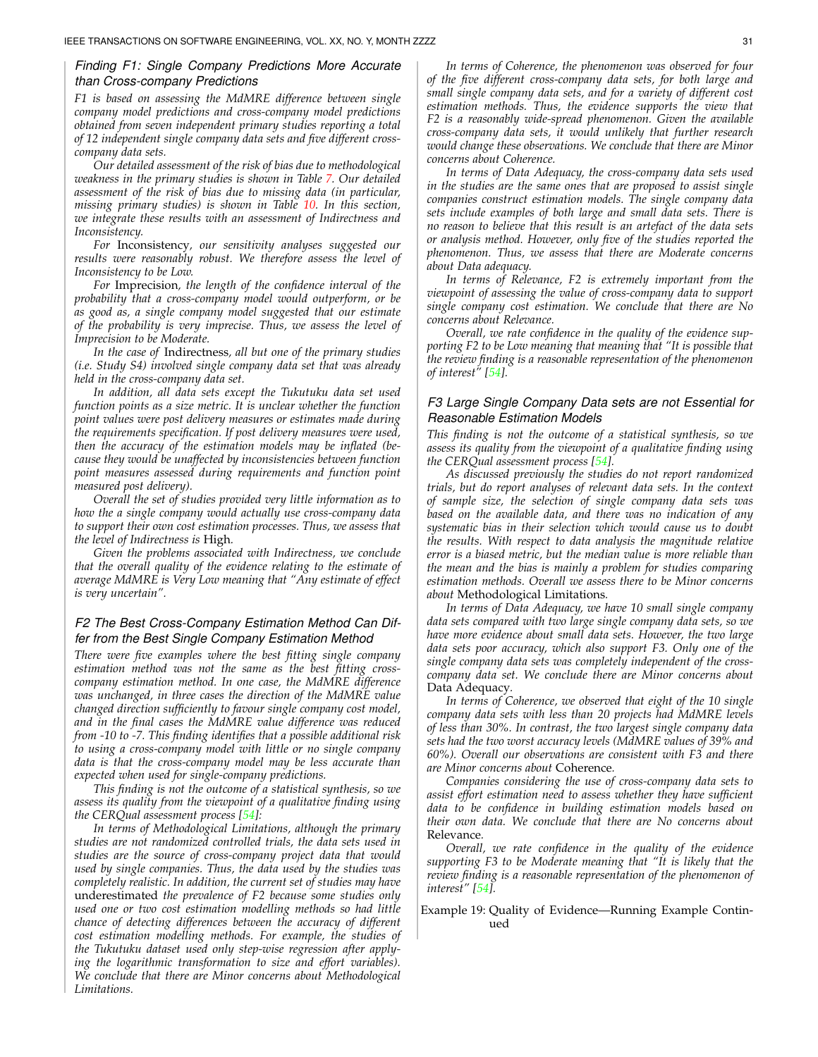#### *Finding F1: Single Company Predictions More Accurate than Cross-company Predictions*

*F1 is based on assessing the MdMRE difference between single company model predictions and cross-company model predictions obtained from seven independent primary studies reporting a total of 12 independent single company data sets and five different cross-company data sets.*

*Our detailed assessment of the risk of bias due to methodological weakness in the primary studies is shown in Table 7. Our detailed assessment of the risk of bias due to missing data (in particular, missing primary studies) is shown in Table 10. In this section, we integrate these results with an assessment of Indirectness and Inconsistency.*

*For* Inconsistency*, our sensitivity analyses suggested our results were reasonably robust. We therefore assess the level of Inconsistency to be Low.*

*For* Imprecision*, the length of the confidence interval of the probability that a cross-company model would outperform, or be as good as, a single company model suggested that our estimate of the probability is very imprecise. Thus, we assess the level of Imprecision to be Moderate.*

*In the case of* Indirectness*, all but one of the primary studies (i.e. Study S4) involved single company data set that was already held in the cross-company data set.*

*In addition, all data sets except the Tukutuku data set used function points as a size metric. It is unclear whether the function point values were post delivery measures or estimates made during the requirements specification. If post delivery measures were used, then the accuracy of the estimation models may be inflated (because they would be unaffected by inconsistencies between function point measures assessed during requirements and function point measured post delivery).*

*Overall the set of studies provided very little information as to how the a single company would actually use cross-company data to support their own cost estimation processes. Thus, we assess that the level of Indirectness is* High*.*

*Given the problems associated with Indirectness, we conclude that the overall quality of the evidence relating to the estimate of average MdMRE is Very Low meaning that "Any estimate of effect is very uncertain".*

#### *F2 The Best Cross-Company Estimation Method Can Differ from the Best Single Company Estimation Method*

*There were five examples where the best fitting single company estimation method was not the same as the best fitting cross-company estimation method. In one case, the MdMRE difference was unchanged, in three cases the direction of the MdMRE value changed direction sufficiently to favour single company cost model, and in the final cases the MdMRE value difference was reduced from -10 to -7. This finding identifies that a possible additional risk to using a cross-company model with little or no single company data is that the cross-company model may be less accurate than expected when used for single-company predictions.*

*This finding is not the outcome of a statistical synthesis, so we assess its quality from the viewpoint of a qualitative finding using the CERQual assessment process [54]:*

*In terms of Methodological Limitations, although the primary studies are not randomized controlled trials, the data sets used in studies are the source of cross-company project data that would used by single companies. Thus, the data used by the studies was completely realistic. In addition, the current set of studies may have* underestimated *the prevalence of F2 because some studies only used one or two cost estimation modelling methods so had little chance of detecting differences between the accuracy of different cost estimation modelling methods. For example, the studies of the Tukutuku dataset used only step-wise regression after applying the logarithmic transformation to size and effort variables). We conclude that there are Minor concerns about Methodological Limitations.*

*In terms of Coherence, the phenomenon was observed for four of the five different cross-company data sets, for both large and small single company data sets, and for a variety of different cost estimation methods. Thus, the evidence supports the view that F2 is a reasonably wide-spread phenomenon. Given the available cross-company data sets, it would unlikely that further research would change these observations. We conclude that there are Minor concerns about Coherence.*

*In terms of Data Adequacy, the cross-company data sets used in the studies are the same ones that are proposed to assist single companies construct estimation models. The single company data sets include examples of both large and small data sets. There is no reason to believe that this result is an artefact of the data sets or analysis method. However, only five of the studies reported the phenomenon. Thus, we assess that there are Moderate concerns about Data adequacy.*

*In terms of Relevance, F2 is extremely important from the viewpoint of assessing the value of cross-company data to support single company cost estimation. We conclude that there are No concerns about Relevance.*

*Overall, we rate confidence in the quality of the evidence supporting F2 to be Low meaning that meaning that "It is possible that the review finding is a reasonable representation of the phenomenon of interest" [54].*

#### *F3 Large Single Company Data sets are not Essential for Reasonable Estimation Models*

*This finding is not the outcome of a statistical synthesis, so we assess its quality from the viewpoint of a qualitative finding using the CERQual assessment process [54].*

*As discussed previously the studies do not report randomized trials, but do report analyses of relevant data sets. In the context of sample size, the selection of single company data sets was based on the available data, and there was no indication of any systematic bias in their selection which would cause us to doubt the results. With respect to data analysis the magnitude relative error is a biased metric, but the median value is more reliable than the mean and the bias is mainly a problem for studies comparing estimation methods. Overall we assess there to be Minor concerns about* Methodological Limitations*.*

*In terms of Data Adequacy, we have 10 small single company data sets compared with two large single company data sets, so we have more evidence about small data sets. However, the two large data sets poor accuracy, which also support F3. Only one of the single company data sets was completely independent of the cross-company data set. We conclude there are Minor concerns about* Data Adequacy*.*

*In terms of Coherence, we observed that eight of the 10 single company data sets with less than 20 projects had MdMRE levels of less than 30%. In contrast, the two largest single company data sets had the two worst accuracy levels (MdMRE values of 39% and 60%). Overall our observations are consistent with F3 and there are Minor concerns about* Coherence*.*

*Companies considering the use of cross-company data sets to assist effort estimation need to assess whether they have sufficient data to be confidence in building estimation models based on their own data. We conclude that there are No concerns about* Relevance*.*

*Overall, we rate confidence in the quality of the evidence supporting F3 to be Moderate meaning that "It is likely that the review finding is a reasonable representation of the phenomenon of interest" [54].*

Example 19: Quality of Evidence—Running Example Continued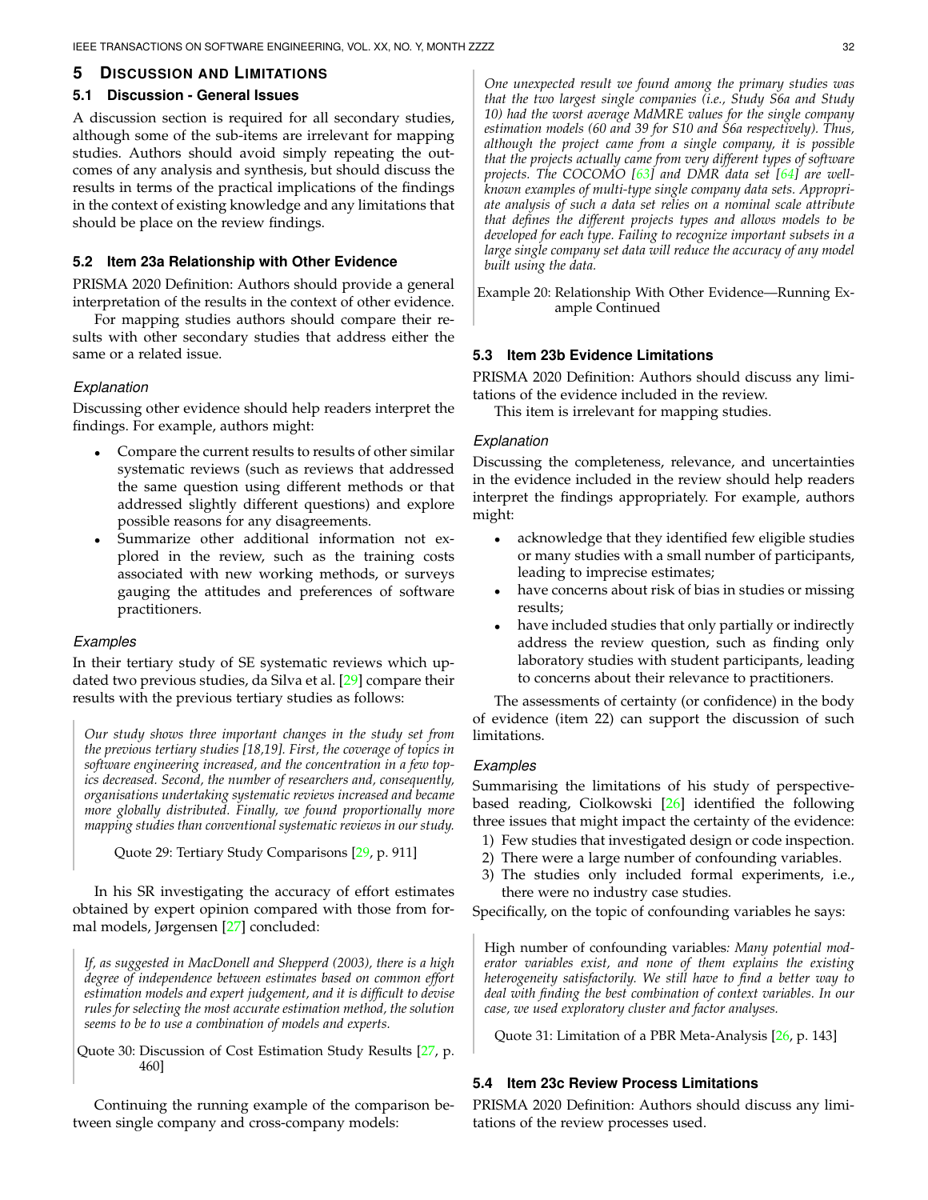## 5 Discussion and Limitations

### 5.1 Discussion - General Issues

A discussion section is required for all secondary studies, although some of the sub-items are irrelevant for mapping studies. Authors should avoid simply repeating the outcomes of any analysis and synthesis, but should discuss the results in terms of the practical implications of the findings in the context of existing knowledge and any limitations that should be place on the review findings.

### 5.2 Item 23a Relationship with Other Evidence

PRISMA 2020 Definition: Authors should provide a general interpretation of the results in the context of other evidence.

For mapping studies authors should compare their results with other secondary studies that address either the same or a related issue.

#### *Explanation*

Discussing other evidence should help readers interpret the findings. For example, authors might:

- Compare the current results to results of other similar systematic reviews (such as reviews that addressed the same question using different methods or that addressed slightly different questions) and explore possible reasons for any disagreements.
- Summarize other additional information not explored in the review, such as the training costs associated with new working methods, or surveys gauging the attitudes and preferences of software practitioners.

#### *Examples*

In their tertiary study of SE systematic reviews which updated two previous studies, da Silva et al. [29] compare their results with the previous tertiary studies as follows:

> *Our study shows three important changes in the study set from the previous tertiary studies [18,19]. First, the coverage of topics in software engineering increased, and the concentration in a few topics decreased. Second, the number of researchers and, consequently, organisations undertaking systematic reviews increased and became more globally distributed. Finally, we found proportionally more mapping studies than conventional systematic reviews in our study.*
>
> Quote 29: Tertiary Study Comparisons [29, p. 911]

In his SR investigating the accuracy of effort estimates obtained by expert opinion compared with those from formal models, Jørgensen [27] concluded:

> *If, as suggested in MacDonell and Shepperd (2003), there is a high degree of independence between estimates based on common effort estimation models and expert judgement, and it is difficult to devise rules for selecting the most accurate estimation method, the solution seems to be to use a combination of models and experts.*
>
> Quote 30: Discussion of Cost Estimation Study Results [27, p. 460]

Continuing the running example of the comparison between single company and cross-company models:

> *One unexpected result we found among the primary studies was that the two largest single companies (i.e., Study S6a and Study 10) had the worst average MdMRE values for the single company estimation models (60 and 39 for S10 and S6a respectively). Thus, although the project came from a single company, it is possible that the projects actually came from very different types of software projects. The COCOMO [63] and DMR data set [64] are well-known examples of multi-type single company data sets. Appropriate analysis of such a data set relies on a nominal scale attribute that defines the different projects types and allows models to be developed for each type. Failing to recognize important subsets in a large single company set data will reduce the accuracy of any model built using the data.*
>
> Example 20: Relationship With Other Evidence—Running Example Continued

### 5.3 Item 23b Evidence Limitations

PRISMA 2020 Definition: Authors should discuss any limitations of the evidence included in the review.

This item is irrelevant for mapping studies.

#### *Explanation*

Discussing the completeness, relevance, and uncertainties in the evidence included in the review should help readers interpret the findings appropriately. For example, authors might:

- acknowledge that they identified few eligible studies or many studies with a small number of participants, leading to imprecise estimates;
- have concerns about risk of bias in studies or missing results;
- have included studies that only partially or indirectly address the review question, such as finding only laboratory studies with student participants, leading to concerns about their relevance to practitioners.

The assessments of certainty (or confidence) in the body of evidence (item 22) can support the discussion of such limitations.

#### *Examples*

Summarising the limitations of his study of perspective-based reading, Ciolkowski [26] identified the following three issues that might impact the certainty of the evidence:

1) Few studies that investigated design or code inspection.
2) There were a large number of confounding variables.
3) The studies only included formal experiments, i.e., there were no industry case studies.

Specifically, on the topic of confounding variables he says:

> High number of confounding variables*: Many potential moderator variables exist, and none of them explains the existing heterogeneity satisfactorily. We still have to find a better way to deal with finding the best combination of context variables. In our case, we used exploratory cluster and factor analyses.*
>
> Quote 31: Limitation of a PBR Meta-Analysis [26, p. 143]

### 5.4 Item 23c Review Process Limitations

PRISMA 2020 Definition: Authors should discuss any limitations of the review processes used.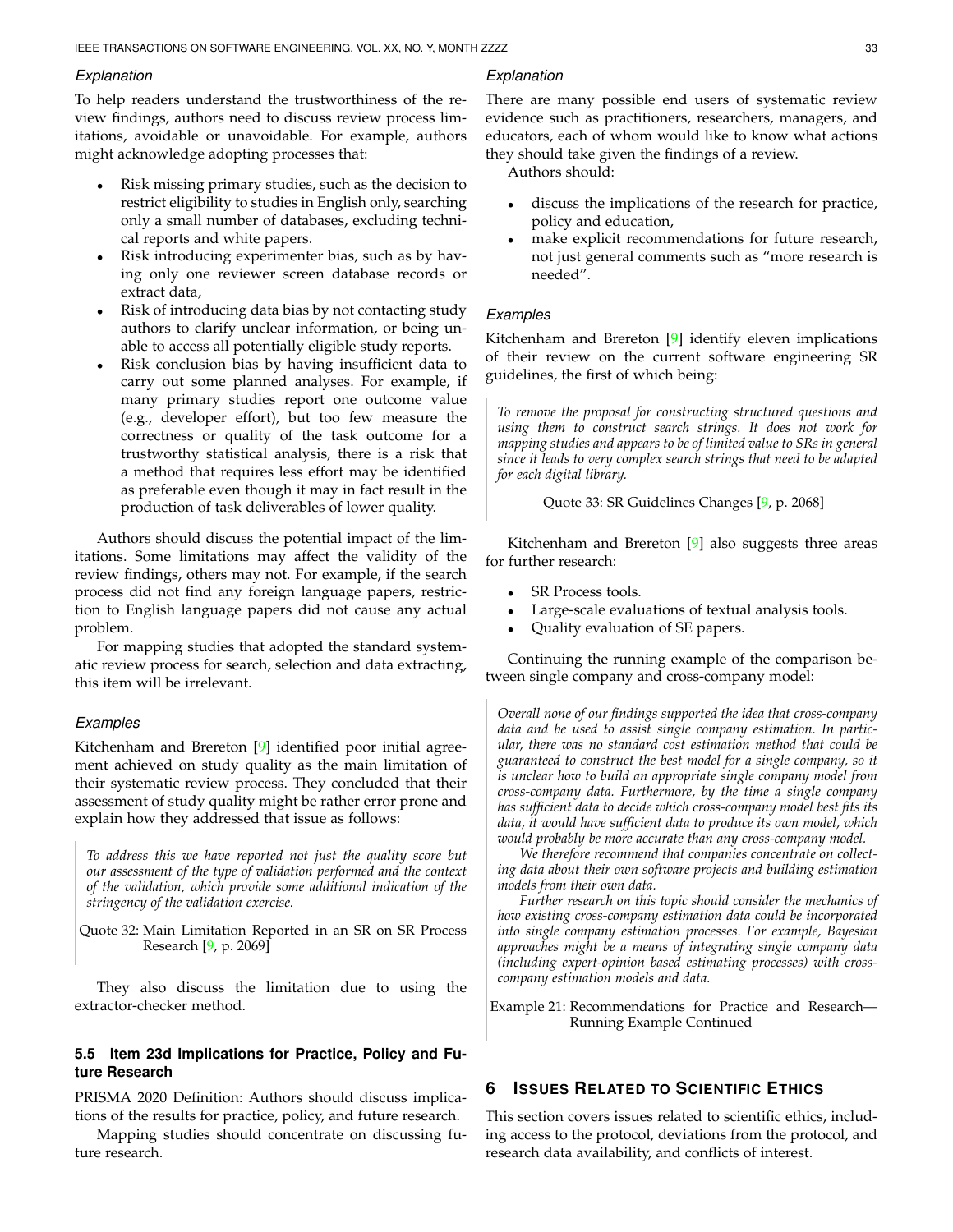*Explanation*

To help readers understand the trustworthiness of the review findings, authors need to discuss review process limitations, avoidable or unavoidable. For example, authors might acknowledge adopting processes that:

- Risk missing primary studies, such as the decision to restrict eligibility to studies in English only, searching only a small number of databases, excluding technical reports and white papers.
- Risk introducing experimenter bias, such as by having only one reviewer screen database records or extract data,
- Risk of introducing data bias by not contacting study authors to clarify unclear information, or being unable to access all potentially eligible study reports.
- Risk conclusion bias by having insufficient data to carry out some planned analyses. For example, if many primary studies report one outcome value (e.g., developer effort), but too few measure the correctness or quality of the task outcome for a trustworthy statistical analysis, there is a risk that a method that requires less effort may be identified as preferable even though it may in fact result in the production of task deliverables of lower quality.

Authors should discuss the potential impact of the limitations. Some limitations may affect the validity of the review findings, others may not. For example, if the search process did not find any foreign language papers, restriction to English language papers did not cause any actual problem.

For mapping studies that adopted the standard systematic review process for search, selection and data extracting, this item will be irrelevant.

*Examples*

Kitchenham and Brereton [9] identified poor initial agreement achieved on study quality as the main limitation of their systematic review process. They concluded that their assessment of study quality might be rather error prone and explain how they addressed that issue as follows:

> *To address this we have reported not just the quality score but our assessment of the type of validation performed and the context of the validation, which provide some additional indication of the stringency of the validation exercise.*
>
> Quote 32: Main Limitation Reported in an SR on SR Process Research [9, p. 2069]

They also discuss the limitation due to using the extractor-checker method.

### 5.5 Item 23d Implications for Practice, Policy and Future Research

PRISMA 2020 Definition: Authors should discuss implications of the results for practice, policy, and future research.

Mapping studies should concentrate on discussing future research.

*Explanation*

There are many possible end users of systematic review evidence such as practitioners, researchers, managers, and educators, each of whom would like to know what actions they should take given the findings of a review.

Authors should:

- discuss the implications of the research for practice, policy and education,
- make explicit recommendations for future research, not just general comments such as "more research is needed".

*Examples*

Kitchenham and Brereton [9] identify eleven implications of their review on the current software engineering SR guidelines, the first of which being:

> *To remove the proposal for constructing structured questions and using them to construct search strings. It does not work for mapping studies and appears to be of limited value to SRs in general since it leads to very complex search strings that need to be adapted for each digital library.*
>
> Quote 33: SR Guidelines Changes [9, p. 2068]

Kitchenham and Brereton [9] also suggests three areas for further research:

- SR Process tools.
- Large-scale evaluations of textual analysis tools.
- Quality evaluation of SE papers.

Continuing the running example of the comparison between single company and cross-company model:

> *Overall none of our findings supported the idea that cross-company data and be used to assist single company estimation. In particular, there was no standard cost estimation method that could be guaranteed to construct the best model for a single company, so it is unclear how to build an appropriate single company model from cross-company data. Furthermore, by the time a single company has sufficient data to decide which cross-company model best fits its data, it would have sufficient data to produce its own model, which would probably be more accurate than any cross-company model.*
>
> *We therefore recommend that companies concentrate on collecting data about their own software projects and building estimation models from their own data.*
>
> *Further research on this topic should consider the mechanics of how existing cross-company estimation data could be incorporated into single company estimation processes. For example, Bayesian approaches might be a means of integrating single company data (including expert-opinion based estimating processes) with cross-company estimation models and data.*
>
> Example 21: Recommendations for Practice and Research—Running Example Continued

## 6 Issues Related to Scientific Ethics

This section covers issues related to scientific ethics, including access to the protocol, deviations from the protocol, and research data availability, and conflicts of interest.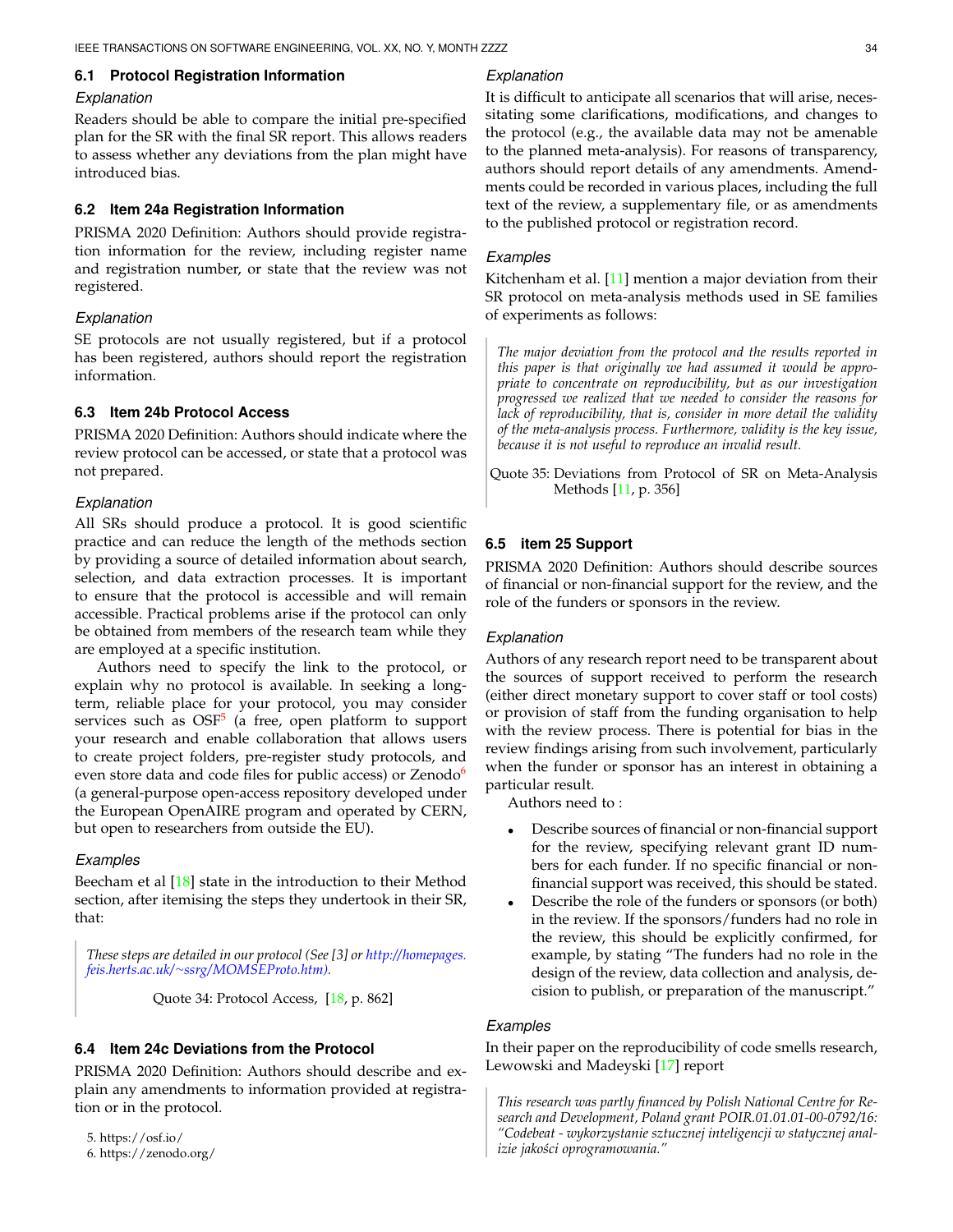### 6.1 Protocol Registration Information

*Explanation*

Readers should be able to compare the initial pre-specified plan for the SR with the final SR report. This allows readers to assess whether any deviations from the plan might have introduced bias.

### 6.2 Item 24a Registration Information

PRISMA 2020 Definition: Authors should provide registration information for the review, including register name and registration number, or state that the review was not registered.

*Explanation*

SE protocols are not usually registered, but if a protocol has been registered, authors should report the registration information.

### 6.3 Item 24b Protocol Access

PRISMA 2020 Definition: Authors should indicate where the review protocol can be accessed, or state that a protocol was not prepared.

*Explanation*

All SRs should produce a protocol. It is good scientific practice and can reduce the length of the methods section by providing a source of detailed information about search, selection, and data extraction processes. It is important to ensure that the protocol is accessible and will remain accessible. Practical problems arise if the protocol can only be obtained from members of the research team while they are employed at a specific institution.

Authors need to specify the link to the protocol, or explain why no protocol is available. In seeking a long-term, reliable place for your protocol, you may consider services such as OSF[5] (a free, open platform to support your research and enable collaboration that allows users to create project folders, pre-register study protocols, and even store data and code files for public access) or Zenodo[6] (a general-purpose open-access repository developed under the European OpenAIRE program and operated by CERN, but open to researchers from outside the EU).

*Examples*

Beecham et al [18] state in the introduction to their Method section, after itemising the steps they undertook in their SR, that:

> *These steps are detailed in our protocol (See [3] or http://homepages.feis.herts.ac.uk/~ssrg/MOMSEProto.htm).*
>
> Quote 34: Protocol Access, [18, p. 862]

### 6.4 Item 24c Deviations from the Protocol

PRISMA 2020 Definition: Authors should describe and explain any amendments to information provided at registration or in the protocol.

*Explanation*

It is difficult to anticipate all scenarios that will arise, necessitating some clarifications, modifications, and changes to the protocol (e.g., the available data may not be amenable to the planned meta-analysis). For reasons of transparency, authors should report details of any amendments. Amendments could be recorded in various places, including the full text of the review, a supplementary file, or as amendments to the published protocol or registration record.

*Examples*

Kitchenham et al. [11] mention a major deviation from their SR protocol on meta-analysis methods used in SE families of experiments as follows:

> *The major deviation from the protocol and the results reported in this paper is that originally we had assumed it would be appropriate to concentrate on reproducibility, but as our investigation progressed we realized that we needed to consider the reasons for lack of reproducibility, that is, consider in more detail the validity of the meta-analysis process. Furthermore, validity is the key issue, because it is not useful to reproduce an invalid result.*
>
> Quote 35: Deviations from Protocol of SR on Meta-Analysis Methods [11, p. 356]

### 6.5 item 25 Support

PRISMA 2020 Definition: Authors should describe sources of financial or non-financial support for the review, and the role of the funders or sponsors in the review.

*Explanation*

Authors of any research report need to be transparent about the sources of support received to perform the research (either direct monetary support to cover staff or tool costs) or provision of staff from the funding organisation to help with the review process. There is potential for bias in the review findings arising from such involvement, particularly when the funder or sponsor has an interest in obtaining a particular result.

Authors need to :

- Describe sources of financial or non-financial support for the review, specifying relevant grant ID numbers for each funder. If no specific financial or non-financial support was received, this should be stated.
- Describe the role of the funders or sponsors (or both) in the review. If the sponsors/funders had no role in the review, this should be explicitly confirmed, for example, by stating "The funders had no role in the design of the review, data collection and analysis, decision to publish, or preparation of the manuscript."

*Examples*

In their paper on the reproducibility of code smells research, Lewowski and Madeyski [17] report

> *This research was partly financed by Polish National Centre for Research and Development, Poland grant POIR.01.01.01-00-0792/16: "Codebeat - wykorzystanie sztucznej inteligencji w statycznej analizie jakości oprogramowania."*

5. https://osf.io/
6. https://zenodo.org/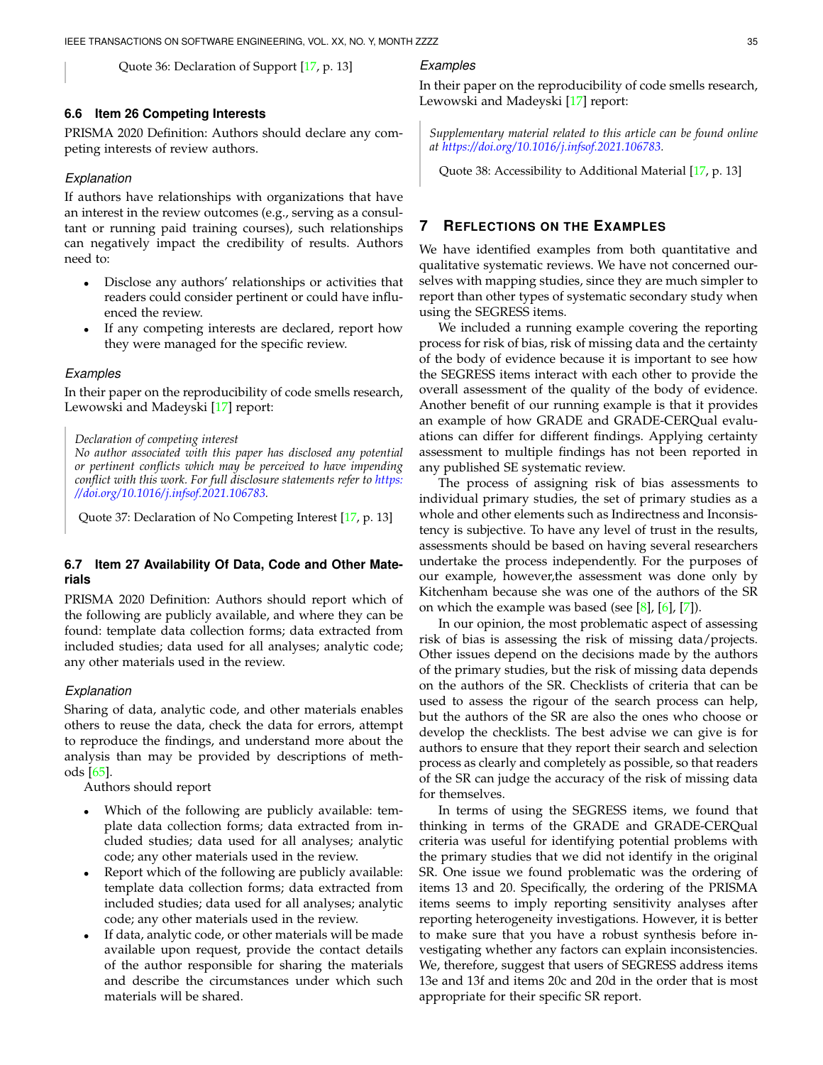Quote 36: Declaration of Support [17, p. 13]

### 6.6 Item 26 Competing Interests

PRISMA 2020 Definition: Authors should declare any competing interests of review authors.

#### Explanation

If authors have relationships with organizations that have an interest in the review outcomes (e.g., serving as a consultant or running paid training courses), such relationships can negatively impact the credibility of results. Authors need to:

- Disclose any authors' relationships or activities that readers could consider pertinent or could have influenced the review.
- If any competing interests are declared, report how they were managed for the specific review.

#### Examples

In their paper on the reproducibility of code smells research, Lewowski and Madeyski [17] report:

> *Declaration of competing interest*
> *No author associated with this paper has disclosed any potential or pertinent conflicts which may be perceived to have impending conflict with this work. For full disclosure statements refer to https://doi.org/10.1016/j.infsof.2021.106783.*
>
> Quote 37: Declaration of No Competing Interest [17, p. 13]

### 6.7 Item 27 Availability Of Data, Code and Other Materials

PRISMA 2020 Definition: Authors should report which of the following are publicly available, and where they can be found: template data collection forms; data extracted from included studies; data used for all analyses; analytic code; any other materials used in the review.

#### Explanation

Sharing of data, analytic code, and other materials enables others to reuse the data, check the data for errors, attempt to reproduce the findings, and understand more about the analysis than may be provided by descriptions of methods [65].

Authors should report

- Which of the following are publicly available: template data collection forms; data extracted from included studies; data used for all analyses; analytic code; any other materials used in the review.
- Report which of the following are publicly available: template data collection forms; data extracted from included studies; data used for all analyses; analytic code; any other materials used in the review.
- If data, analytic code, or other materials will be made available upon request, provide the contact details of the author responsible for sharing the materials and describe the circumstances under which such materials will be shared.

#### Examples

In their paper on the reproducibility of code smells research, Lewowski and Madeyski [17] report:

> *Supplementary material related to this article can be found online at https://doi.org/10.1016/j.infsof.2021.106783.*
>
> Quote 38: Accessibility to Additional Material [17, p. 13]

## 7 Reflections on the Examples

We have identified examples from both quantitative and qualitative systematic reviews. We have not concerned ourselves with mapping studies, since they are much simpler to report than other types of systematic secondary study when using the SEGRESS items.

We included a running example covering the reporting process for risk of bias, risk of missing data and the certainty of the body of evidence because it is important to see how the SEGRESS items interact with each other to provide the overall assessment of the quality of the body of evidence. Another benefit of our running example is that it provides an example of how GRADE and GRADE-CERQual evaluations can differ for different findings. Applying certainty assessment to multiple findings has not been reported in any published SE systematic review.

The process of assigning risk of bias assessments to individual primary studies, the set of primary studies as a whole and other elements such as Indirectness and Inconsistency is subjective. To have any level of trust in the results, assessments should be based on having several researchers undertake the process independently. For the purposes of our example, however,the assessment was done only by Kitchenham because she was one of the authors of the SR on which the example was based (see [8], [6], [7]).

In our opinion, the most problematic aspect of assessing risk of bias is assessing the risk of missing data/projects. Other issues depend on the decisions made by the authors of the primary studies, but the risk of missing data depends on the authors of the SR. Checklists of criteria that can be used to assess the rigour of the search process can help, but the authors of the SR are also the ones who choose or develop the checklists. The best advise we can give is for authors to ensure that they report their search and selection process as clearly and completely as possible, so that readers of the SR can judge the accuracy of the risk of missing data for themselves.

In terms of using the SEGRESS items, we found that thinking in terms of the GRADE and GRADE-CERQual criteria was useful for identifying potential problems with the primary studies that we did not identify in the original SR. One issue we found problematic was the ordering of items 13 and 20. Specifically, the ordering of the PRISMA items seems to imply reporting sensitivity analyses after reporting heterogeneity investigations. However, it is better to make sure that you have a robust synthesis before investigating whether any factors can explain inconsistencies. We, therefore, suggest that users of SEGRESS address items 13e and 13f and items 20c and 20d in the order that is most appropriate for their specific SR report.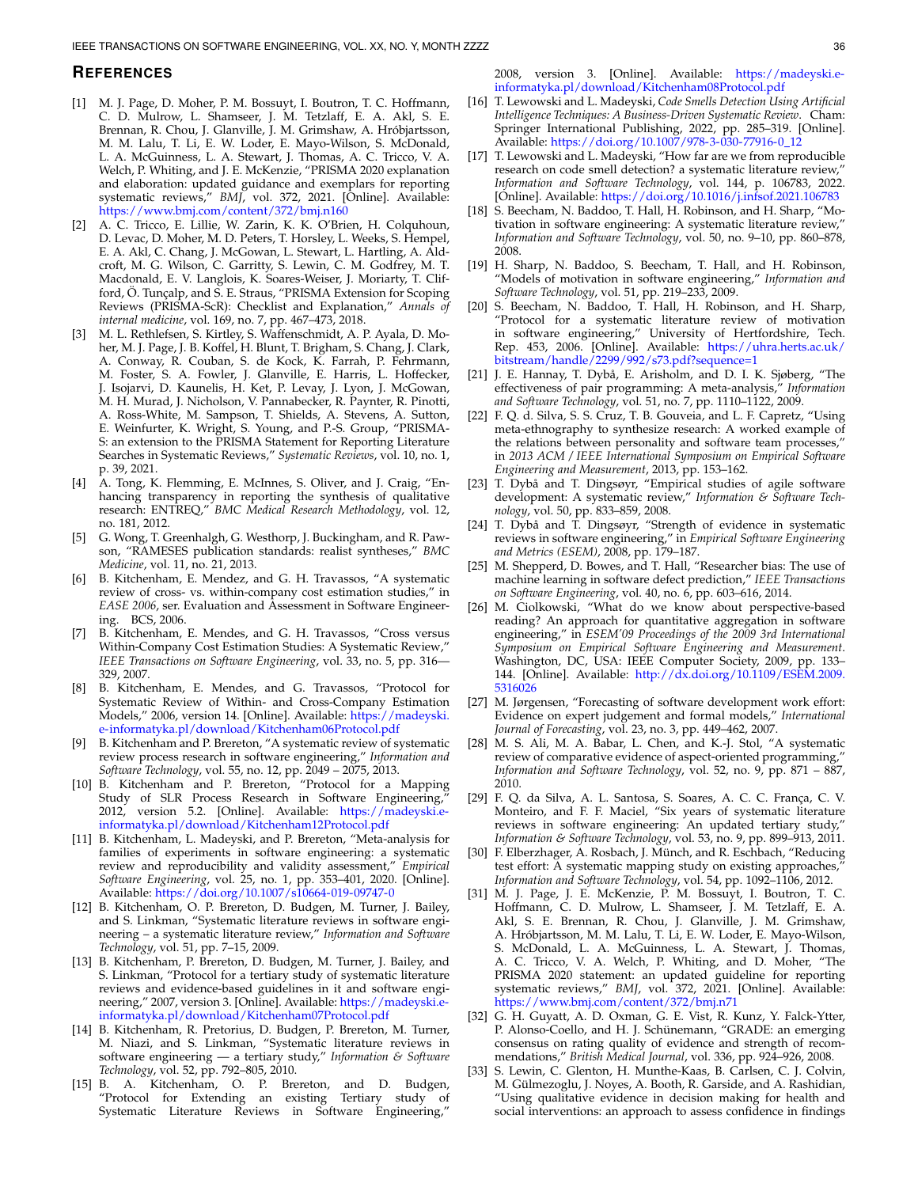## References

[1] M. J. Page, D. Moher, P. M. Bossuyt, I. Boutron, T. C. Hoffmann, C. D. Mulrow, L. Shamseer, J. M. Tetzlaff, E. A. Akl, S. E. Brennan, R. Chou, J. Glanville, J. M. Grimshaw, A. Hróbjartsson, M. M. Lalu, T. Li, E. W. Loder, E. Mayo-Wilson, S. McDonald, L. A. McGuinness, L. A. Stewart, J. Thomas, A. C. Tricco, V. A. Welch, P. Whiting, and J. E. McKenzie, "PRISMA 2020 explanation and elaboration: updated guidance and exemplars for reporting systematic reviews," *BMJ*, vol. 372, 2021. [Online]. Available: https://www.bmj.com/content/372/bmj.n160

[2] A. C. Tricco, E. Lillie, W. Zarin, K. K. O'Brien, H. Colquhoun, D. Levac, D. Moher, M. D. Peters, T. Horsley, L. Weeks, S. Hempel, E. A. Akl, C. Chang, J. McGowan, L. Stewart, L. Hartling, A. Aldcroft, M. G. Wilson, C. Garritty, S. Lewin, C. M. Godfrey, M. T. Macdonald, E. V. Langlois, K. Soares-Weiser, J. Moriarty, T. Clifford, Ö. Tunçalp, and S. E. Straus, "PRISMA Extension for Scoping Reviews (PRISMA-ScR): Checklist and Explanation," *Annals of internal medicine*, vol. 169, no. 7, pp. 467–473, 2018.

[3] M. L. Rethlefsen, S. Kirtley, S. Waffenschmidt, A. P. Ayala, D. Moher, M. J. Page, J. B. Koffel, H. Blunt, T. Brigham, S. Chang, J. Clark, A. Conway, R. Couban, S. de Kock, K. Farrah, P. Fehrmann, M. Foster, S. A. Fowler, J. Glanville, E. Harris, L. Hoffecker, J. Isojarvi, D. Kaunelis, H. Ket, P. Levay, J. Lyon, J. McGowan, M. H. Murad, J. Nicholson, V. Pannabecker, R. Paynter, R. Pinotti, A. Ross-White, M. Sampson, T. Shields, A. Stevens, A. Sutton, E. Weinfurter, K. Wright, S. Young, and P.-S. Group, "PRISMA-S: an extension to the PRISMA Statement for Reporting Literature Searches in Systematic Reviews," *Systematic Reviews*, vol. 10, no. 1, p. 39, 2021.

[4] A. Tong, K. Flemming, E. McInnes, S. Oliver, and J. Craig, "Enhancing transparency in reporting the synthesis of qualitative research: ENTREQ," *BMC Medical Research Methodology*, vol. 12, no. 181, 2012.

[5] G. Wong, T. Greenhalgh, G. Westhorp, J. Buckingham, and R. Pawson, "RAMESES publication standards: realist syntheses," *BMC Medicine*, vol. 11, no. 21, 2013.

[6] B. Kitchenham, E. Mendez, and G. H. Travassos, "A systematic review of cross- vs. within-company cost estimation studies," in *EASE 2006*, ser. Evaluation and Assessment in Software Engineering. BCS, 2006.

[7] B. Kitchenham, E. Mendes, and G. H. Travassos, "Cross versus Within-Company Cost Estimation Studies: A Systematic Review," *IEEE Transactions on Software Engineering*, vol. 33, no. 5, pp. 316—329, 2007.

[8] B. Kitchenham, E. Mendes, and G. Travassos, "Protocol for Systematic Review of Within- and Cross-Company Estimation Models," 2006, version 14. [Online]. Available: https://madeyski.e-informatyka.pl/download/Kitchenham06Protocol.pdf

[9] B. Kitchenham and P. Brereton, "A systematic review of systematic review process research in software engineering," *Information and Software Technology*, vol. 55, no. 12, pp. 2049 – 2075, 2013.

[10] B. Kitchenham and P. Brereton, "Protocol for a Mapping Study of SLR Process Research in Software Engineering," 2012, version 5.2. [Online]. Available: https://madeyski.e-informatyka.pl/download/Kitchenham12Protocol.pdf

[11] B. Kitchenham, L. Madeyski, and P. Brereton, "Meta-analysis for families of experiments in software engineering: a systematic review and reproducibility and validity assessment," *Empirical Software Engineering*, vol. 25, no. 1, pp. 353–401, 2020. [Online]. Available: https://doi.org/10.1007/s10664-019-09747-0

[12] B. Kitchenham, O. P. Brereton, D. Budgen, M. Turner, J. Bailey, and S. Linkman, "Systematic literature reviews in software engineering – a systematic literature review," *Information and Software Technology*, vol. 51, pp. 7–15, 2009.

[13] B. Kitchenham, P. Brereton, D. Budgen, M. Turner, J. Bailey, and S. Linkman, "Protocol for a tertiary study of systematic literature reviews and evidence-based guidelines in it and software engineering," 2007, version 3. [Online]. Available: https://madeyski.e-informatyka.pl/download/Kitchenham07Protocol.pdf

[14] B. Kitchenham, R. Pretorius, D. Budgen, P. Brereton, M. Turner, M. Niazi, and S. Linkman, "Systematic literature reviews in software engineering — a tertiary study," *Information & Software Technology*, vol. 52, pp. 792–805, 2010.

[15] B. A. Kitchenham, O. P. Brereton, and D. Budgen, "Protocol for Extending an existing Tertiary study of Systematic Literature Reviews in Software Engineering," 2008, version 3. [Online]. Available: https://madeyski.e-informatyka.pl/download/Kitchenham08Protocol.pdf

[16] T. Lewowski and L. Madeyski, *Code Smells Detection Using Artificial Intelligence Techniques: A Business-Driven Systematic Review*. Cham: Springer International Publishing, 2022, pp. 285–319. [Online]. Available: https://doi.org/10.1007/978-3-030-77916-0_12

[17] T. Lewowski and L. Madeyski, "How far are we from reproducible research on code smell detection? a systematic literature review," *Information and Software Technology*, vol. 144, p. 106783, 2022. [Online]. Available: https://doi.org/10.1016/j.infsof.2021.106783

[18] S. Beecham, N. Baddoo, T. Hall, H. Robinson, and H. Sharp, "Motivation in software engineering: A systematic literature review," *Information and Software Technology*, vol. 50, no. 9–10, pp. 860–878, 2008.

[19] H. Sharp, N. Baddoo, S. Beecham, T. Hall, and H. Robinson, "Models of motivation in software engineering," *Information and Software Technology*, vol. 51, pp. 219–233, 2009.

[20] S. Beecham, N. Baddoo, T. Hall, H. Robinson, and H. Sharp, "Protocol for a systematic literature review of motivation in software engineering," University of Hertfordshire, Tech. Rep. 453, 2006. [Online]. Available: https://uhra.herts.ac.uk/bitstream/handle/2299/992/s73.pdf?sequence=1

[21] J. E. Hannay, T. Dybå, E. Arisholm, and D. I. K. Sjøberg, "The effectiveness of pair programming: A meta-analysis," *Information and Software Technology*, vol. 51, no. 7, pp. 1110–1122, 2009.

[22] F. Q. d. Silva, S. S. Cruz, T. B. Gouveia, and L. F. Capretz, "Using meta-ethnography to synthesize research: A worked example of the relations between personality and software team processes," in *2013 ACM / IEEE International Symposium on Empirical Software Engineering and Measurement*, 2013, pp. 153–162.

[23] T. Dybå and T. Dingsøyr, "Empirical studies of agile software development: A systematic review," *Information & Software Technology*, vol. 50, pp. 833–859, 2008.

[24] T. Dybå and T. Dingsøyr, "Strength of evidence in systematic reviews in software engineering," in *Empirical Software Engineering and Metrics (ESEM)*, 2008, pp. 179–187.

[25] M. Shepperd, D. Bowes, and T. Hall, "Researcher bias: The use of machine learning in software defect prediction," *IEEE Transactions on Software Engineering*, vol. 40, no. 6, pp. 603–616, 2014.

[26] M. Ciolkowski, "What do we know about perspective-based reading? An approach for quantitative aggregation in software engineering," in *ESEM'09 Proceedings of the 2009 3rd International Symposium on Empirical Software Engineering and Measurement*. Washington, DC, USA: IEEE Computer Society, 2009, pp. 133–144. [Online]. Available: http://dx.doi.org/10.1109/ESEM.2009.5316026

[27] M. Jørgensen, "Forecasting of software development work effort: Evidence on expert judgement and formal models," *International Journal of Forecasting*, vol. 23, no. 3, pp. 449–462, 2007.

[28] M. S. Ali, M. A. Babar, L. Chen, and K.-J. Stol, "A systematic review of comparative evidence of aspect-oriented programming," *Information and Software Technology*, vol. 52, no. 9, pp. 871 – 887, 2010.

[29] F. Q. da Silva, A. L. Santosa, S. Soares, A. C. C. França, C. V. Monteiro, and F. F. Maciel, "Six years of systematic literature reviews in software engineering: An updated tertiary study," *Information & Software Technology*, vol. 53, no. 9, pp. 899–913, 2011.

[30] F. Elberzhager, A. Rosbach, J. Münch, and R. Eschbach, "Reducing test effort: A systematic mapping study on existing approaches," *Information and Software Technology*, vol. 54, pp. 1092–1106, 2012.

[31] M. J. Page, J. E. McKenzie, P. M. Bossuyt, I. Boutron, T. C. Hoffmann, C. D. Mulrow, L. Shamseer, J. M. Tetzlaff, E. A. Akl, S. E. Brennan, R. Chou, J. Glanville, J. M. Grimshaw, A. Hróbjartsson, M. M. Lalu, T. Li, E. W. Loder, E. Mayo-Wilson, S. McDonald, L. A. McGuinness, L. A. Stewart, J. Thomas, A. C. Tricco, V. A. Welch, P. Whiting, and D. Moher, "The PRISMA 2020 statement: an updated guideline for reporting systematic reviews," *BMJ*, vol. 372, 2021. [Online]. Available: https://www.bmj.com/content/372/bmj.n71

[32] G. H. Guyatt, A. D. Oxman, G. E. Vist, R. Kunz, Y. Falck-Ytter, P. Alonso-Coello, and H. J. Schünemann, "GRADE: an emerging consensus on rating quality of evidence and strength of recommendations," *British Medical Journal*, vol. 336, pp. 924–926, 2008.

[33] S. Lewin, C. Glenton, H. Munthe-Kaas, B. Carlsen, C. J. Colvin, M. Gülmezoglu, J. Noyes, A. Booth, R. Garside, and A. Rashidian, "Using qualitative evidence in decision making for health and social interventions: an approach to assess confidence in findings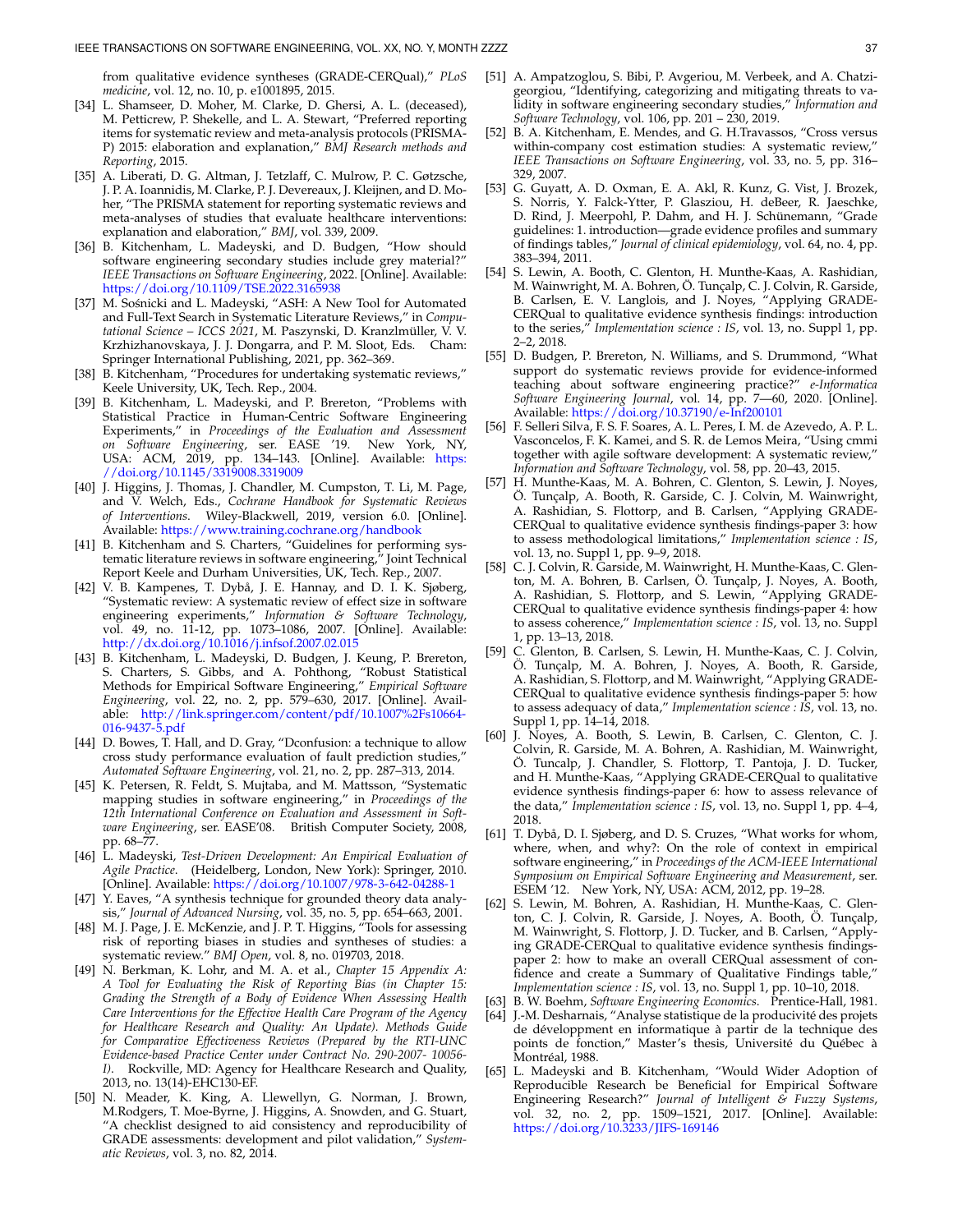from qualitative evidence syntheses (GRADE-CERQual)," *PLoS medicine*, vol. 12, no. 10, p. e1001895, 2015.

[34] L. Shamseer, D. Moher, M. Clarke, D. Ghersi, A. L. (deceased), M. Petticrew, P. Shekelle, and L. A. Stewart, "Preferred reporting items for systematic review and meta-analysis protocols (PRISMA-P) 2015: elaboration and explanation," *BMJ Research methods and Reporting*, 2015.

[35] A. Liberati, D. G. Altman, J. Tetzlaff, C. Mulrow, P. C. Gøtzsche, J. P. A. Ioannidis, M. Clarke, P. J. Devereaux, J. Kleijnen, and D. Moher, "The PRISMA statement for reporting systematic reviews and meta-analyses of studies that evaluate healthcare interventions: explanation and elaboration," *BMJ*, vol. 339, 2009.

[36] B. Kitchenham, L. Madeyski, and D. Budgen, "How should software engineering secondary studies include grey material?" *IEEE Transactions on Software Engineering*, 2022. [Online]. Available: https://doi.org/10.1109/TSE.2022.3165938

[37] M. Sośnicki and L. Madeyski, "ASH: A New Tool for Automated and Full-Text Search in Systematic Literature Reviews," in *Computational Science – ICCS 2021*, M. Paszynski, D. Kranzlmüller, V. V. Krzhizhanovskaya, J. J. Dongarra, and P. M. Sloot, Eds. Cham: Springer International Publishing, 2021, pp. 362–369.

[38] B. Kitchenham, "Procedures for undertaking systematic reviews," Keele University, UK, Tech. Rep., 2004.

[39] B. Kitchenham, L. Madeyski, and P. Brereton, "Problems with Statistical Practice in Human-Centric Software Engineering Experiments," in *Proceedings of the Evaluation and Assessment on Software Engineering*, ser. EASE '19. New York, NY, USA: ACM, 2019, pp. 134–143. [Online]. Available: https://doi.org/10.1145/3319008.3319009

[40] J. Higgins, J. Thomas, J. Chandler, M. Cumpston, T. Li, M. Page, and V. Welch, Eds., *Cochrane Handbook for Systematic Reviews of Interventions*. Wiley-Blackwell, 2019, version 6.0. [Online]. Available: https://www.training.cochrane.org/handbook

[41] B. Kitchenham and S. Charters, "Guidelines for performing systematic literature reviews in software engineering," Joint Technical Report Keele and Durham Universities, UK, Tech. Rep., 2007.

[42] V. B. Kampenes, T. Dybå, J. E. Hannay, and D. I. K. Sjøberg, "Systematic review: A systematic review of effect size in software engineering experiments," *Information & Software Technology*, vol. 49, no. 11-12, pp. 1073–1086, 2007. [Online]. Available: http://dx.doi.org/10.1016/j.infsof.2007.02.015

[43] B. Kitchenham, L. Madeyski, D. Budgen, J. Keung, P. Brereton, S. Charters, S. Gibbs, and A. Pohthong, "Robust Statistical Methods for Empirical Software Engineering," *Empirical Software Engineering*, vol. 22, no. 2, pp. 579–630, 2017. [Online]. Available: http://link.springer.com/content/pdf/10.1007%2Fs10664-016-9437-5.pdf

[44] D. Bowes, T. Hall, and D. Gray, "Dconfusion: a technique to allow cross study performance evaluation of fault prediction studies," *Automated Software Engineering*, vol. 21, no. 2, pp. 287–313, 2014.

[45] K. Petersen, R. Feldt, S. Mujtaba, and M. Mattsson, "Systematic mapping studies in software engineering," in *Proceedings of the 12th International Conference on Evaluation and Assessment in Software Engineering*, ser. EASE'08. British Computer Society, 2008, pp. 68–77.

[46] L. Madeyski, *Test-Driven Development: An Empirical Evaluation of Agile Practice*. (Heidelberg, London, New York): Springer, 2010. [Online]. Available: https://doi.org/10.1007/978-3-642-04288-1

[47] Y. Eaves, "A synthesis technique for grounded theory data analysis," *Journal of Advanced Nursing*, vol. 35, no. 5, pp. 654–663, 2001.

[48] M. J. Page, J. E. McKenzie, and J. P. T. Higgins, "Tools for assessing risk of reporting biases in studies and syntheses of studies: a systematic review." *BMJ Open*, vol. 8, no. 019703, 2018.

[49] N. Berkman, K. Lohr, and M. A. et al., *Chapter 15 Appendix A: A Tool for Evaluating the Risk of Reporting Bias (in Chapter 15: Grading the Strength of a Body of Evidence When Assessing Health Care Interventions for the Effective Health Care Program of the Agency for Healthcare Research and Quality: An Update). Methods Guide for Comparative Effectiveness Reviews (Prepared by the RTI-UNC Evidence-based Practice Center under Contract No. 290-2007- 10056-I)*. Rockville, MD: Agency for Healthcare Research and Quality, 2013, no. 13(14)-EHC130-EF.

[50] N. Meader, K. King, A. Llewellyn, G. Norman, J. Brown, M.Rodgers, T. Moe-Byrne, J. Higgins, A. Snowden, and G. Stuart, "A checklist designed to aid consistency and reproducibility of GRADE assessments: development and pilot validation," *Systematic Reviews*, vol. 3, no. 82, 2014.

[51] A. Ampatzoglou, S. Bibi, P. Avgeriou, M. Verbeek, and A. Chatzigeorgiou, "Identifying, categorizing and mitigating threats to validity in software engineering secondary studies," *Information and Software Technology*, vol. 106, pp. 201 – 230, 2019.

[52] B. A. Kitchenham, E. Mendes, and G. H.Travassos, "Cross versus within-company cost estimation studies: A systematic review," *IEEE Transactions on Software Engineering*, vol. 33, no. 5, pp. 316–329, 2007.

[53] G. Guyatt, A. D. Oxman, E. A. Akl, R. Kunz, G. Vist, J. Brozek, S. Norris, Y. Falck-Ytter, P. Glasziou, H. deBeer, R. Jaeschke, D. Rind, J. Meerpohl, P. Dahm, and H. J. Schünemann, "Grade guidelines: 1. introduction—grade evidence profiles and summary of findings tables," *Journal of clinical epidemiology*, vol. 64, no. 4, pp. 383–394, 2011.

[54] S. Lewin, A. Booth, C. Glenton, H. Munthe-Kaas, A. Rashidian, M. Wainwright, M. A. Bohren, Ö. Tunçalp, C. J. Colvin, R. Garside, B. Carlsen, E. V. Langlois, and J. Noyes, "Applying GRADE-CERQual to qualitative evidence synthesis findings: introduction to the series," *Implementation science : IS*, vol. 13, no. Suppl 1, pp. 2–2, 2018.

[55] D. Budgen, P. Brereton, N. Williams, and S. Drummond, "What support do systematic reviews provide for evidence-informed teaching about software engineering practice?" *e-Informatica Software Engineering Journal*, vol. 14, pp. 7—60, 2020. [Online]. Available: https://doi.org/10.37190/e-Inf200101

[56] F. Selleri Silva, F. S. F. Soares, A. L. Peres, I. M. de Azevedo, A. P. L. Vasconcelos, F. K. Kamei, and S. R. de Lemos Meira, "Using cmmi together with agile software development: A systematic review," *Information and Software Technology*, vol. 58, pp. 20–43, 2015.

[57] H. Munthe-Kaas, M. A. Bohren, C. Glenton, S. Lewin, J. Noyes, Ö. Tunçalp, A. Booth, R. Garside, C. J. Colvin, M. Wainwright, A. Rashidian, S. Flottorp, and B. Carlsen, "Applying GRADE-CERQual to qualitative evidence synthesis findings-paper 3: how to assess methodological limitations," *Implementation science : IS*, vol. 13, no. Suppl 1, pp. 9–9, 2018.

[58] C. J. Colvin, R. Garside, M. Wainwright, H. Munthe-Kaas, C. Glenton, M. A. Bohren, B. Carlsen, Ö. Tunçalp, J. Noyes, A. Booth, A. Rashidian, S. Flottorp, and S. Lewin, "Applying GRADE-CERQual to qualitative evidence synthesis findings-paper 4: how to assess coherence," *Implementation science : IS*, vol. 13, no. Suppl 1, pp. 13–13, 2018.

[59] C. Glenton, B. Carlsen, S. Lewin, H. Munthe-Kaas, C. J. Colvin, Ö. Tunçalp, M. A. Bohren, J. Noyes, A. Booth, R. Garside, A. Rashidian, S. Flottorp, and M. Wainwright, "Applying GRADE-CERQual to qualitative evidence synthesis findings-paper 5: how to assess adequacy of data," *Implementation science : IS*, vol. 13, no. Suppl 1, pp. 14–14, 2018.

[60] J. Noyes, A. Booth, S. Lewin, B. Carlsen, C. Glenton, C. J. Colvin, R. Garside, M. A. Bohren, A. Rashidian, M. Wainwright, Ö. Tuncalp, J. Chandler, S. Flottorp, T. Pantoja, J. D. Tucker, and H. Munthe-Kaas, "Applying GRADE-CERQual to qualitative evidence synthesis findings-paper 6: how to assess relevance of the data," *Implementation science : IS*, vol. 13, no. Suppl 1, pp. 4–4, 2018.

[61] T. Dybå, D. I. Sjøberg, and D. S. Cruzes, "What works for whom, where, when, and why?: On the role of context in empirical software engineering," in *Proceedings of the ACM-IEEE International Symposium on Empirical Software Engineering and Measurement*, ser. ESEM '12. New York, NY, USA: ACM, 2012, pp. 19–28.

[62] S. Lewin, M. Bohren, A. Rashidian, H. Munthe-Kaas, C. Glenton, C. J. Colvin, R. Garside, J. Noyes, A. Booth, Ö. Tunçalp, M. Wainwright, S. Flottorp, J. D. Tucker, and B. Carlsen, "Applying GRADE-CERQual to qualitative evidence synthesis findings-paper 2: how to make an overall CERQual assessment of confidence and create a Summary of Qualitative Findings table," *Implementation science : IS*, vol. 13, no. Suppl 1, pp. 10–10, 2018.

[63] B. W. Boehm, *Software Engineering Economics*. Prentice-Hall, 1981.

[64] J.-M. Desharnais, "Analyse statistique de la producivité des projets de développment en informatique à partir de la technique des points de fonction," Master's thesis, Université du Québec à Montréal, 1988.

[65] L. Madeyski and B. Kitchenham, "Would Wider Adoption of Reproducible Research be Beneficial for Empirical Software Engineering Research?" *Journal of Intelligent & Fuzzy Systems*, vol. 32, no. 2, pp. 1509–1521, 2017. [Online]. Available: https://doi.org/10.3233/JIFS-169146